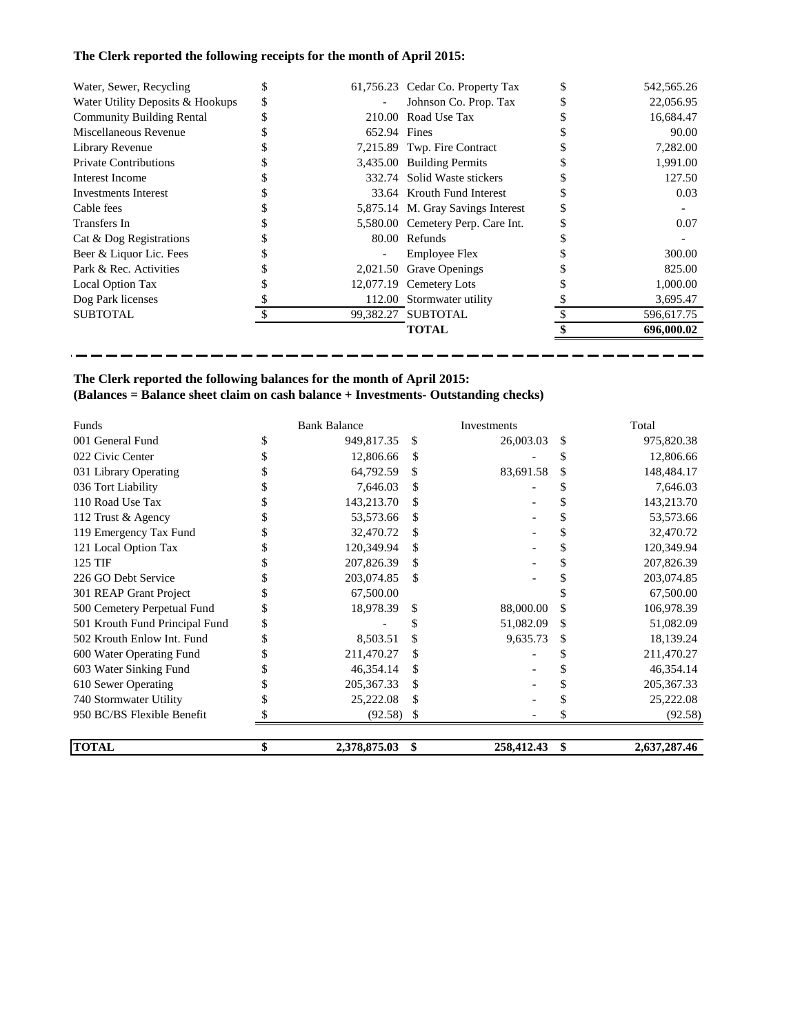**The Clerk reported the following receipts for the month of April 2015:**

| | | | |
|---|---|---|---|
| Water, Sewer, Recycling | $ 61,756.23 | Cedar Co. Property Tax | $ 542,565.26 |
| Water Utility Deposits & Hookups | $ - | Johnson Co. Prop. Tax | $ 22,056.95 |
| Community Building Rental | $ 210.00 | Road Use Tax | $ 16,684.47 |
| Miscellaneous Revenue | $ 652.94 | Fines | $ 90.00 |
| Library Revenue | $ 7,215.89 | Twp. Fire Contract | $ 7,282.00 |
| Private Contributions | $ 3,435.00 | Building Permits | $ 1,991.00 |
| Interest Income | $ 332.74 | Solid Waste stickers | $ 127.50 |
| Investments Interest | $ 33.64 | Krouth Fund Interest | $ 0.03 |
| Cable fees | $ 5,875.14 | M. Gray Savings Interest | $ - |
| Transfers In | $ 5,580.00 | Cemetery Perp. Care Int. | $ 0.07 |
| Cat & Dog Registrations | $ 80.00 | Refunds | $ - |
| Beer & Liquor Lic. Fees | $ - | Employee Flex | $ 300.00 |
| Park & Rec. Activities | $ 2,021.50 | Grave Openings | $ 825.00 |
| Local Option Tax | $ 12,077.19 | Cemetery Lots | $ 1,000.00 |
| Dog Park licenses | $ 112.00 | Stormwater utility | $ 3,695.47 |
| SUBTOTAL | $ 99,382.27 | SUBTOTAL | $ 596,617.75 |
| | | **TOTAL** | **$ 696,000.02** |

**The Clerk reported the following balances for the month of April 2015:**
**(Balances = Balance sheet claim on cash balance + Investments- Outstanding checks)**

| Funds | Bank Balance | Investments | Total |
|---|---|---|---|
| 001 General Fund | $ 949,817.35 | $ 26,003.03 | $ 975,820.38 |
| 022 Civic Center | $ 12,806.66 | $ - | $ 12,806.66 |
| 031 Library Operating | $ 64,792.59 | $ 83,691.58 | $ 148,484.17 |
| 036 Tort Liability | $ 7,646.03 | $ - | $ 7,646.03 |
| 110 Road Use Tax | $ 143,213.70 | $ - | $ 143,213.70 |
| 112 Trust & Agency | $ 53,573.66 | $ - | $ 53,573.66 |
| 119 Emergency Tax Fund | $ 32,470.72 | $ - | $ 32,470.72 |
| 121 Local Option Tax | $ 120,349.94 | $ - | $ 120,349.94 |
| 125 TIF | $ 207,826.39 | $ - | $ 207,826.39 |
| 226 GO Debt Service | $ 203,074.85 | $ - | $ 203,074.85 |
| 301 REAP Grant Project | $ 67,500.00 | | $ 67,500.00 |
| 500 Cemetery Perpetual Fund | $ 18,978.39 | $ 88,000.00 | $ 106,978.39 |
| 501 Krouth Fund Principal Fund | $ - | $ 51,082.09 | $ 51,082.09 |
| 502 Krouth Enlow Int. Fund | $ 8,503.51 | $ 9,635.73 | $ 18,139.24 |
| 600 Water Operating Fund | $ 211,470.27 | $ - | $ 211,470.27 |
| 603 Water Sinking Fund | $ 46,354.14 | $ - | $ 46,354.14 |
| 610 Sewer Operating | $ 205,367.33 | $ - | $ 205,367.33 |
| 740 Stormwater Utility | $ 25,222.08 | $ - | $ 25,222.08 |
| 950 BC/BS Flexible Benefit | $ (92.58) | $ - | $ (92.58) |
| **TOTAL** | **$ 2,378,875.03** | **$ 258,412.43** | **$ 2,637,287.46** |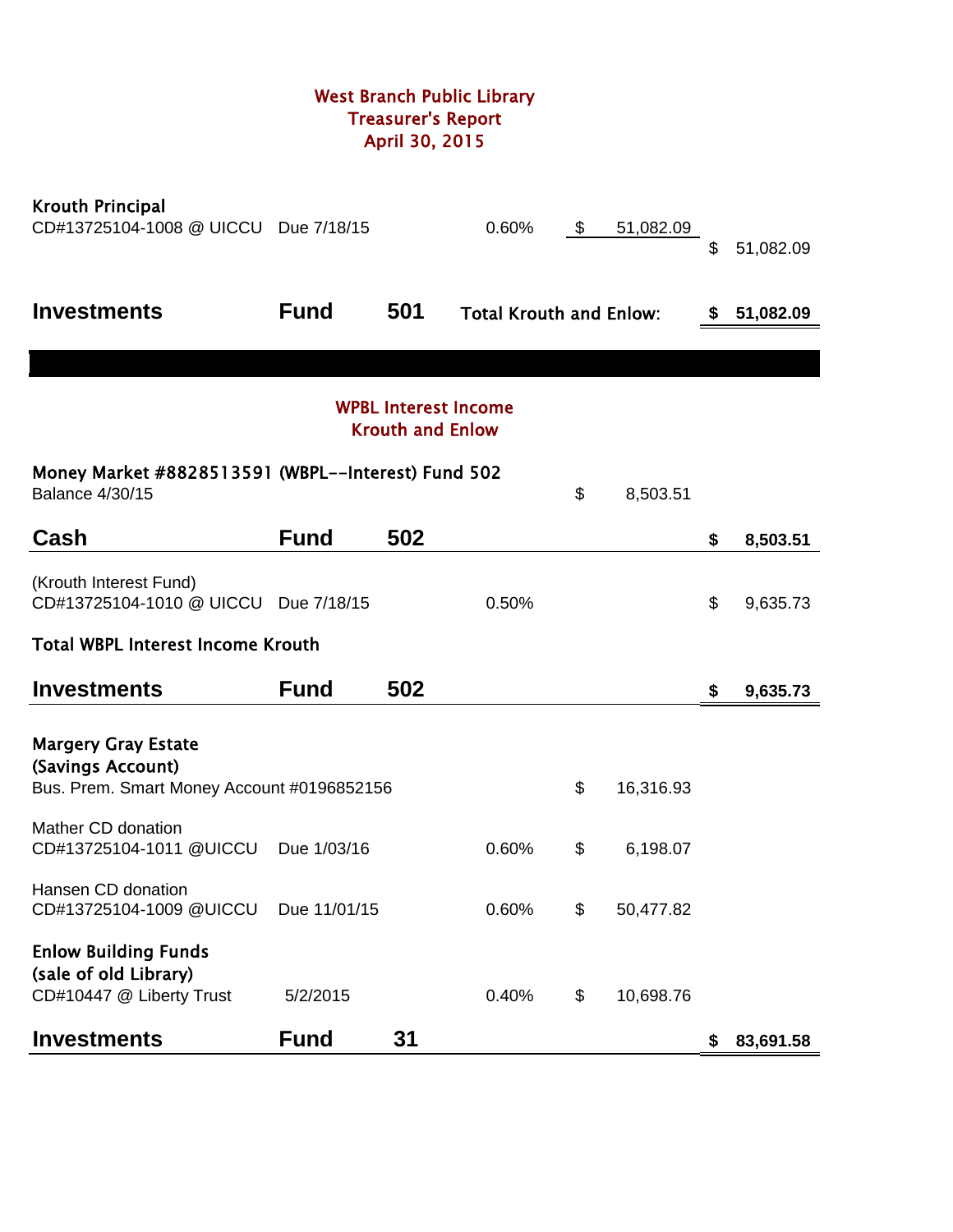# West Branch Public Library
## Treasurer's Report
## April 30, 2015

**Krouth Principal**

| | | | | |
|---|---|---|---|---|
| CD#13725104-1008 @ UICCU | Due 7/18/15 | 0.60% | $ 51,082.09 | |
| | | | | $ 51,082.09 |
| **Investments** | **Fund 501** | **Total Krouth and Enlow:** | | **$ 51,082.09** |

## WPBL Interest Income
## Krouth and Enlow

**Money Market #8828513591 (WBPL--Interest) Fund 502**

| | | | | |
|---|---|---|---|---|
| Balance 4/30/15 | | | $ 8,503.51 | |
| **Cash** | **Fund 502** | | | **$ 8,503.51** |
| (Krouth Interest Fund) CD#13725104-1010 @ UICCU | Due 7/18/15 | 0.50% | | $ 9,635.73 |
| **Total WBPL Interest Income Krouth** | | | | |
| **Investments** | **Fund 502** | | | **$ 9,635.73** |

**Margery Gray Estate**
**(Savings Account)**

| | | | | |
|---|---|---|---|---|
| Bus. Prem. Smart Money Account #0196852156 | | | $ 16,316.93 | |
| Mather CD donation CD#13725104-1011 @UICCU | Due 1/03/16 | 0.60% | $ 6,198.07 | |
| Hansen CD donation CD#13725104-1009 @UICCU | Due 11/01/15 | 0.60% | $ 50,477.82 | |
| **Enlow Building Funds (sale of old Library)** CD#10447 @ Liberty Trust | 5/2/2015 | 0.40% | $ 10,698.76 | |
| **Investments** | **Fund 31** | | | **$ 83,691.58** |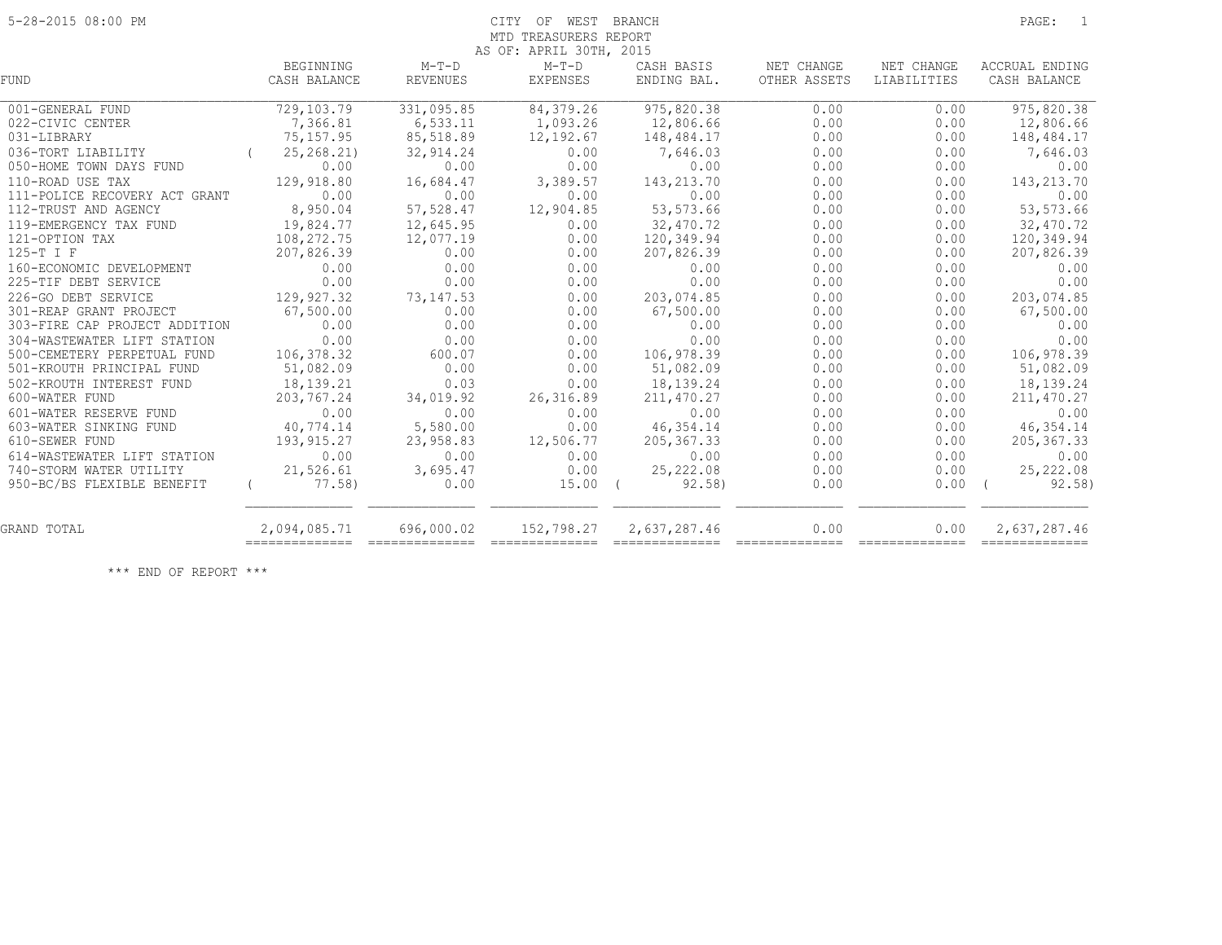5-28-2015 08:00 PM

# CITY OF WEST BRANCH
## MTD TREASURERS REPORT
AS OF: APRIL 30TH, 2015

| FUND | BEGINNING CASH BALANCE | M-T-D REVENUES | M-T-D EXPENSES | CASH BASIS ENDING BAL. | NET CHANGE OTHER ASSETS | NET CHANGE LIABILITIES | ACCRUAL ENDING CASH BALANCE |
|---|---|---|---|---|---|---|---|
| 001-GENERAL FUND | 729,103.79 | 331,095.85 | 84,379.26 | 975,820.38 | 0.00 | 0.00 | 975,820.38 |
| 022-CIVIC CENTER | 7,366.81 | 6,533.11 | 1,093.26 | 12,806.66 | 0.00 | 0.00 | 12,806.66 |
| 031-LIBRARY | 75,157.95 | 85,518.89 | 12,192.67 | 148,484.17 | 0.00 | 0.00 | 148,484.17 |
| 036-TORT LIABILITY | ( 25,268.21) | 32,914.24 | 0.00 | 7,646.03 | 0.00 | 0.00 | 7,646.03 |
| 050-HOME TOWN DAYS FUND | 0.00 | 0.00 | 0.00 | 0.00 | 0.00 | 0.00 | 0.00 |
| 110-ROAD USE TAX | 129,918.80 | 16,684.47 | 3,389.57 | 143,213.70 | 0.00 | 0.00 | 143,213.70 |
| 111-POLICE RECOVERY ACT GRANT | 0.00 | 0.00 | 0.00 | 0.00 | 0.00 | 0.00 | 0.00 |
| 112-TRUST AND AGENCY | 8,950.04 | 57,528.47 | 12,904.85 | 53,573.66 | 0.00 | 0.00 | 53,573.66 |
| 119-EMERGENCY TAX FUND | 19,824.77 | 12,645.95 | 0.00 | 32,470.72 | 0.00 | 0.00 | 32,470.72 |
| 121-OPTION TAX | 108,272.75 | 12,077.19 | 0.00 | 120,349.94 | 0.00 | 0.00 | 120,349.94 |
| 125-T I F | 207,826.39 | 0.00 | 0.00 | 207,826.39 | 0.00 | 0.00 | 207,826.39 |
| 160-ECONOMIC DEVELOPMENT | 0.00 | 0.00 | 0.00 | 0.00 | 0.00 | 0.00 | 0.00 |
| 225-TIF DEBT SERVICE | 0.00 | 0.00 | 0.00 | 0.00 | 0.00 | 0.00 | 0.00 |
| 226-GO DEBT SERVICE | 129,927.32 | 73,147.53 | 0.00 | 203,074.85 | 0.00 | 0.00 | 203,074.85 |
| 301-REAP GRANT PROJECT | 67,500.00 | 0.00 | 0.00 | 67,500.00 | 0.00 | 0.00 | 67,500.00 |
| 303-FIRE CAP PROJECT ADDITION | 0.00 | 0.00 | 0.00 | 0.00 | 0.00 | 0.00 | 0.00 |
| 304-WASTEWATER LIFT STATION | 0.00 | 0.00 | 0.00 | 0.00 | 0.00 | 0.00 | 0.00 |
| 500-CEMETERY PERPETUAL FUND | 106,378.32 | 600.07 | 0.00 | 106,978.39 | 0.00 | 0.00 | 106,978.39 |
| 501-KROUTH PRINCIPAL FUND | 51,082.09 | 0.00 | 0.00 | 51,082.09 | 0.00 | 0.00 | 51,082.09 |
| 502-KROUTH INTEREST FUND | 18,139.21 | 0.03 | 0.00 | 18,139.24 | 0.00 | 0.00 | 18,139.24 |
| 600-WATER FUND | 203,767.24 | 34,019.92 | 26,316.89 | 211,470.27 | 0.00 | 0.00 | 211,470.27 |
| 601-WATER RESERVE FUND | 0.00 | 0.00 | 0.00 | 0.00 | 0.00 | 0.00 | 0.00 |
| 603-WATER SINKING FUND | 40,774.14 | 5,580.00 | 0.00 | 46,354.14 | 0.00 | 0.00 | 46,354.14 |
| 610-SEWER FUND | 193,915.27 | 23,958.83 | 12,506.77 | 205,367.33 | 0.00 | 0.00 | 205,367.33 |
| 614-WASTEWATER LIFT STATION | 0.00 | 0.00 | 0.00 | 0.00 | 0.00 | 0.00 | 0.00 |
| 740-STORM WATER UTILITY | 21,526.61 | 3,695.47 | 0.00 | 25,222.08 | 0.00 | 0.00 | 25,222.08 |
| 950-BC/BS FLEXIBLE BENEFIT | ( 77.58) | 0.00 | 15.00 | ( 92.58) | 0.00 | 0.00 | ( 92.58) |
| GRAND TOTAL | 2,094,085.71 | 696,000.02 | 152,798.27 | 2,637,287.46 | 0.00 | 0.00 | 2,637,287.46 |

*** END OF REPORT ***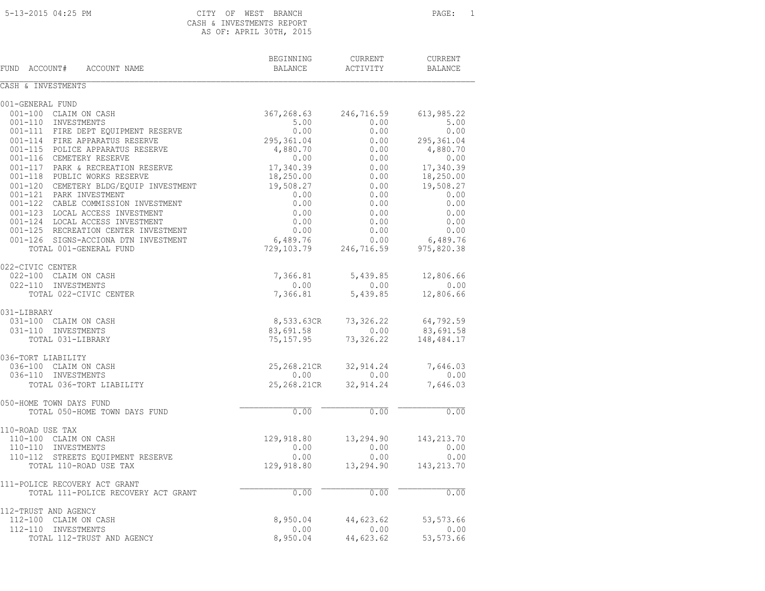CITY OF WEST BRANCH

CASH & INVESTMENTS REPORT

AS OF: APRIL 30TH, 2015

5-13-2015 04:25 PM

| FUND ACCOUNT# ACCOUNT NAME | BEGINNING BALANCE | CURRENT ACTIVITY | CURRENT BALANCE |
|---|---|---|---|
| CASH & INVESTMENTS | | | |
| 001-GENERAL FUND | | | |
| 001-100 CLAIM ON CASH | 367,268.63 | 246,716.59 | 613,985.22 |
| 001-110 INVESTMENTS | 5.00 | 0.00 | 5.00 |
| 001-111 FIRE DEPT EQUIPMENT RESERVE | 0.00 | 0.00 | 0.00 |
| 001-114 FIRE APPARATUS RESERVE | 295,361.04 | 0.00 | 295,361.04 |
| 001-115 POLICE APPARATUS RESERVE | 4,880.70 | 0.00 | 4,880.70 |
| 001-116 CEMETERY RESERVE | 0.00 | 0.00 | 0.00 |
| 001-117 PARK & RECREATION RESERVE | 17,340.39 | 0.00 | 17,340.39 |
| 001-118 PUBLIC WORKS RESERVE | 18,250.00 | 0.00 | 18,250.00 |
| 001-120 CEMETERY BLDG/EQUIP INVESTMENT | 19,508.27 | 0.00 | 19,508.27 |
| 001-121 PARK INVESTMENT | 0.00 | 0.00 | 0.00 |
| 001-122 CABLE COMMISSION INVESTMENT | 0.00 | 0.00 | 0.00 |
| 001-123 LOCAL ACCESS INVESTMENT | 0.00 | 0.00 | 0.00 |
| 001-124 LOCAL ACCESS INVESTMENT | 0.00 | 0.00 | 0.00 |
| 001-125 RECREATION CENTER INVESTMENT | 0.00 | 0.00 | 0.00 |
| 001-126 SIGNS-ACCIONA DTN INVESTMENT | 6,489.76 | 0.00 | 6,489.76 |
| TOTAL 001-GENERAL FUND | 729,103.79 | 246,716.59 | 975,820.38 |
| 022-CIVIC CENTER | | | |
| 022-100 CLAIM ON CASH | 7,366.81 | 5,439.85 | 12,806.66 |
| 022-110 INVESTMENTS | 0.00 | 0.00 | 0.00 |
| TOTAL 022-CIVIC CENTER | 7,366.81 | 5,439.85 | 12,806.66 |
| 031-LIBRARY | | | |
| 031-100 CLAIM ON CASH | 8,533.63CR | 73,326.22 | 64,792.59 |
| 031-110 INVESTMENTS | 83,691.58 | 0.00 | 83,691.58 |
| TOTAL 031-LIBRARY | 75,157.95 | 73,326.22 | 148,484.17 |
| 036-TORT LIABILITY | | | |
| 036-100 CLAIM ON CASH | 25,268.21CR | 32,914.24 | 7,646.03 |
| 036-110 INVESTMENTS | 0.00 | 0.00 | 0.00 |
| TOTAL 036-TORT LIABILITY | 25,268.21CR | 32,914.24 | 7,646.03 |
| 050-HOME TOWN DAYS FUND | | | |
| TOTAL 050-HOME TOWN DAYS FUND | 0.00 | 0.00 | 0.00 |
| 110-ROAD USE TAX | | | |
| 110-100 CLAIM ON CASH | 129,918.80 | 13,294.90 | 143,213.70 |
| 110-110 INVESTMENTS | 0.00 | 0.00 | 0.00 |
| 110-112 STREETS EQUIPMENT RESERVE | 0.00 | 0.00 | 0.00 |
| TOTAL 110-ROAD USE TAX | 129,918.80 | 13,294.90 | 143,213.70 |
| 111-POLICE RECOVERY ACT GRANT | | | |
| TOTAL 111-POLICE RECOVERY ACT GRANT | 0.00 | 0.00 | 0.00 |
| 112-TRUST AND AGENCY | | | |
| 112-100 CLAIM ON CASH | 8,950.04 | 44,623.62 | 53,573.66 |
| 112-110 INVESTMENTS | 0.00 | 0.00 | 0.00 |
| TOTAL 112-TRUST AND AGENCY | 8,950.04 | 44,623.62 | 53,573.66 |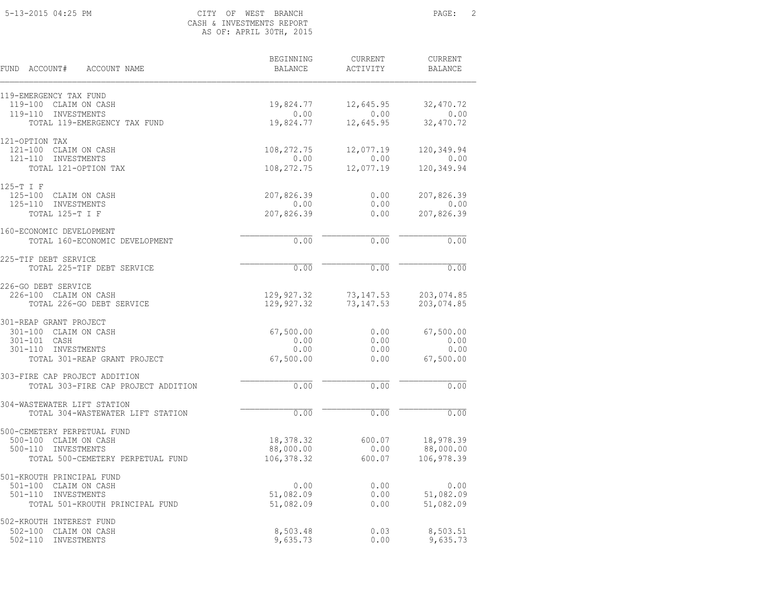CITY OF WEST BRANCH
CASH & INVESTMENTS REPORT
AS OF: APRIL 30TH, 2015

| FUND ACCOUNT# ACCOUNT NAME | BEGINNING BALANCE | CURRENT ACTIVITY | CURRENT BALANCE |
|---|---|---|---|
| **119-EMERGENCY TAX FUND** | | | |
| 119-100 CLAIM ON CASH | 19,824.77 | 12,645.95 | 32,470.72 |
| 119-110 INVESTMENTS | 0.00 | 0.00 | 0.00 |
| TOTAL 119-EMERGENCY TAX FUND | 19,824.77 | 12,645.95 | 32,470.72 |
| **121-OPTION TAX** | | | |
| 121-100 CLAIM ON CASH | 108,272.75 | 12,077.19 | 120,349.94 |
| 121-110 INVESTMENTS | 0.00 | 0.00 | 0.00 |
| TOTAL 121-OPTION TAX | 108,272.75 | 12,077.19 | 120,349.94 |
| **125-T I F** | | | |
| 125-100 CLAIM ON CASH | 207,826.39 | 0.00 | 207,826.39 |
| 125-110 INVESTMENTS | 0.00 | 0.00 | 0.00 |
| TOTAL 125-T I F | 207,826.39 | 0.00 | 207,826.39 |
| **160-ECONOMIC DEVELOPMENT** | | | |
| TOTAL 160-ECONOMIC DEVELOPMENT | 0.00 | 0.00 | 0.00 |
| **225-TIF DEBT SERVICE** | | | |
| TOTAL 225-TIF DEBT SERVICE | 0.00 | 0.00 | 0.00 |
| **226-GO DEBT SERVICE** | | | |
| 226-100 CLAIM ON CASH | 129,927.32 | 73,147.53 | 203,074.85 |
| TOTAL 226-GO DEBT SERVICE | 129,927.32 | 73,147.53 | 203,074.85 |
| **301-REAP GRANT PROJECT** | | | |
| 301-100 CLAIM ON CASH | 67,500.00 | 0.00 | 67,500.00 |
| 301-101 CASH | 0.00 | 0.00 | 0.00 |
| 301-110 INVESTMENTS | 0.00 | 0.00 | 0.00 |
| TOTAL 301-REAP GRANT PROJECT | 67,500.00 | 0.00 | 67,500.00 |
| **303-FIRE CAP PROJECT ADDITION** | | | |
| TOTAL 303-FIRE CAP PROJECT ADDITION | 0.00 | 0.00 | 0.00 |
| **304-WASTEWATER LIFT STATION** | | | |
| TOTAL 304-WASTEWATER LIFT STATION | 0.00 | 0.00 | 0.00 |
| **500-CEMETERY PERPETUAL FUND** | | | |
| 500-100 CLAIM ON CASH | 18,378.32 | 600.07 | 18,978.39 |
| 500-110 INVESTMENTS | 88,000.00 | 0.00 | 88,000.00 |
| TOTAL 500-CEMETERY PERPETUAL FUND | 106,378.32 | 600.07 | 106,978.39 |
| **501-KROUTH PRINCIPAL FUND** | | | |
| 501-100 CLAIM ON CASH | 0.00 | 0.00 | 0.00 |
| 501-110 INVESTMENTS | 51,082.09 | 0.00 | 51,082.09 |
| TOTAL 501-KROUTH PRINCIPAL FUND | 51,082.09 | 0.00 | 51,082.09 |
| **502-KROUTH INTEREST FUND** | | | |
| 502-100 CLAIM ON CASH | 8,503.48 | 0.03 | 8,503.51 |
| 502-110 INVESTMENTS | 9,635.73 | 0.00 | 9,635.73 |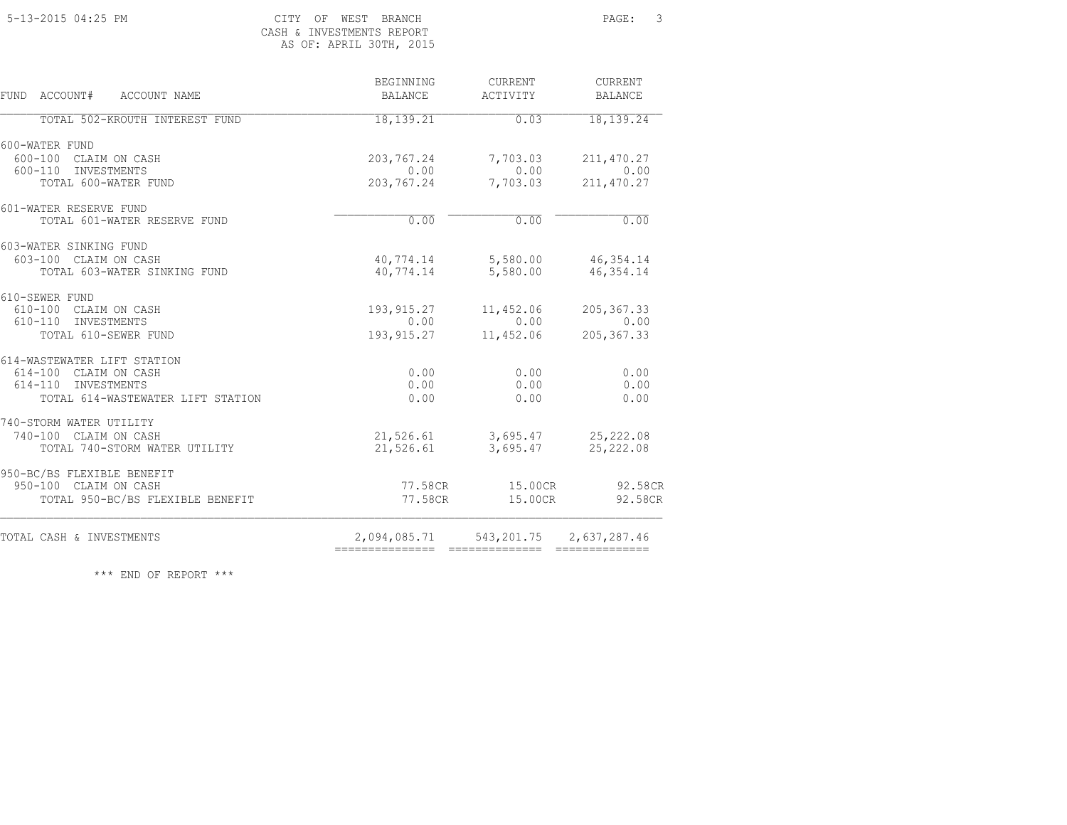CITY OF WEST BRANCH
CASH & INVESTMENTS REPORT
AS OF: APRIL 30TH, 2015

5-13-2015 04:25 PM

| FUND ACCOUNT# ACCOUNT NAME | BEGINNING BALANCE | CURRENT ACTIVITY | CURRENT BALANCE |
|---|---|---|---|
| TOTAL 502-KROUTH INTEREST FUND | 18,139.21 | 0.03 | 18,139.24 |
| 600-WATER FUND | | | |
| 600-100 CLAIM ON CASH | 203,767.24 | 7,703.03 | 211,470.27 |
| 600-110 INVESTMENTS | 0.00 | 0.00 | 0.00 |
| TOTAL 600-WATER FUND | 203,767.24 | 7,703.03 | 211,470.27 |
| 601-WATER RESERVE FUND | | | |
| TOTAL 601-WATER RESERVE FUND | 0.00 | 0.00 | 0.00 |
| 603-WATER SINKING FUND | | | |
| 603-100 CLAIM ON CASH | 40,774.14 | 5,580.00 | 46,354.14 |
| TOTAL 603-WATER SINKING FUND | 40,774.14 | 5,580.00 | 46,354.14 |
| 610-SEWER FUND | | | |
| 610-100 CLAIM ON CASH | 193,915.27 | 11,452.06 | 205,367.33 |
| 610-110 INVESTMENTS | 0.00 | 0.00 | 0.00 |
| TOTAL 610-SEWER FUND | 193,915.27 | 11,452.06 | 205,367.33 |
| 614-WASTEWATER LIFT STATION | | | |
| 614-100 CLAIM ON CASH | 0.00 | 0.00 | 0.00 |
| 614-110 INVESTMENTS | 0.00 | 0.00 | 0.00 |
| TOTAL 614-WASTEWATER LIFT STATION | 0.00 | 0.00 | 0.00 |
| 740-STORM WATER UTILITY | | | |
| 740-100 CLAIM ON CASH | 21,526.61 | 3,695.47 | 25,222.08 |
| TOTAL 740-STORM WATER UTILITY | 21,526.61 | 3,695.47 | 25,222.08 |
| 950-BC/BS FLEXIBLE BENEFIT | | | |
| 950-100 CLAIM ON CASH | 77.58CR | 15.00CR | 92.58CR |
| TOTAL 950-BC/BS FLEXIBLE BENEFIT | 77.58CR | 15.00CR | 92.58CR |
| TOTAL CASH & INVESTMENTS | 2,094,085.71 | 543,201.75 | 2,637,287.46 |

*** END OF REPORT ***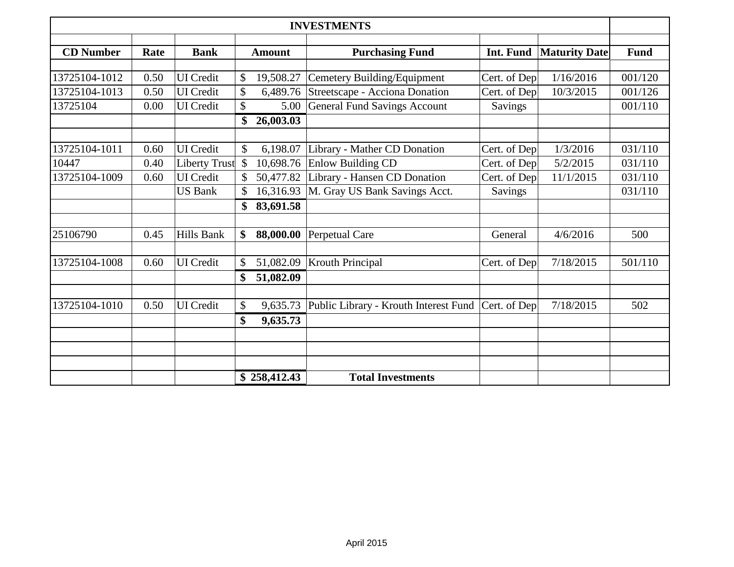| INVESTMENTS | | | | | | | |
|---|---|---|---|---|---|---|---|
| **CD Number** | **Rate** | **Bank** | **Amount** | **Purchasing Fund** | **Int. Fund** | **Maturity Date** | **Fund** |
| 13725104-1012 | 0.50 | UI Credit | $ 19,508.27 | Cemetery Building/Equipment | Cert. of Dep | 1/16/2016 | 001/120 |
| 13725104-1013 | 0.50 | UI Credit | $ 6,489.76 | Streetscape - Acciona Donation | Cert. of Dep | 10/3/2015 | 001/126 |
| 13725104 | 0.00 | UI Credit | $ 5.00 | General Fund Savings Account | Savings | | 001/110 |
| | | | **$ 26,003.03** | | | | |
| | | | | | | | |
| 13725104-1011 | 0.60 | UI Credit | $ 6,198.07 | Library - Mather CD Donation | Cert. of Dep | 1/3/2016 | 031/110 |
| 10447 | 0.40 | Liberty Trust | $ 10,698.76 | Enlow Building CD | Cert. of Dep | 5/2/2015 | 031/110 |
| 13725104-1009 | 0.60 | UI Credit | $ 50,477.82 | Library - Hansen CD Donation | Cert. of Dep | 11/1/2015 | 031/110 |
| | | US Bank | $ 16,316.93 | M. Gray US Bank Savings Acct. | Savings | | 031/110 |
| | | | **$ 83,691.58** | | | | |
| | | | | | | | |
| 25106790 | 0.45 | Hills Bank | **$ 88,000.00** | Perpetual Care | General | 4/6/2016 | 500 |
| | | | | | | | |
| 13725104-1008 | 0.60 | UI Credit | $ 51,082.09 | Krouth Principal | Cert. of Dep | 7/18/2015 | 501/110 |
| | | | **$ 51,082.09** | | | | |
| | | | | | | | |
| 13725104-1010 | 0.50 | UI Credit | $ 9,635.73 | Public Library - Krouth Interest Fund | Cert. of Dep | 7/18/2015 | 502 |
| | | | **$ 9,635.73** | | | | |
| | | | | | | | |
| | | | **$ 258,412.43** | **Total Investments** | | | |

April 2015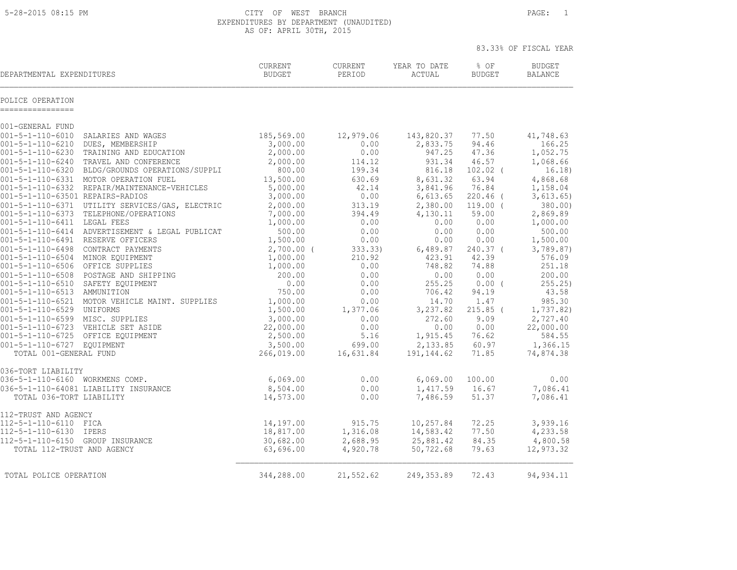CITY OF WEST BRANCH
EXPENDITURES BY DEPARTMENT (UNAUDITED)
AS OF: APRIL 30TH, 2015

5-28-2015 08:15 PM

83.33% OF FISCAL YEAR

| DEPARTMENTAL EXPENDITURES | | CURRENT BUDGET | CURRENT PERIOD | YEAR TO DATE ACTUAL | % OF BUDGET | BUDGET BALANCE |
|---|---|---|---|---|---|---|
| **POLICE OPERATION** | | | | | | |
| 001-GENERAL FUND | | | | | | |
| 001-5-1-110-6010 | SALARIES AND WAGES | 185,569.00 | 12,979.06 | 143,820.37 | 77.50 | 41,748.63 |
| 001-5-1-110-6210 | DUES, MEMBERSHIP | 3,000.00 | 0.00 | 2,833.75 | 94.46 | 166.25 |
| 001-5-1-110-6230 | TRAINING AND EDUCATION | 2,000.00 | 0.00 | 947.25 | 47.36 | 1,052.75 |
| 001-5-1-110-6240 | TRAVEL AND CONFERENCE | 2,000.00 | 114.12 | 931.34 | 46.57 | 1,068.66 |
| 001-5-1-110-6320 | BLDG/GROUNDS OPERATIONS/SUPPLI | 800.00 | 199.34 | 816.18 | 102.02 | ( 16.18) |
| 001-5-1-110-6331 | MOTOR OPERATION FUEL | 13,500.00 | 630.69 | 8,631.32 | 63.94 | 4,868.68 |
| 001-5-1-110-6332 | REPAIR/MAINTENANCE-VEHICLES | 5,000.00 | 42.14 | 3,841.96 | 76.84 | 1,158.04 |
| 001-5-1-110-63501 | REPAIRS-RADIOS | 3,000.00 | 0.00 | 6,613.65 | 220.46 | ( 3,613.65) |
| 001-5-1-110-6371 | UTILITY SERVICES/GAS, ELECTRIC | 2,000.00 | 313.19 | 2,380.00 | 119.00 | ( 380.00) |
| 001-5-1-110-6373 | TELEPHONE/OPERATIONS | 7,000.00 | 394.49 | 4,130.11 | 59.00 | 2,869.89 |
| 001-5-1-110-6411 | LEGAL FEES | 1,000.00 | 0.00 | 0.00 | 0.00 | 1,000.00 |
| 001-5-1-110-6414 | ADVERTISEMENT & LEGAL PUBLICAT | 500.00 | 0.00 | 0.00 | 0.00 | 500.00 |
| 001-5-1-110-6491 | RESERVE OFFICERS | 1,500.00 | 0.00 | 0.00 | 0.00 | 1,500.00 |
| 001-5-1-110-6498 | CONTRACT PAYMENTS | 2,700.00 | ( 333.33) | 6,489.87 | 240.37 | ( 3,789.87) |
| 001-5-1-110-6504 | MINOR EQUIPMENT | 1,000.00 | 210.92 | 423.91 | 42.39 | 576.09 |
| 001-5-1-110-6506 | OFFICE SUPPLIES | 1,000.00 | 0.00 | 748.82 | 74.88 | 251.18 |
| 001-5-1-110-6508 | POSTAGE AND SHIPPING | 200.00 | 0.00 | 0.00 | 0.00 | 200.00 |
| 001-5-1-110-6510 | SAFETY EQUIPMENT | 0.00 | 0.00 | 255.25 | 0.00 | ( 255.25) |
| 001-5-1-110-6513 | AMMUNITION | 750.00 | 0.00 | 706.42 | 94.19 | 43.58 |
| 001-5-1-110-6521 | MOTOR VEHICLE MAINT. SUPPLIES | 1,000.00 | 0.00 | 14.70 | 1.47 | 985.30 |
| 001-5-1-110-6529 | UNIFORMS | 1,500.00 | 1,377.06 | 3,237.82 | 215.85 | ( 1,737.82) |
| 001-5-1-110-6599 | MISC. SUPPLIES | 3,000.00 | 0.00 | 272.60 | 9.09 | 2,727.40 |
| 001-5-1-110-6723 | VEHICLE SET ASIDE | 22,000.00 | 0.00 | 0.00 | 0.00 | 22,000.00 |
| 001-5-1-110-6725 | OFFICE EQUIPMENT | 2,500.00 | 5.16 | 1,915.45 | 76.62 | 584.55 |
| 001-5-1-110-6727 | EQUIPMENT | 3,500.00 | 699.00 | 2,133.85 | 60.97 | 1,366.15 |
| TOTAL 001-GENERAL FUND | | 266,019.00 | 16,631.84 | 191,144.62 | 71.85 | 74,874.38 |
| 036-TORT LIABILITY | | | | | | |
| 036-5-1-110-6160 | WORKMENS COMP. | 6,069.00 | 0.00 | 6,069.00 | 100.00 | 0.00 |
| 036-5-1-110-64081 | LIABILITY INSURANCE | 8,504.00 | 0.00 | 1,417.59 | 16.67 | 7,086.41 |
| TOTAL 036-TORT LIABILITY | | 14,573.00 | 0.00 | 7,486.59 | 51.37 | 7,086.41 |
| 112-TRUST AND AGENCY | | | | | | |
| 112-5-1-110-6110 | FICA | 14,197.00 | 915.75 | 10,257.84 | 72.25 | 3,939.16 |
| 112-5-1-110-6130 | IPERS | 18,817.00 | 1,316.08 | 14,583.42 | 77.50 | 4,233.58 |
| 112-5-1-110-6150 | GROUP INSURANCE | 30,682.00 | 2,688.95 | 25,881.42 | 84.35 | 4,800.58 |
| TOTAL 112-TRUST AND AGENCY | | 63,696.00 | 4,920.78 | 50,722.68 | 79.63 | 12,973.32 |
| TOTAL POLICE OPERATION | | 344,288.00 | 21,552.62 | 249,353.89 | 72.43 | 94,934.11 |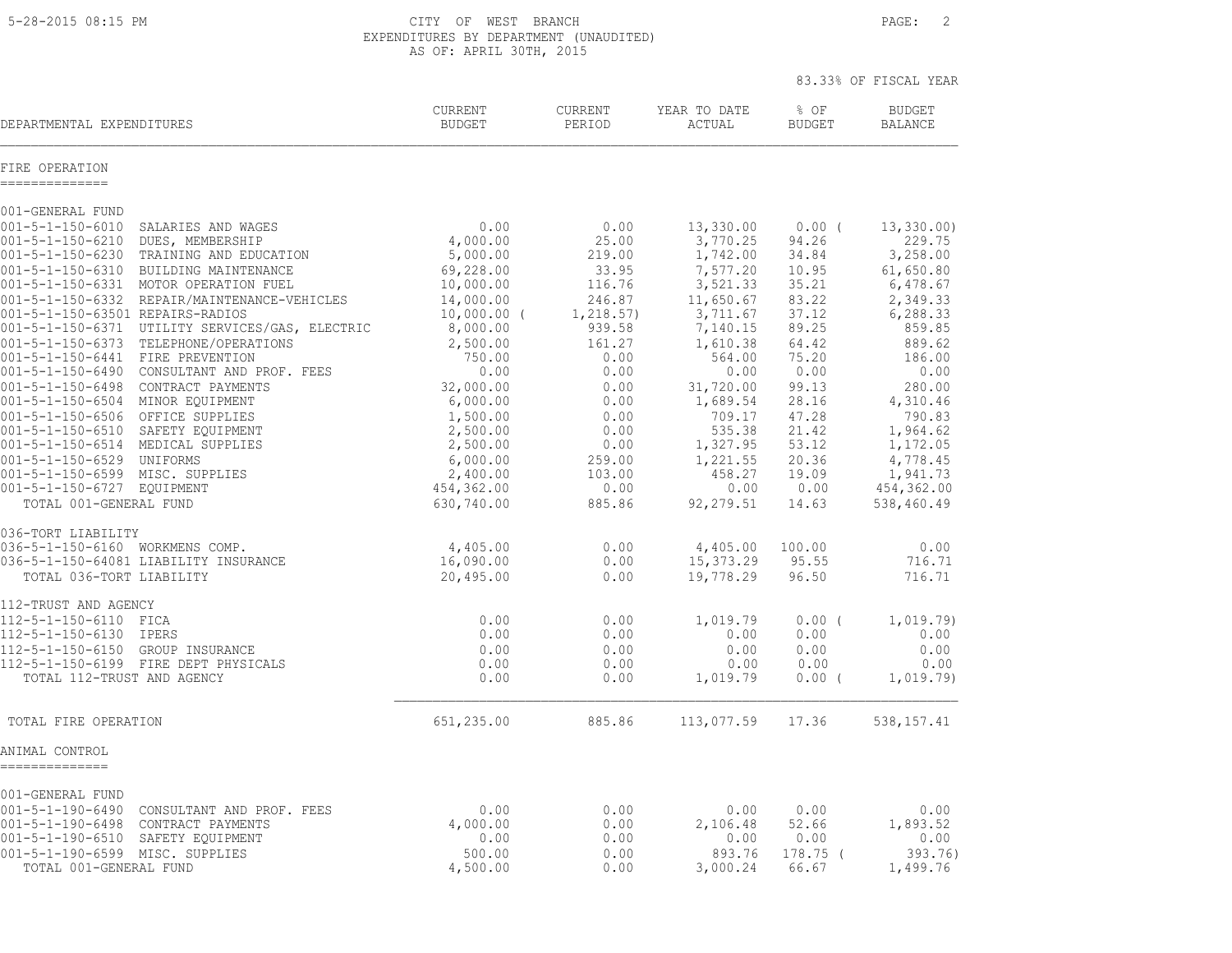CITY OF WEST BRANCH
EXPENDITURES BY DEPARTMENT (UNAUDITED)
AS OF: APRIL 30TH, 2015

83.33% OF FISCAL YEAR

| DEPARTMENTAL EXPENDITURES | CURRENT BUDGET | CURRENT PERIOD | YEAR TO DATE ACTUAL | % OF BUDGET | BUDGET BALANCE |
|---|---|---|---|---|---|
| **FIRE OPERATION** | | | | | |
| 001-GENERAL FUND | | | | | |
| 001-5-1-150-6010 SALARIES AND WAGES | 0.00 | 0.00 | 13,330.00 | 0.00 | (13,330.00) |
| 001-5-1-150-6210 DUES, MEMBERSHIP | 4,000.00 | 25.00 | 3,770.25 | 94.26 | 229.75 |
| 001-5-1-150-6230 TRAINING AND EDUCATION | 5,000.00 | 219.00 | 1,742.00 | 34.84 | 3,258.00 |
| 001-5-1-150-6310 BUILDING MAINTENANCE | 69,228.00 | 33.95 | 7,577.20 | 10.95 | 61,650.80 |
| 001-5-1-150-6331 MOTOR OPERATION FUEL | 10,000.00 | 116.76 | 3,521.33 | 35.21 | 6,478.67 |
| 001-5-1-150-6332 REPAIR/MAINTENANCE-VEHICLES | 14,000.00 | 246.87 | 11,650.67 | 83.22 | 2,349.33 |
| 001-5-1-150-63501 REPAIRS-RADIOS | 10,000.00 | (1,218.57) | 3,711.67 | 37.12 | 6,288.33 |
| 001-5-1-150-6371 UTILITY SERVICES/GAS, ELECTRIC | 8,000.00 | 939.58 | 7,140.15 | 89.25 | 859.85 |
| 001-5-1-150-6373 TELEPHONE/OPERATIONS | 2,500.00 | 161.27 | 1,610.38 | 64.42 | 889.62 |
| 001-5-1-150-6441 FIRE PREVENTION | 750.00 | 0.00 | 564.00 | 75.20 | 186.00 |
| 001-5-1-150-6490 CONSULTANT AND PROF. FEES | 0.00 | 0.00 | 0.00 | 0.00 | 0.00 |
| 001-5-1-150-6498 CONTRACT PAYMENTS | 32,000.00 | 0.00 | 31,720.00 | 99.13 | 280.00 |
| 001-5-1-150-6504 MINOR EQUIPMENT | 6,000.00 | 0.00 | 1,689.54 | 28.16 | 4,310.46 |
| 001-5-1-150-6506 OFFICE SUPPLIES | 1,500.00 | 0.00 | 709.17 | 47.28 | 790.83 |
| 001-5-1-150-6510 SAFETY EQUIPMENT | 2,500.00 | 0.00 | 535.38 | 21.42 | 1,964.62 |
| 001-5-1-150-6514 MEDICAL SUPPLIES | 2,500.00 | 0.00 | 1,327.95 | 53.12 | 1,172.05 |
| 001-5-1-150-6529 UNIFORMS | 6,000.00 | 259.00 | 1,221.55 | 20.36 | 4,778.45 |
| 001-5-1-150-6599 MISC. SUPPLIES | 2,400.00 | 103.00 | 458.27 | 19.09 | 1,941.73 |
| 001-5-1-150-6727 EQUIPMENT | 454,362.00 | 0.00 | 0.00 | 0.00 | 454,362.00 |
| TOTAL 001-GENERAL FUND | 630,740.00 | 885.86 | 92,279.51 | 14.63 | 538,460.49 |
| 036-TORT LIABILITY | | | | | |
| 036-5-1-150-6160 WORKMENS COMP. | 4,405.00 | 0.00 | 4,405.00 | 100.00 | 0.00 |
| 036-5-1-150-64081 LIABILITY INSURANCE | 16,090.00 | 0.00 | 15,373.29 | 95.55 | 716.71 |
| TOTAL 036-TORT LIABILITY | 20,495.00 | 0.00 | 19,778.29 | 96.50 | 716.71 |
| 112-TRUST AND AGENCY | | | | | |
| 112-5-1-150-6110 FICA | 0.00 | 0.00 | 1,019.79 | 0.00 | (1,019.79) |
| 112-5-1-150-6130 IPERS | 0.00 | 0.00 | 0.00 | 0.00 | 0.00 |
| 112-5-1-150-6150 GROUP INSURANCE | 0.00 | 0.00 | 0.00 | 0.00 | 0.00 |
| 112-5-1-150-6199 FIRE DEPT PHYSICALS | 0.00 | 0.00 | 0.00 | 0.00 | 0.00 |
| TOTAL 112-TRUST AND AGENCY | 0.00 | 0.00 | 1,019.79 | 0.00 | (1,019.79) |
| TOTAL FIRE OPERATION | 651,235.00 | 885.86 | 113,077.59 | 17.36 | 538,157.41 |
| **ANIMAL CONTROL** | | | | | |
| 001-GENERAL FUND | | | | | |
| 001-5-1-190-6490 CONSULTANT AND PROF. FEES | 0.00 | 0.00 | 0.00 | 0.00 | 0.00 |
| 001-5-1-190-6498 CONTRACT PAYMENTS | 4,000.00 | 0.00 | 2,106.48 | 52.66 | 1,893.52 |
| 001-5-1-190-6510 SAFETY EQUIPMENT | 0.00 | 0.00 | 0.00 | 0.00 | 0.00 |
| 001-5-1-190-6599 MISC. SUPPLIES | 500.00 | 0.00 | 893.76 | 178.75 | (393.76) |
| TOTAL 001-GENERAL FUND | 4,500.00 | 0.00 | 3,000.24 | 66.67 | 1,499.76 |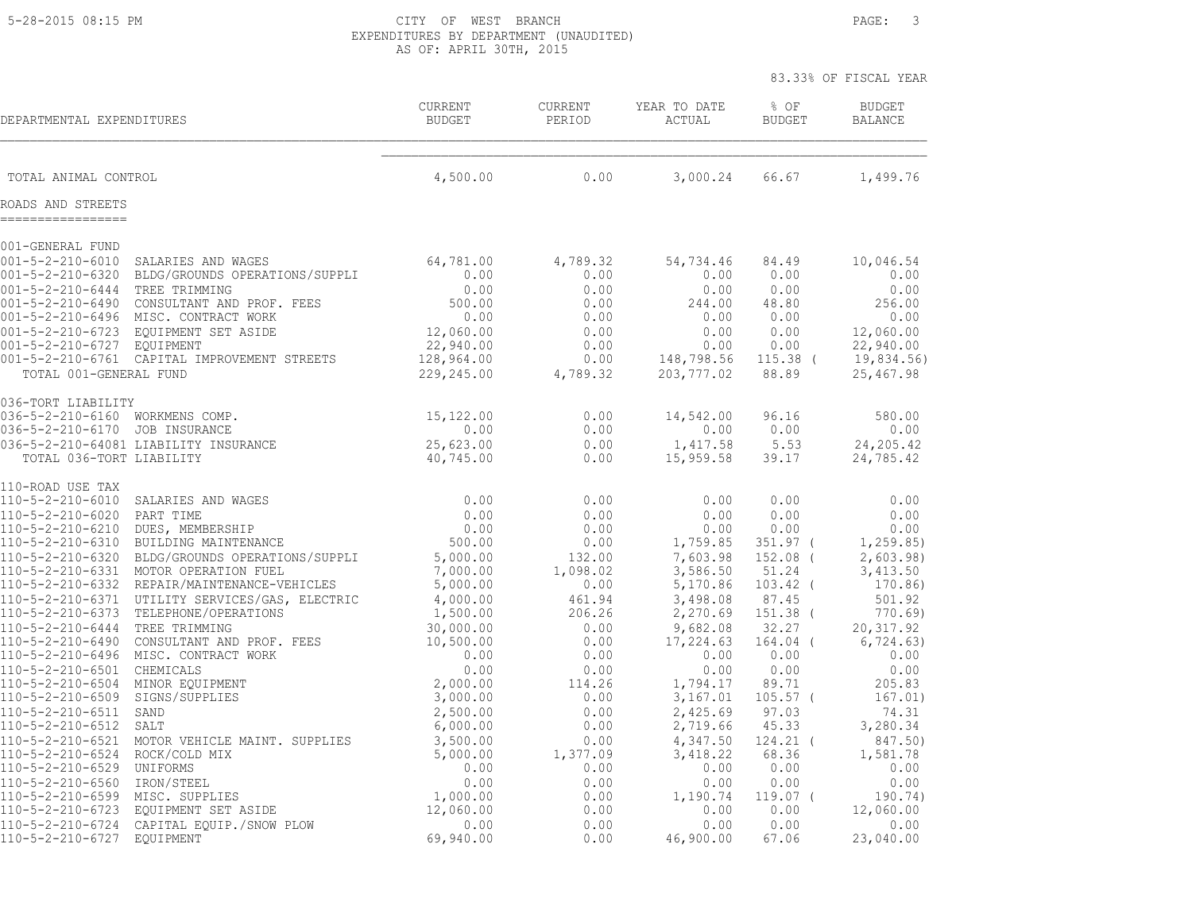CITY OF WEST BRANCH
EXPENDITURES BY DEPARTMENT (UNAUDITED)
AS OF: APRIL 30TH, 2015

83.33% OF FISCAL YEAR

| DEPARTMENTAL EXPENDITURES | | CURRENT BUDGET | CURRENT PERIOD | YEAR TO DATE ACTUAL | % OF BUDGET | BUDGET BALANCE |
|---|---|---|---|---|---|---|
| TOTAL ANIMAL CONTROL | | 4,500.00 | 0.00 | 3,000.24 | 66.67 | 1,499.76 |

## ROADS AND STREETS

| DEPARTMENTAL EXPENDITURES | | CURRENT BUDGET | CURRENT PERIOD | YEAR TO DATE ACTUAL | % OF BUDGET | BUDGET BALANCE |
|---|---|---|---|---|---|---|
| 001-GENERAL FUND | | | | | | |
| 001-5-2-210-6010 | SALARIES AND WAGES | 64,781.00 | 4,789.32 | 54,734.46 | 84.49 | 10,046.54 |
| 001-5-2-210-6320 | BLDG/GROUNDS OPERATIONS/SUPPLI | 0.00 | 0.00 | 0.00 | 0.00 | 0.00 |
| 001-5-2-210-6444 | TREE TRIMMING | 0.00 | 0.00 | 0.00 | 0.00 | 0.00 |
| 001-5-2-210-6490 | CONSULTANT AND PROF. FEES | 500.00 | 0.00 | 244.00 | 48.80 | 256.00 |
| 001-5-2-210-6496 | MISC. CONTRACT WORK | 0.00 | 0.00 | 0.00 | 0.00 | 0.00 |
| 001-5-2-210-6723 | EQUIPMENT SET ASIDE | 12,060.00 | 0.00 | 0.00 | 0.00 | 12,060.00 |
| 001-5-2-210-6727 | EQUIPMENT | 22,940.00 | 0.00 | 0.00 | 0.00 | 22,940.00 |
| 001-5-2-210-6761 | CAPITAL IMPROVEMENT STREETS | 128,964.00 | 0.00 | 148,798.56 | 115.38 | ( 19,834.56) |
| TOTAL 001-GENERAL FUND | | 229,245.00 | 4,789.32 | 203,777.02 | 88.89 | 25,467.98 |
| 036-TORT LIABILITY | | | | | | |
| 036-5-2-210-6160 | WORKMENS COMP. | 15,122.00 | 0.00 | 14,542.00 | 96.16 | 580.00 |
| 036-5-2-210-6170 | JOB INSURANCE | 0.00 | 0.00 | 0.00 | 0.00 | 0.00 |
| 036-5-2-210-64081 | LIABILITY INSURANCE | 25,623.00 | 0.00 | 1,417.58 | 5.53 | 24,205.42 |
| TOTAL 036-TORT LIABILITY | | 40,745.00 | 0.00 | 15,959.58 | 39.17 | 24,785.42 |
| 110-ROAD USE TAX | | | | | | |
| 110-5-2-210-6010 | SALARIES AND WAGES | 0.00 | 0.00 | 0.00 | 0.00 | 0.00 |
| 110-5-2-210-6020 | PART TIME | 0.00 | 0.00 | 0.00 | 0.00 | 0.00 |
| 110-5-2-210-6210 | DUES, MEMBERSHIP | 0.00 | 0.00 | 0.00 | 0.00 | 0.00 |
| 110-5-2-210-6310 | BUILDING MAINTENANCE | 500.00 | 0.00 | 1,759.85 | 351.97 | ( 1,259.85) |
| 110-5-2-210-6320 | BLDG/GROUNDS OPERATIONS/SUPPLI | 5,000.00 | 132.00 | 7,603.98 | 152.08 | ( 2,603.98) |
| 110-5-2-210-6331 | MOTOR OPERATION FUEL | 7,000.00 | 1,098.02 | 3,586.50 | 51.24 | 3,413.50 |
| 110-5-2-210-6332 | REPAIR/MAINTENANCE-VEHICLES | 5,000.00 | 0.00 | 5,170.86 | 103.42 | ( 170.86) |
| 110-5-2-210-6371 | UTILITY SERVICES/GAS, ELECTRIC | 4,000.00 | 461.94 | 3,498.08 | 87.45 | 501.92 |
| 110-5-2-210-6373 | TELEPHONE/OPERATIONS | 1,500.00 | 206.26 | 2,270.69 | 151.38 | ( 770.69) |
| 110-5-2-210-6444 | TREE TRIMMING | 30,000.00 | 0.00 | 9,682.08 | 32.27 | 20,317.92 |
| 110-5-2-210-6490 | CONSULTANT AND PROF. FEES | 10,500.00 | 0.00 | 17,224.63 | 164.04 | ( 6,724.63) |
| 110-5-2-210-6496 | MISC. CONTRACT WORK | 0.00 | 0.00 | 0.00 | 0.00 | 0.00 |
| 110-5-2-210-6501 | CHEMICALS | 0.00 | 0.00 | 0.00 | 0.00 | 0.00 |
| 110-5-2-210-6504 | MINOR EQUIPMENT | 2,000.00 | 114.26 | 1,794.17 | 89.71 | 205.83 |
| 110-5-2-210-6509 | SIGNS/SUPPLIES | 3,000.00 | 0.00 | 3,167.01 | 105.57 | ( 167.01) |
| 110-5-2-210-6511 | SAND | 2,500.00 | 0.00 | 2,425.69 | 97.03 | 74.31 |
| 110-5-2-210-6512 | SALT | 6,000.00 | 0.00 | 2,719.66 | 45.33 | 3,280.34 |
| 110-5-2-210-6521 | MOTOR VEHICLE MAINT. SUPPLIES | 3,500.00 | 0.00 | 4,347.50 | 124.21 | ( 847.50) |
| 110-5-2-210-6524 | ROCK/COLD MIX | 5,000.00 | 1,377.09 | 3,418.22 | 68.36 | 1,581.78 |
| 110-5-2-210-6529 | UNIFORMS | 0.00 | 0.00 | 0.00 | 0.00 | 0.00 |
| 110-5-2-210-6560 | IRON/STEEL | 0.00 | 0.00 | 0.00 | 0.00 | 0.00 |
| 110-5-2-210-6599 | MISC. SUPPLIES | 1,000.00 | 0.00 | 1,190.74 | 119.07 | ( 190.74) |
| 110-5-2-210-6723 | EQUIPMENT SET ASIDE | 12,060.00 | 0.00 | 0.00 | 0.00 | 12,060.00 |
| 110-5-2-210-6724 | CAPITAL EQUIP./SNOW PLOW | 0.00 | 0.00 | 0.00 | 0.00 | 0.00 |
| 110-5-2-210-6727 | EQUIPMENT | 69,940.00 | 0.00 | 46,900.00 | 67.06 | 23,040.00 |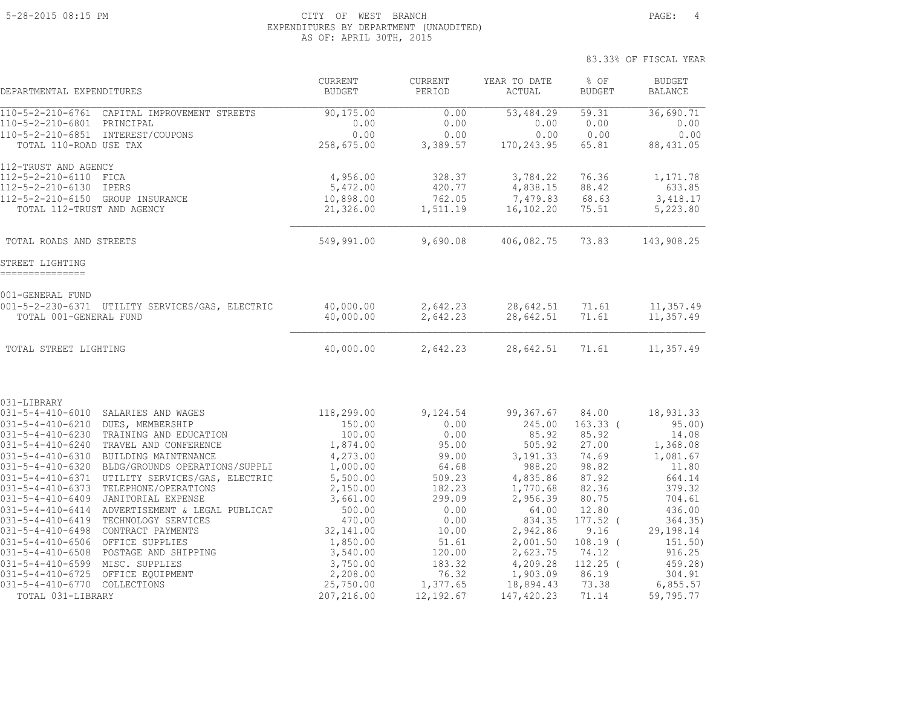CITY OF WEST BRANCH
EXPENDITURES BY DEPARTMENT (UNAUDITED)
AS OF: APRIL 30TH, 2015

83.33% OF FISCAL YEAR

| DEPARTMENTAL EXPENDITURES | CURRENT BUDGET | CURRENT PERIOD | YEAR TO DATE ACTUAL | % OF BUDGET | BUDGET BALANCE |
|---|---|---|---|---|---|
| 110-5-2-210-6761 CAPITAL IMPROVEMENT STREETS | 90,175.00 | 0.00 | 53,484.29 | 59.31 | 36,690.71 |
| 110-5-2-210-6801 PRINCIPAL | 0.00 | 0.00 | 0.00 | 0.00 | 0.00 |
| 110-5-2-210-6851 INTEREST/COUPONS | 0.00 | 0.00 | 0.00 | 0.00 | 0.00 |
| TOTAL 110-ROAD USE TAX | 258,675.00 | 3,389.57 | 170,243.95 | 65.81 | 88,431.05 |
| 112-TRUST AND AGENCY | | | | | |
| 112-5-2-210-6110 FICA | 4,956.00 | 328.37 | 3,784.22 | 76.36 | 1,171.78 |
| 112-5-2-210-6130 IPERS | 5,472.00 | 420.77 | 4,838.15 | 88.42 | 633.85 |
| 112-5-2-210-6150 GROUP INSURANCE | 10,898.00 | 762.05 | 7,479.83 | 68.63 | 3,418.17 |
| TOTAL 112-TRUST AND AGENCY | 21,326.00 | 1,511.19 | 16,102.20 | 75.51 | 5,223.80 |
| TOTAL ROADS AND STREETS | 549,991.00 | 9,690.08 | 406,082.75 | 73.83 | 143,908.25 |

STREET LIGHTING

| DEPARTMENTAL EXPENDITURES | CURRENT BUDGET | CURRENT PERIOD | YEAR TO DATE ACTUAL | % OF BUDGET | BUDGET BALANCE |
|---|---|---|---|---|---|
| 001-GENERAL FUND | | | | | |
| 001-5-2-230-6371 UTILITY SERVICES/GAS, ELECTRIC | 40,000.00 | 2,642.23 | 28,642.51 | 71.61 | 11,357.49 |
| TOTAL 001-GENERAL FUND | 40,000.00 | 2,642.23 | 28,642.51 | 71.61 | 11,357.49 |
| TOTAL STREET LIGHTING | 40,000.00 | 2,642.23 | 28,642.51 | 71.61 | 11,357.49 |

| DEPARTMENTAL EXPENDITURES | CURRENT BUDGET | CURRENT PERIOD | YEAR TO DATE ACTUAL | % OF BUDGET | BUDGET BALANCE |
|---|---|---|---|---|---|
| 031-LIBRARY | | | | | |
| 031-5-4-410-6010 SALARIES AND WAGES | 118,299.00 | 9,124.54 | 99,367.67 | 84.00 | 18,931.33 |
| 031-5-4-410-6210 DUES, MEMBERSHIP | 150.00 | 0.00 | 245.00 | 163.33 | ( 95.00) |
| 031-5-4-410-6230 TRAINING AND EDUCATION | 100.00 | 0.00 | 85.92 | 85.92 | 14.08 |
| 031-5-4-410-6240 TRAVEL AND CONFERENCE | 1,874.00 | 95.00 | 505.92 | 27.00 | 1,368.08 |
| 031-5-4-410-6310 BUILDING MAINTENANCE | 4,273.00 | 99.00 | 3,191.33 | 74.69 | 1,081.67 |
| 031-5-4-410-6320 BLDG/GROUNDS OPERATIONS/SUPPLI | 1,000.00 | 64.68 | 988.20 | 98.82 | 11.80 |
| 031-5-4-410-6371 UTILITY SERVICES/GAS, ELECTRIC | 5,500.00 | 509.23 | 4,835.86 | 87.92 | 664.14 |
| 031-5-4-410-6373 TELEPHONE/OPERATIONS | 2,150.00 | 182.23 | 1,770.68 | 82.36 | 379.32 |
| 031-5-4-410-6409 JANITORIAL EXPENSE | 3,661.00 | 299.09 | 2,956.39 | 80.75 | 704.61 |
| 031-5-4-410-6414 ADVERTISEMENT & LEGAL PUBLICAT | 500.00 | 0.00 | 64.00 | 12.80 | 436.00 |
| 031-5-4-410-6419 TECHNOLOGY SERVICES | 470.00 | 0.00 | 834.35 | 177.52 | ( 364.35) |
| 031-5-4-410-6498 CONTRACT PAYMENTS | 32,141.00 | 10.00 | 2,942.86 | 9.16 | 29,198.14 |
| 031-5-4-410-6506 OFFICE SUPPLIES | 1,850.00 | 51.61 | 2,001.50 | 108.19 | ( 151.50) |
| 031-5-4-410-6508 POSTAGE AND SHIPPING | 3,540.00 | 120.00 | 2,623.75 | 74.12 | 916.25 |
| 031-5-4-410-6599 MISC. SUPPLIES | 3,750.00 | 183.32 | 4,209.28 | 112.25 | ( 459.28) |
| 031-5-4-410-6725 OFFICE EQUIPMENT | 2,208.00 | 76.32 | 1,903.09 | 86.19 | 304.91 |
| 031-5-4-410-6770 COLLECTIONS | 25,750.00 | 1,377.65 | 18,894.43 | 73.38 | 6,855.57 |
| TOTAL 031-LIBRARY | 207,216.00 | 12,192.67 | 147,420.23 | 71.14 | 59,795.77 |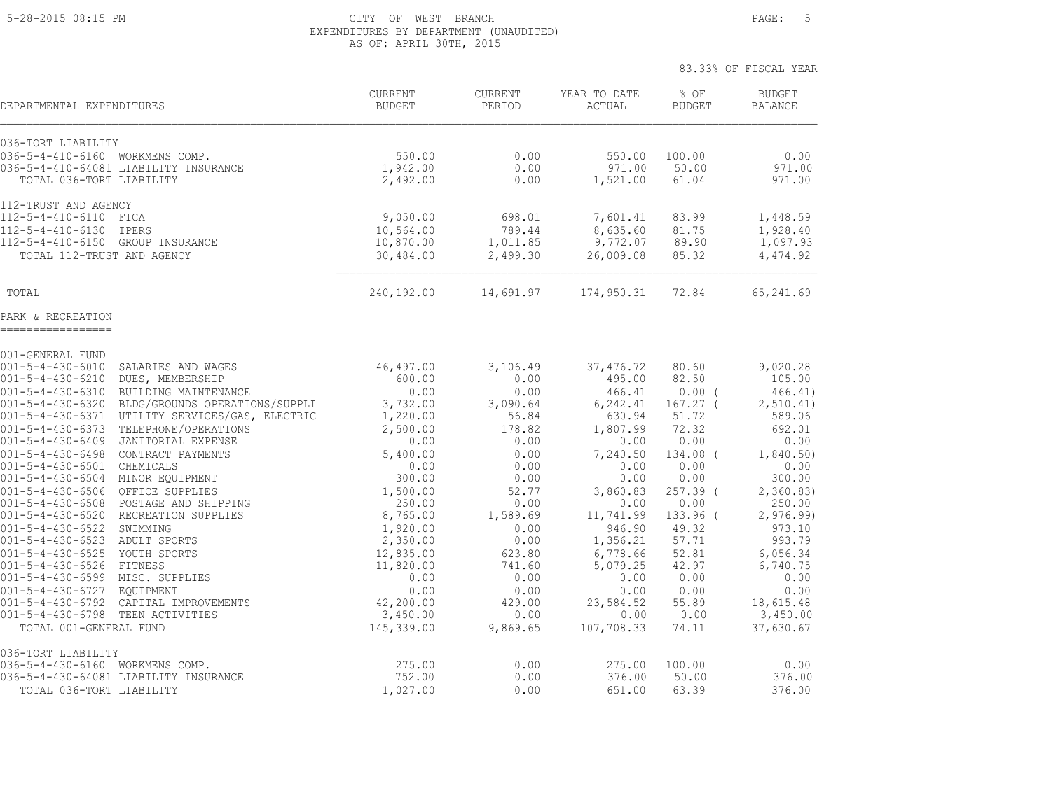CITY OF WEST BRANCH
EXPENDITURES BY DEPARTMENT (UNAUDITED)
AS OF: APRIL 30TH, 2015

83.33% OF FISCAL YEAR

| DEPARTMENTAL EXPENDITURES | CURRENT BUDGET | CURRENT PERIOD | YEAR TO DATE ACTUAL | % OF BUDGET | BUDGET BALANCE |
|---|---|---|---|---|---|
| **036-TORT LIABILITY** | | | | | |
| 036-5-4-410-6160 WORKMENS COMP. | 550.00 | 0.00 | 550.00 | 100.00 | 0.00 |
| 036-5-4-410-64081 LIABILITY INSURANCE | 1,942.00 | 0.00 | 971.00 | 50.00 | 971.00 |
| TOTAL 036-TORT LIABILITY | 2,492.00 | 0.00 | 1,521.00 | 61.04 | 971.00 |
| **112-TRUST AND AGENCY** | | | | | |
| 112-5-4-410-6110 FICA | 9,050.00 | 698.01 | 7,601.41 | 83.99 | 1,448.59 |
| 112-5-4-410-6130 IPERS | 10,564.00 | 789.44 | 8,635.60 | 81.75 | 1,928.40 |
| 112-5-4-410-6150 GROUP INSURANCE | 10,870.00 | 1,011.85 | 9,772.07 | 89.90 | 1,097.93 |
| TOTAL 112-TRUST AND AGENCY | 30,484.00 | 2,499.30 | 26,009.08 | 85.32 | 4,474.92 |
| TOTAL | 240,192.00 | 14,691.97 | 174,950.31 | 72.84 | 65,241.69 |

## PARK & RECREATION

| DEPARTMENTAL EXPENDITURES | CURRENT BUDGET | CURRENT PERIOD | YEAR TO DATE ACTUAL | % OF BUDGET | BUDGET BALANCE |
|---|---|---|---|---|---|
| **001-GENERAL FUND** | | | | | |
| 001-5-4-430-6010 SALARIES AND WAGES | 46,497.00 | 3,106.49 | 37,476.72 | 80.60 | 9,020.28 |
| 001-5-4-430-6210 DUES, MEMBERSHIP | 600.00 | 0.00 | 495.00 | 82.50 | 105.00 |
| 001-5-4-430-6310 BUILDING MAINTENANCE | 0.00 | 0.00 | 466.41 | 0.00 ( | 466.41) |
| 001-5-4-430-6320 BLDG/GROUNDS OPERATIONS/SUPPLI | 3,732.00 | 3,090.64 | 6,242.41 | 167.27 ( | 2,510.41) |
| 001-5-4-430-6371 UTILITY SERVICES/GAS, ELECTRIC | 1,220.00 | 56.84 | 630.94 | 51.72 | 589.06 |
| 001-5-4-430-6373 TELEPHONE/OPERATIONS | 2,500.00 | 178.82 | 1,807.99 | 72.32 | 692.01 |
| 001-5-4-430-6409 JANITORIAL EXPENSE | 0.00 | 0.00 | 0.00 | 0.00 | 0.00 |
| 001-5-4-430-6498 CONTRACT PAYMENTS | 5,400.00 | 0.00 | 7,240.50 | 134.08 ( | 1,840.50) |
| 001-5-4-430-6501 CHEMICALS | 0.00 | 0.00 | 0.00 | 0.00 | 0.00 |
| 001-5-4-430-6504 MINOR EQUIPMENT | 300.00 | 0.00 | 0.00 | 0.00 | 300.00 |
| 001-5-4-430-6506 OFFICE SUPPLIES | 1,500.00 | 52.77 | 3,860.83 | 257.39 ( | 2,360.83) |
| 001-5-4-430-6508 POSTAGE AND SHIPPING | 250.00 | 0.00 | 0.00 | 0.00 | 250.00 |
| 001-5-4-430-6520 RECREATION SUPPLIES | 8,765.00 | 1,589.69 | 11,741.99 | 133.96 ( | 2,976.99) |
| 001-5-4-430-6522 SWIMMING | 1,920.00 | 0.00 | 946.90 | 49.32 | 973.10 |
| 001-5-4-430-6523 ADULT SPORTS | 2,350.00 | 0.00 | 1,356.21 | 57.71 | 993.79 |
| 001-5-4-430-6525 YOUTH SPORTS | 12,835.00 | 623.80 | 6,778.66 | 52.81 | 6,056.34 |
| 001-5-4-430-6526 FITNESS | 11,820.00 | 741.60 | 5,079.25 | 42.97 | 6,740.75 |
| 001-5-4-430-6599 MISC. SUPPLIES | 0.00 | 0.00 | 0.00 | 0.00 | 0.00 |
| 001-5-4-430-6727 EQUIPMENT | 0.00 | 0.00 | 0.00 | 0.00 | 0.00 |
| 001-5-4-430-6792 CAPITAL IMPROVEMENTS | 42,200.00 | 429.00 | 23,584.52 | 55.89 | 18,615.48 |
| 001-5-4-430-6798 TEEN ACTIVITIES | 3,450.00 | 0.00 | 0.00 | 0.00 | 3,450.00 |
| TOTAL 001-GENERAL FUND | 145,339.00 | 9,869.65 | 107,708.33 | 74.11 | 37,630.67 |
| **036-TORT LIABILITY** | | | | | |
| 036-5-4-430-6160 WORKMENS COMP. | 275.00 | 0.00 | 275.00 | 100.00 | 0.00 |
| 036-5-4-430-64081 LIABILITY INSURANCE | 752.00 | 0.00 | 376.00 | 50.00 | 376.00 |
| TOTAL 036-TORT LIABILITY | 1,027.00 | 0.00 | 651.00 | 63.39 | 376.00 |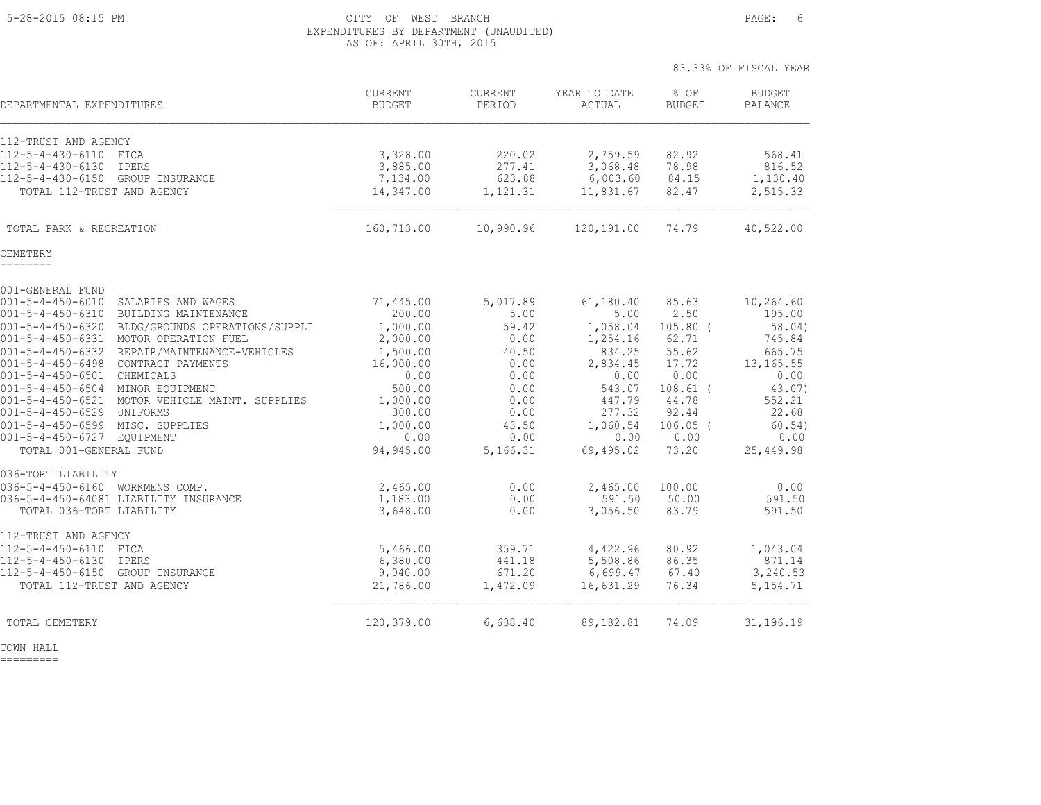CITY OF WEST BRANCH
EXPENDITURES BY DEPARTMENT (UNAUDITED)
AS OF: APRIL 30TH, 2015

83.33% OF FISCAL YEAR

| DEPARTMENTAL EXPENDITURES | CURRENT BUDGET | CURRENT PERIOD | YEAR TO DATE ACTUAL | % OF BUDGET | BUDGET BALANCE |
|---|---|---|---|---|---|
| 112-TRUST AND AGENCY | | | | | |
| 112-5-4-430-6110 FICA | 3,328.00 | 220.02 | 2,759.59 | 82.92 | 568.41 |
| 112-5-4-430-6130 IPERS | 3,885.00 | 277.41 | 3,068.48 | 78.98 | 816.52 |
| 112-5-4-430-6150 GROUP INSURANCE | 7,134.00 | 623.88 | 6,003.60 | 84.15 | 1,130.40 |
| TOTAL 112-TRUST AND AGENCY | 14,347.00 | 1,121.31 | 11,831.67 | 82.47 | 2,515.33 |
| TOTAL PARK & RECREATION | 160,713.00 | 10,990.96 | 120,191.00 | 74.79 | 40,522.00 |

## CEMETERY

| DEPARTMENTAL EXPENDITURES | CURRENT BUDGET | CURRENT PERIOD | YEAR TO DATE ACTUAL | % OF BUDGET | BUDGET BALANCE |
|---|---|---|---|---|---|
| 001-GENERAL FUND | | | | | |
| 001-5-4-450-6010 SALARIES AND WAGES | 71,445.00 | 5,017.89 | 61,180.40 | 85.63 | 10,264.60 |
| 001-5-4-450-6310 BUILDING MAINTENANCE | 200.00 | 5.00 | 5.00 | 2.50 | 195.00 |
| 001-5-4-450-6320 BLDG/GROUNDS OPERATIONS/SUPPLI | 1,000.00 | 59.42 | 1,058.04 | 105.80 | ( 58.04) |
| 001-5-4-450-6331 MOTOR OPERATION FUEL | 2,000.00 | 0.00 | 1,254.16 | 62.71 | 745.84 |
| 001-5-4-450-6332 REPAIR/MAINTENANCE-VEHICLES | 1,500.00 | 40.50 | 834.25 | 55.62 | 665.75 |
| 001-5-4-450-6498 CONTRACT PAYMENTS | 16,000.00 | 0.00 | 2,834.45 | 17.72 | 13,165.55 |
| 001-5-4-450-6501 CHEMICALS | 0.00 | 0.00 | 0.00 | 0.00 | 0.00 |
| 001-5-4-450-6504 MINOR EQUIPMENT | 500.00 | 0.00 | 543.07 | 108.61 | ( 43.07) |
| 001-5-4-450-6521 MOTOR VEHICLE MAINT. SUPPLIES | 1,000.00 | 0.00 | 447.79 | 44.78 | 552.21 |
| 001-5-4-450-6529 UNIFORMS | 300.00 | 0.00 | 277.32 | 92.44 | 22.68 |
| 001-5-4-450-6599 MISC. SUPPLIES | 1,000.00 | 43.50 | 1,060.54 | 106.05 | ( 60.54) |
| 001-5-4-450-6727 EQUIPMENT | 0.00 | 0.00 | 0.00 | 0.00 | 0.00 |
| TOTAL 001-GENERAL FUND | 94,945.00 | 5,166.31 | 69,495.02 | 73.20 | 25,449.98 |
| 036-TORT LIABILITY | | | | | |
| 036-5-4-450-6160 WORKMENS COMP. | 2,465.00 | 0.00 | 2,465.00 | 100.00 | 0.00 |
| 036-5-4-450-64081 LIABILITY INSURANCE | 1,183.00 | 0.00 | 591.50 | 50.00 | 591.50 |
| TOTAL 036-TORT LIABILITY | 3,648.00 | 0.00 | 3,056.50 | 83.79 | 591.50 |
| 112-TRUST AND AGENCY | | | | | |
| 112-5-4-450-6110 FICA | 5,466.00 | 359.71 | 4,422.96 | 80.92 | 1,043.04 |
| 112-5-4-450-6130 IPERS | 6,380.00 | 441.18 | 5,508.86 | 86.35 | 871.14 |
| 112-5-4-450-6150 GROUP INSURANCE | 9,940.00 | 671.20 | 6,699.47 | 67.40 | 3,240.53 |
| TOTAL 112-TRUST AND AGENCY | 21,786.00 | 1,472.09 | 16,631.29 | 76.34 | 5,154.71 |
| TOTAL CEMETERY | 120,379.00 | 6,638.40 | 89,182.81 | 74.09 | 31,196.19 |

## TOWN HALL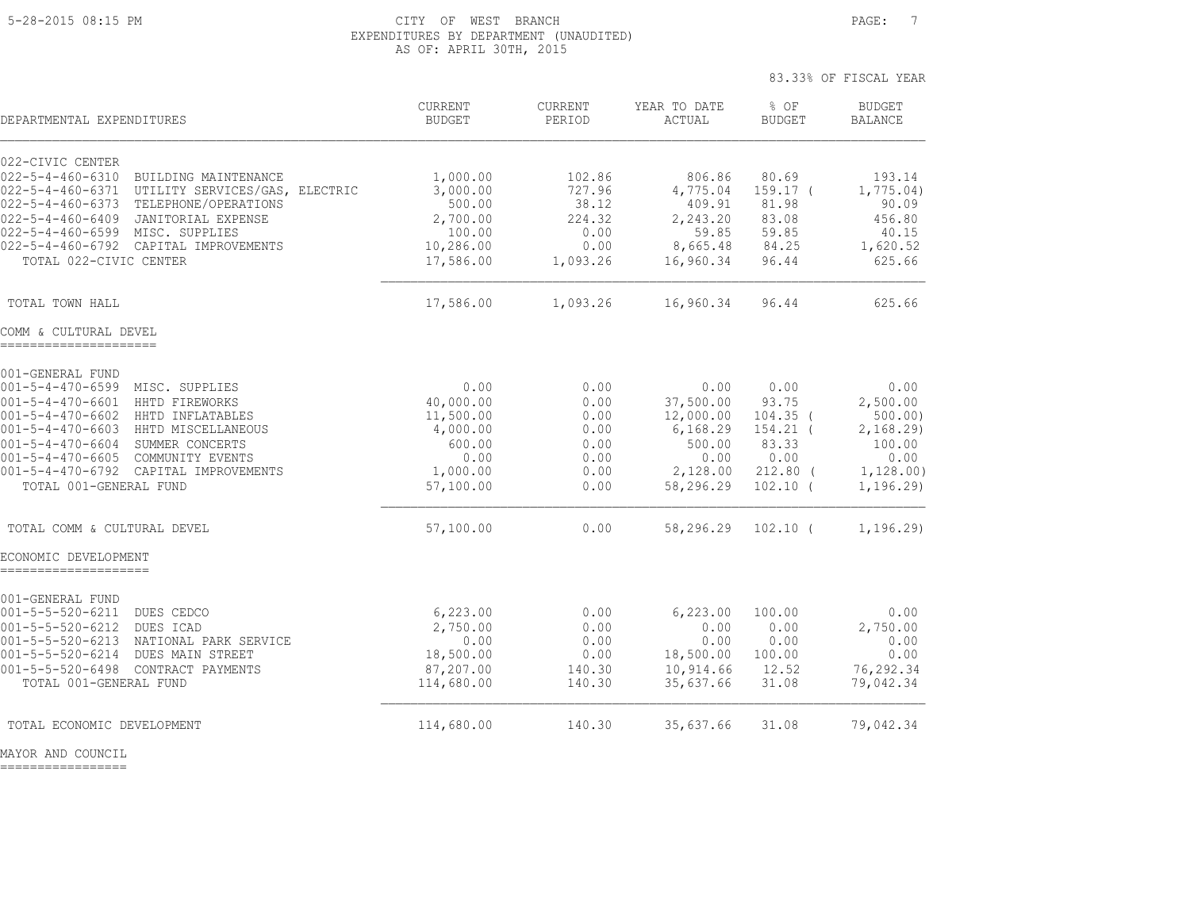CITY OF WEST BRANCH
EXPENDITURES BY DEPARTMENT (UNAUDITED)
AS OF: APRIL 30TH, 2015

83.33% OF FISCAL YEAR

| DEPARTMENTAL EXPENDITURES | CURRENT BUDGET | CURRENT PERIOD | YEAR TO DATE ACTUAL | % OF BUDGET | BUDGET BALANCE |
|---|---|---|---|---|---|
| **022-CIVIC CENTER** | | | | | |
| 022-5-4-460-6310 BUILDING MAINTENANCE | 1,000.00 | 102.86 | 806.86 | 80.69 | 193.14 |
| 022-5-4-460-6371 UTILITY SERVICES/GAS, ELECTRIC | 3,000.00 | 727.96 | 4,775.04 | 159.17 | ( 1,775.04) |
| 022-5-4-460-6373 TELEPHONE/OPERATIONS | 500.00 | 38.12 | 409.91 | 81.98 | 90.09 |
| 022-5-4-460-6409 JANITORIAL EXPENSE | 2,700.00 | 224.32 | 2,243.20 | 83.08 | 456.80 |
| 022-5-4-460-6599 MISC. SUPPLIES | 100.00 | 0.00 | 59.85 | 59.85 | 40.15 |
| 022-5-4-460-6792 CAPITAL IMPROVEMENTS | 10,286.00 | 0.00 | 8,665.48 | 84.25 | 1,620.52 |
| TOTAL 022-CIVIC CENTER | 17,586.00 | 1,093.26 | 16,960.34 | 96.44 | 625.66 |
| TOTAL TOWN HALL | 17,586.00 | 1,093.26 | 16,960.34 | 96.44 | 625.66 |
| **COMM & CULTURAL DEVEL** | | | | | |
| **001-GENERAL FUND** | | | | | |
| 001-5-4-470-6599 MISC. SUPPLIES | 0.00 | 0.00 | 0.00 | 0.00 | 0.00 |
| 001-5-4-470-6601 HHTD FIREWORKS | 40,000.00 | 0.00 | 37,500.00 | 93.75 | 2,500.00 |
| 001-5-4-470-6602 HHTD INFLATABLES | 11,500.00 | 0.00 | 12,000.00 | 104.35 | ( 500.00) |
| 001-5-4-470-6603 HHTD MISCELLANEOUS | 4,000.00 | 0.00 | 6,168.29 | 154.21 | ( 2,168.29) |
| 001-5-4-470-6604 SUMMER CONCERTS | 600.00 | 0.00 | 500.00 | 83.33 | 100.00 |
| 001-5-4-470-6605 COMMUNITY EVENTS | 0.00 | 0.00 | 0.00 | 0.00 | 0.00 |
| 001-5-4-470-6792 CAPITAL IMPROVEMENTS | 1,000.00 | 0.00 | 2,128.00 | 212.80 | ( 1,128.00) |
| TOTAL 001-GENERAL FUND | 57,100.00 | 0.00 | 58,296.29 | 102.10 | ( 1,196.29) |
| TOTAL COMM & CULTURAL DEVEL | 57,100.00 | 0.00 | 58,296.29 | 102.10 | ( 1,196.29) |
| **ECONOMIC DEVELOPMENT** | | | | | |
| **001-GENERAL FUND** | | | | | |
| 001-5-5-520-6211 DUES CEDCO | 6,223.00 | 0.00 | 6,223.00 | 100.00 | 0.00 |
| 001-5-5-520-6212 DUES ICAD | 2,750.00 | 0.00 | 0.00 | 0.00 | 2,750.00 |
| 001-5-5-520-6213 NATIONAL PARK SERVICE | 0.00 | 0.00 | 0.00 | 0.00 | 0.00 |
| 001-5-5-520-6214 DUES MAIN STREET | 18,500.00 | 0.00 | 18,500.00 | 100.00 | 0.00 |
| 001-5-5-520-6498 CONTRACT PAYMENTS | 87,207.00 | 140.30 | 10,914.66 | 12.52 | 76,292.34 |
| TOTAL 001-GENERAL FUND | 114,680.00 | 140.30 | 35,637.66 | 31.08 | 79,042.34 |
| TOTAL ECONOMIC DEVELOPMENT | 114,680.00 | 140.30 | 35,637.66 | 31.08 | 79,042.34 |

MAYOR AND COUNCIL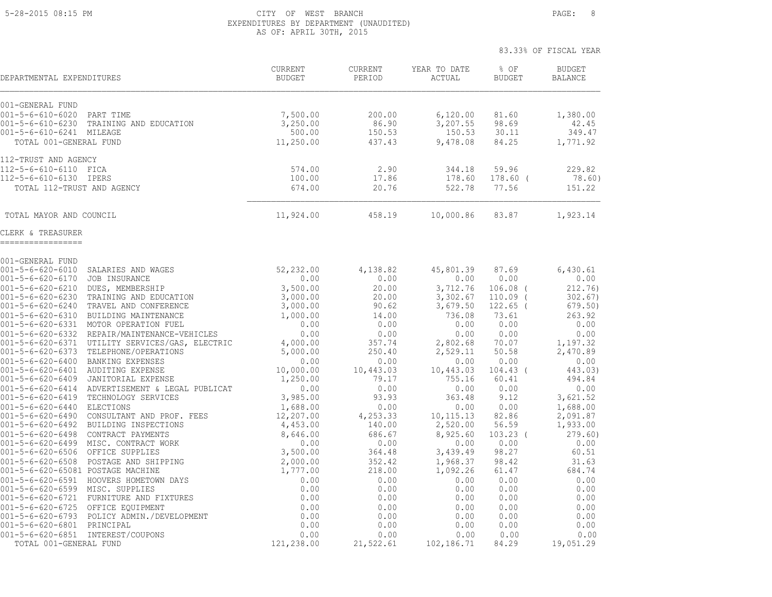CITY OF WEST BRANCH
EXPENDITURES BY DEPARTMENT (UNAUDITED)
AS OF: APRIL 30TH, 2015

83.33% OF FISCAL YEAR

| DEPARTMENTAL EXPENDITURES | CURRENT BUDGET | CURRENT PERIOD | YEAR TO DATE ACTUAL | % OF BUDGET | BUDGET BALANCE |
|---|---|---|---|---|---|
| 001-GENERAL FUND | | | | | |
| 001-5-6-610-6020 PART TIME | 7,500.00 | 200.00 | 6,120.00 | 81.60 | 1,380.00 |
| 001-5-6-610-6230 TRAINING AND EDUCATION | 3,250.00 | 86.90 | 3,207.55 | 98.69 | 42.45 |
| 001-5-6-610-6241 MILEAGE | 500.00 | 150.53 | 150.53 | 30.11 | 349.47 |
| TOTAL 001-GENERAL FUND | 11,250.00 | 437.43 | 9,478.08 | 84.25 | 1,771.92 |
| 112-TRUST AND AGENCY | | | | | |
| 112-5-6-610-6110 FICA | 574.00 | 2.90 | 344.18 | 59.96 | 229.82 |
| 112-5-6-610-6130 IPERS | 100.00 | 17.86 | 178.60 | 178.60 ( | 78.60) |
| TOTAL 112-TRUST AND AGENCY | 674.00 | 20.76 | 522.78 | 77.56 | 151.22 |
| TOTAL MAYOR AND COUNCIL | 11,924.00 | 458.19 | 10,000.86 | 83.87 | 1,923.14 |

CLERK & TREASURER
=================

| DEPARTMENTAL EXPENDITURES | CURRENT BUDGET | CURRENT PERIOD | YEAR TO DATE ACTUAL | % OF BUDGET | BUDGET BALANCE |
|---|---|---|---|---|---|
| 001-GENERAL FUND | | | | | |
| 001-5-6-620-6010 SALARIES AND WAGES | 52,232.00 | 4,138.82 | 45,801.39 | 87.69 | 6,430.61 |
| 001-5-6-620-6170 JOB INSURANCE | 0.00 | 0.00 | 0.00 | 0.00 | 0.00 |
| 001-5-6-620-6210 DUES, MEMBERSHIP | 3,500.00 | 20.00 | 3,712.76 | 106.08 ( | 212.76) |
| 001-5-6-620-6230 TRAINING AND EDUCATION | 3,000.00 | 20.00 | 3,302.67 | 110.09 ( | 302.67) |
| 001-5-6-620-6240 TRAVEL AND CONFERENCE | 3,000.00 | 90.62 | 3,679.50 | 122.65 ( | 679.50) |
| 001-5-6-620-6310 BUILDING MAINTENANCE | 1,000.00 | 14.00 | 736.08 | 73.61 | 263.92 |
| 001-5-6-620-6331 MOTOR OPERATION FUEL | 0.00 | 0.00 | 0.00 | 0.00 | 0.00 |
| 001-5-6-620-6332 REPAIR/MAINTENANCE-VEHICLES | 0.00 | 0.00 | 0.00 | 0.00 | 0.00 |
| 001-5-6-620-6371 UTILITY SERVICES/GAS, ELECTRIC | 4,000.00 | 357.74 | 2,802.68 | 70.07 | 1,197.32 |
| 001-5-6-620-6373 TELEPHONE/OPERATIONS | 5,000.00 | 250.40 | 2,529.11 | 50.58 | 2,470.89 |
| 001-5-6-620-6400 BANKING EXPENSES | 0.00 | 0.00 | 0.00 | 0.00 | 0.00 |
| 001-5-6-620-6401 AUDITING EXPENSE | 10,000.00 | 10,443.03 | 10,443.03 | 104.43 ( | 443.03) |
| 001-5-6-620-6409 JANITORIAL EXPENSE | 1,250.00 | 79.17 | 755.16 | 60.41 | 494.84 |
| 001-5-6-620-6414 ADVERTISEMENT & LEGAL PUBLICAT | 0.00 | 0.00 | 0.00 | 0.00 | 0.00 |
| 001-5-6-620-6419 TECHNOLOGY SERVICES | 3,985.00 | 93.93 | 363.48 | 9.12 | 3,621.52 |
| 001-5-6-620-6440 ELECTIONS | 1,688.00 | 0.00 | 0.00 | 0.00 | 1,688.00 |
| 001-5-6-620-6490 CONSULTANT AND PROF. FEES | 12,207.00 | 4,253.33 | 10,115.13 | 82.86 | 2,091.87 |
| 001-5-6-620-6492 BUILDING INSPECTIONS | 4,453.00 | 140.00 | 2,520.00 | 56.59 | 1,933.00 |
| 001-5-6-620-6498 CONTRACT PAYMENTS | 8,646.00 | 686.67 | 8,925.60 | 103.23 ( | 279.60) |
| 001-5-6-620-6499 MISC. CONTRACT WORK | 0.00 | 0.00 | 0.00 | 0.00 | 0.00 |
| 001-5-6-620-6506 OFFICE SUPPLIES | 3,500.00 | 364.48 | 3,439.49 | 98.27 | 60.51 |
| 001-5-6-620-6508 POSTAGE AND SHIPPING | 2,000.00 | 352.42 | 1,968.37 | 98.42 | 31.63 |
| 001-5-6-620-65081 POSTAGE MACHINE | 1,777.00 | 218.00 | 1,092.26 | 61.47 | 684.74 |
| 001-5-6-620-6591 HOOVERS HOMETOWN DAYS | 0.00 | 0.00 | 0.00 | 0.00 | 0.00 |
| 001-5-6-620-6599 MISC. SUPPLIES | 0.00 | 0.00 | 0.00 | 0.00 | 0.00 |
| 001-5-6-620-6721 FURNITURE AND FIXTURES | 0.00 | 0.00 | 0.00 | 0.00 | 0.00 |
| 001-5-6-620-6725 OFFICE EQUIPMENT | 0.00 | 0.00 | 0.00 | 0.00 | 0.00 |
| 001-5-6-620-6793 POLICY ADMIN./DEVELOPMENT | 0.00 | 0.00 | 0.00 | 0.00 | 0.00 |
| 001-5-6-620-6801 PRINCIPAL | 0.00 | 0.00 | 0.00 | 0.00 | 0.00 |
| 001-5-6-620-6851 INTEREST/COUPONS | 0.00 | 0.00 | 0.00 | 0.00 | 0.00 |
| TOTAL 001-GENERAL FUND | 121,238.00 | 21,522.61 | 102,186.71 | 84.29 | 19,051.29 |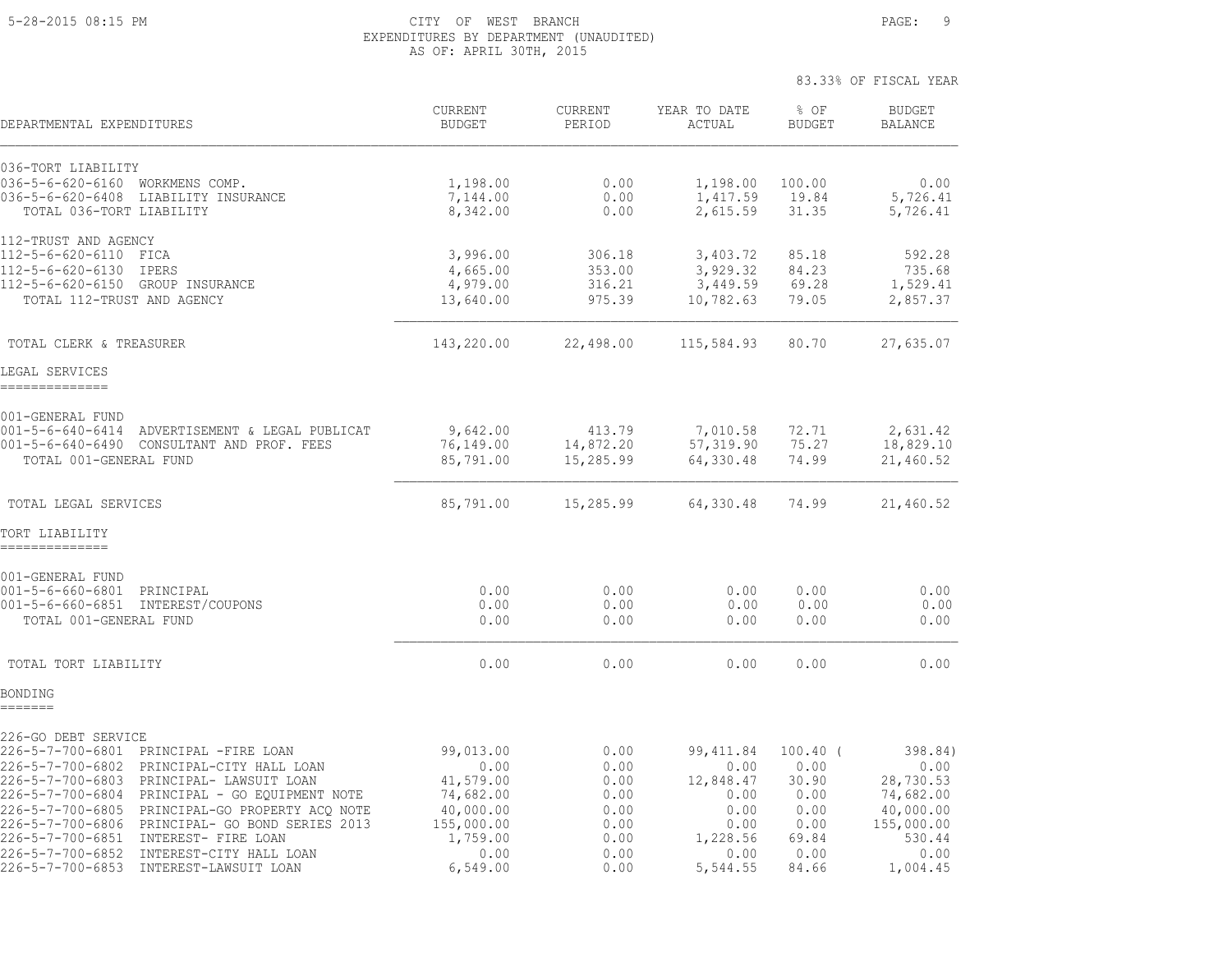CITY OF WEST BRANCH
EXPENDITURES BY DEPARTMENT (UNAUDITED)
AS OF: APRIL 30TH, 2015

83.33% OF FISCAL YEAR

| DEPARTMENTAL EXPENDITURES | CURRENT BUDGET | CURRENT PERIOD | YEAR TO DATE ACTUAL | % OF BUDGET | BUDGET BALANCE |
|---|---|---|---|---|---|
| **036-TORT LIABILITY** | | | | | |
| 036-5-6-620-6160 WORKMENS COMP. | 1,198.00 | 0.00 | 1,198.00 | 100.00 | 0.00 |
| 036-5-6-620-6408 LIABILITY INSURANCE | 7,144.00 | 0.00 | 1,417.59 | 19.84 | 5,726.41 |
| TOTAL 036-TORT LIABILITY | 8,342.00 | 0.00 | 2,615.59 | 31.35 | 5,726.41 |
| **112-TRUST AND AGENCY** | | | | | |
| 112-5-6-620-6110 FICA | 3,996.00 | 306.18 | 3,403.72 | 85.18 | 592.28 |
| 112-5-6-620-6130 IPERS | 4,665.00 | 353.00 | 3,929.32 | 84.23 | 735.68 |
| 112-5-6-620-6150 GROUP INSURANCE | 4,979.00 | 316.21 | 3,449.59 | 69.28 | 1,529.41 |
| TOTAL 112-TRUST AND AGENCY | 13,640.00 | 975.39 | 10,782.63 | 79.05 | 2,857.37 |
| TOTAL CLERK & TREASURER | 143,220.00 | 22,498.00 | 115,584.93 | 80.70 | 27,635.07 |
| **LEGAL SERVICES** | | | | | |
| **001-GENERAL FUND** | | | | | |
| 001-5-6-640-6414 ADVERTISEMENT & LEGAL PUBLICAT | 9,642.00 | 413.79 | 7,010.58 | 72.71 | 2,631.42 |
| 001-5-6-640-6490 CONSULTANT AND PROF. FEES | 76,149.00 | 14,872.20 | 57,319.90 | 75.27 | 18,829.10 |
| TOTAL 001-GENERAL FUND | 85,791.00 | 15,285.99 | 64,330.48 | 74.99 | 21,460.52 |
| TOTAL LEGAL SERVICES | 85,791.00 | 15,285.99 | 64,330.48 | 74.99 | 21,460.52 |
| **TORT LIABILITY** | | | | | |
| **001-GENERAL FUND** | | | | | |
| 001-5-6-660-6801 PRINCIPAL | 0.00 | 0.00 | 0.00 | 0.00 | 0.00 |
| 001-5-6-660-6851 INTEREST/COUPONS | 0.00 | 0.00 | 0.00 | 0.00 | 0.00 |
| TOTAL 001-GENERAL FUND | 0.00 | 0.00 | 0.00 | 0.00 | 0.00 |
| TOTAL TORT LIABILITY | 0.00 | 0.00 | 0.00 | 0.00 | 0.00 |
| **BONDING** | | | | | |
| **226-GO DEBT SERVICE** | | | | | |
| 226-5-7-700-6801 PRINCIPAL -FIRE LOAN | 99,013.00 | 0.00 | 99,411.84 | 100.40 | ( 398.84) |
| 226-5-7-700-6802 PRINCIPAL-CITY HALL LOAN | 0.00 | 0.00 | 0.00 | 0.00 | 0.00 |
| 226-5-7-700-6803 PRINCIPAL- LAWSUIT LOAN | 41,579.00 | 0.00 | 12,848.47 | 30.90 | 28,730.53 |
| 226-5-7-700-6804 PRINCIPAL - GO EQUIPMENT NOTE | 74,682.00 | 0.00 | 0.00 | 0.00 | 74,682.00 |
| 226-5-7-700-6805 PRINCIPAL-GO PROPERTY ACQ NOTE | 40,000.00 | 0.00 | 0.00 | 0.00 | 40,000.00 |
| 226-5-7-700-6806 PRINCIPAL- GO BOND SERIES 2013 | 155,000.00 | 0.00 | 0.00 | 0.00 | 155,000.00 |
| 226-5-7-700-6851 INTEREST- FIRE LOAN | 1,759.00 | 0.00 | 1,228.56 | 69.84 | 530.44 |
| 226-5-7-700-6852 INTEREST-CITY HALL LOAN | 0.00 | 0.00 | 0.00 | 0.00 | 0.00 |
| 226-5-7-700-6853 INTEREST-LAWSUIT LOAN | 6,549.00 | 0.00 | 5,544.55 | 84.66 | 1,004.45 |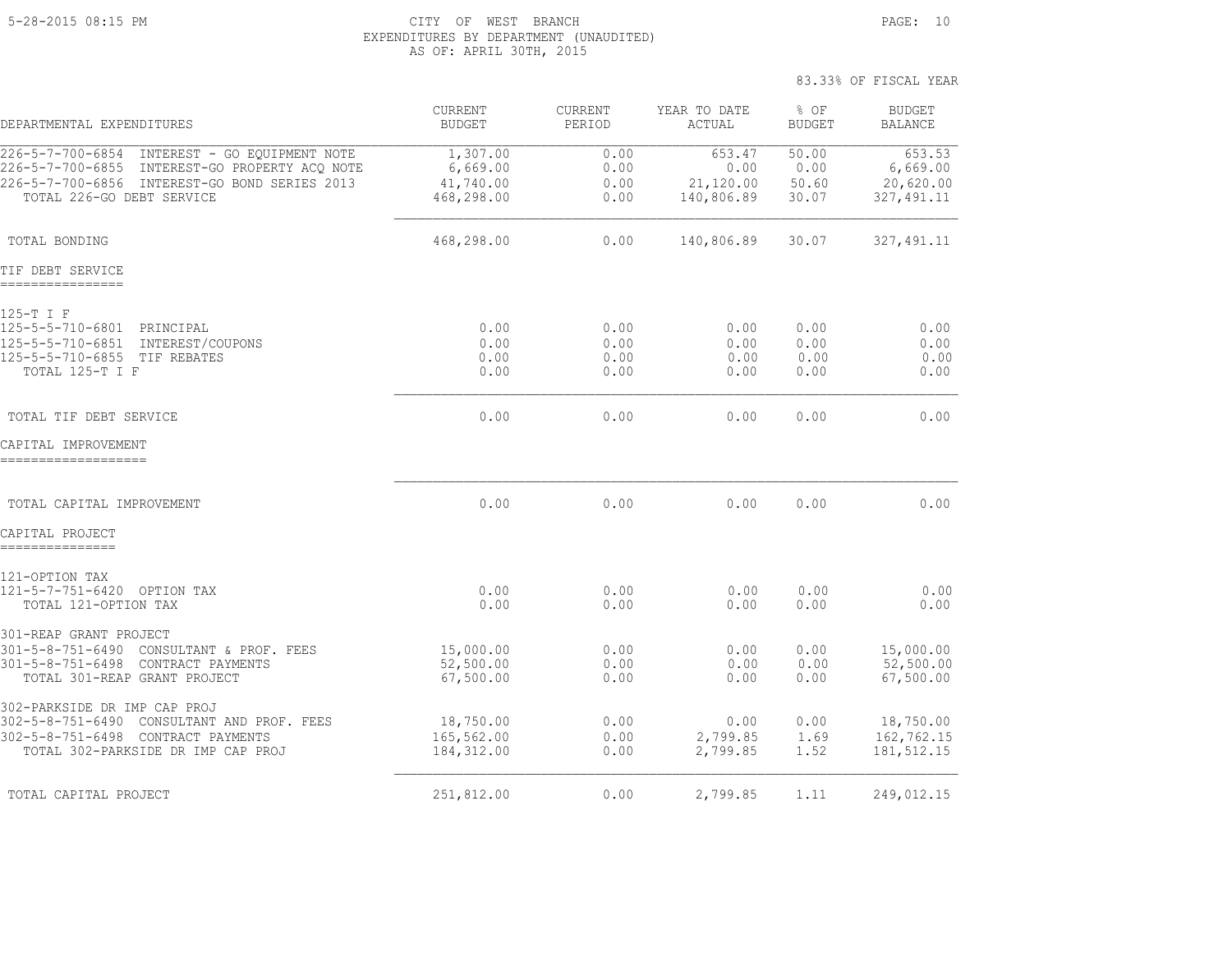CITY OF WEST BRANCH
EXPENDITURES BY DEPARTMENT (UNAUDITED)
AS OF: APRIL 30TH, 2015

83.33% OF FISCAL YEAR

| DEPARTMENTAL EXPENDITURES | CURRENT BUDGET | CURRENT PERIOD | YEAR TO DATE ACTUAL | % OF BUDGET | BUDGET BALANCE |
|---|---|---|---|---|---|
| 226-5-7-700-6854 INTEREST - GO EQUIPMENT NOTE | 1,307.00 | 0.00 | 653.47 | 50.00 | 653.53 |
| 226-5-7-700-6855 INTEREST-GO PROPERTY ACQ NOTE | 6,669.00 | 0.00 | 0.00 | 0.00 | 6,669.00 |
| 226-5-7-700-6856 INTEREST-GO BOND SERIES 2013 | 41,740.00 | 0.00 | 21,120.00 | 50.60 | 20,620.00 |
| TOTAL 226-GO DEBT SERVICE | 468,298.00 | 0.00 | 140,806.89 | 30.07 | 327,491.11 |
| TOTAL BONDING | 468,298.00 | 0.00 | 140,806.89 | 30.07 | 327,491.11 |
| **TIF DEBT SERVICE** | | | | | |
| 125-T I F | | | | | |
| 125-5-5-710-6801 PRINCIPAL | 0.00 | 0.00 | 0.00 | 0.00 | 0.00 |
| 125-5-5-710-6851 INTEREST/COUPONS | 0.00 | 0.00 | 0.00 | 0.00 | 0.00 |
| 125-5-5-710-6855 TIF REBATES | 0.00 | 0.00 | 0.00 | 0.00 | 0.00 |
| TOTAL 125-T I F | 0.00 | 0.00 | 0.00 | 0.00 | 0.00 |
| TOTAL TIF DEBT SERVICE | 0.00 | 0.00 | 0.00 | 0.00 | 0.00 |
| **CAPITAL IMPROVEMENT** | | | | | |
| TOTAL CAPITAL IMPROVEMENT | 0.00 | 0.00 | 0.00 | 0.00 | 0.00 |
| **CAPITAL PROJECT** | | | | | |
| 121-OPTION TAX | | | | | |
| 121-5-7-751-6420 OPTION TAX | 0.00 | 0.00 | 0.00 | 0.00 | 0.00 |
| TOTAL 121-OPTION TAX | 0.00 | 0.00 | 0.00 | 0.00 | 0.00 |
| 301-REAP GRANT PROJECT | | | | | |
| 301-5-8-751-6490 CONSULTANT & PROF. FEES | 15,000.00 | 0.00 | 0.00 | 0.00 | 15,000.00 |
| 301-5-8-751-6498 CONTRACT PAYMENTS | 52,500.00 | 0.00 | 0.00 | 0.00 | 52,500.00 |
| TOTAL 301-REAP GRANT PROJECT | 67,500.00 | 0.00 | 0.00 | 0.00 | 67,500.00 |
| 302-PARKSIDE DR IMP CAP PROJ | | | | | |
| 302-5-8-751-6490 CONSULTANT AND PROF. FEES | 18,750.00 | 0.00 | 0.00 | 0.00 | 18,750.00 |
| 302-5-8-751-6498 CONTRACT PAYMENTS | 165,562.00 | 0.00 | 2,799.85 | 1.69 | 162,762.15 |
| TOTAL 302-PARKSIDE DR IMP CAP PROJ | 184,312.00 | 0.00 | 2,799.85 | 1.52 | 181,512.15 |
| TOTAL CAPITAL PROJECT | 251,812.00 | 0.00 | 2,799.85 | 1.11 | 249,012.15 |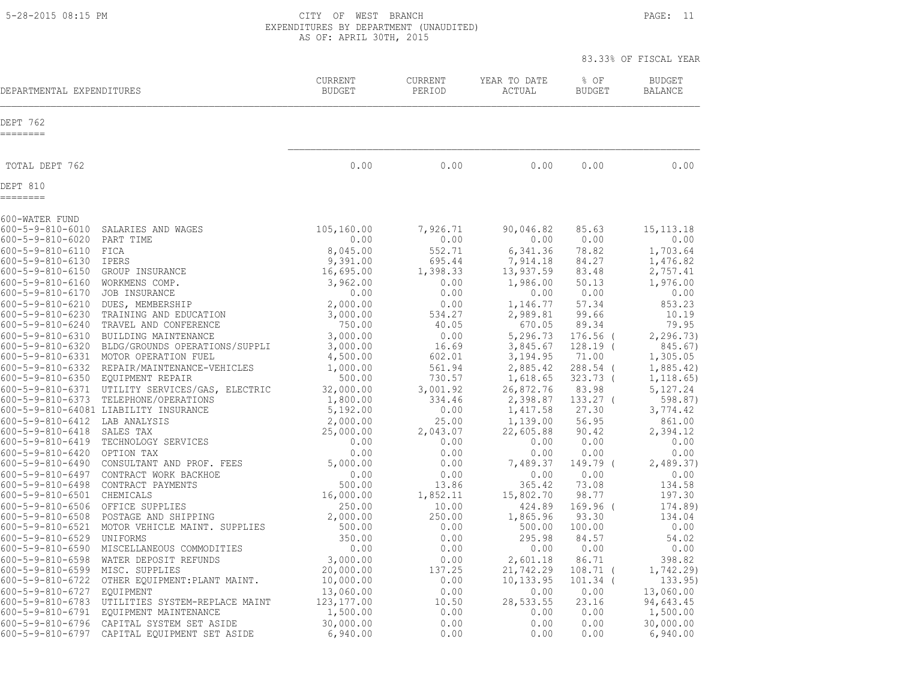# CITY OF WEST BRANCH
## EXPENDITURES BY DEPARTMENT (UNAUDITED)
### AS OF: APRIL 30TH, 2015

83.33% OF FISCAL YEAR

| DEPARTMENTAL EXPENDITURES | | CURRENT BUDGET | CURRENT PERIOD | YEAR TO DATE ACTUAL | % OF BUDGET | BUDGET BALANCE |
|---|---|---|---|---|---|---|
| **DEPT 762** | | | | | | |
| TOTAL DEPT 762 | | 0.00 | 0.00 | 0.00 | 0.00 | 0.00 |
| **DEPT 810** | | | | | | |
| 600-WATER FUND | | | | | | |
| 600-5-9-810-6010 | SALARIES AND WAGES | 105,160.00 | 7,926.71 | 90,046.82 | 85.63 | 15,113.18 |
| 600-5-9-810-6020 | PART TIME | 0.00 | 0.00 | 0.00 | 0.00 | 0.00 |
| 600-5-9-810-6110 | FICA | 8,045.00 | 552.71 | 6,341.36 | 78.82 | 1,703.64 |
| 600-5-9-810-6130 | IPERS | 9,391.00 | 695.44 | 7,914.18 | 84.27 | 1,476.82 |
| 600-5-9-810-6150 | GROUP INSURANCE | 16,695.00 | 1,398.33 | 13,937.59 | 83.48 | 2,757.41 |
| 600-5-9-810-6160 | WORKMENS COMP. | 3,962.00 | 0.00 | 1,986.00 | 50.13 | 1,976.00 |
| 600-5-9-810-6170 | JOB INSURANCE | 0.00 | 0.00 | 0.00 | 0.00 | 0.00 |
| 600-5-9-810-6210 | DUES, MEMBERSHIP | 2,000.00 | 0.00 | 1,146.77 | 57.34 | 853.23 |
| 600-5-9-810-6230 | TRAINING AND EDUCATION | 3,000.00 | 534.27 | 2,989.81 | 99.66 | 10.19 |
| 600-5-9-810-6240 | TRAVEL AND CONFERENCE | 750.00 | 40.05 | 670.05 | 89.34 | 79.95 |
| 600-5-9-810-6310 | BUILDING MAINTENANCE | 3,000.00 | 0.00 | 5,296.73 | 176.56 | ( 2,296.73) |
| 600-5-9-810-6320 | BLDG/GROUNDS OPERATIONS/SUPPLI | 3,000.00 | 16.69 | 3,845.67 | 128.19 | ( 845.67) |
| 600-5-9-810-6331 | MOTOR OPERATION FUEL | 4,500.00 | 602.01 | 3,194.95 | 71.00 | 1,305.05 |
| 600-5-9-810-6332 | REPAIR/MAINTENANCE-VEHICLES | 1,000.00 | 561.94 | 2,885.42 | 288.54 | ( 1,885.42) |
| 600-5-9-810-6350 | EQUIPMENT REPAIR | 500.00 | 730.57 | 1,618.65 | 323.73 | ( 1,118.65) |
| 600-5-9-810-6371 | UTILITY SERVICES/GAS, ELECTRIC | 32,000.00 | 3,001.92 | 26,872.76 | 83.98 | 5,127.24 |
| 600-5-9-810-6373 | TELEPHONE/OPERATIONS | 1,800.00 | 334.46 | 2,398.87 | 133.27 | ( 598.87) |
| 600-5-9-810-64081 | LIABILITY INSURANCE | 5,192.00 | 0.00 | 1,417.58 | 27.30 | 3,774.42 |
| 600-5-9-810-6412 | LAB ANALYSIS | 2,000.00 | 25.00 | 1,139.00 | 56.95 | 861.00 |
| 600-5-9-810-6418 | SALES TAX | 25,000.00 | 2,043.07 | 22,605.88 | 90.42 | 2,394.12 |
| 600-5-9-810-6419 | TECHNOLOGY SERVICES | 0.00 | 0.00 | 0.00 | 0.00 | 0.00 |
| 600-5-9-810-6420 | OPTION TAX | 0.00 | 0.00 | 0.00 | 0.00 | 0.00 |
| 600-5-9-810-6490 | CONSULTANT AND PROF. FEES | 5,000.00 | 0.00 | 7,489.37 | 149.79 | ( 2,489.37) |
| 600-5-9-810-6497 | CONTRACT WORK BACKHOE | 0.00 | 0.00 | 0.00 | 0.00 | 0.00 |
| 600-5-9-810-6498 | CONTRACT PAYMENTS | 500.00 | 13.86 | 365.42 | 73.08 | 134.58 |
| 600-5-9-810-6501 | CHEMICALS | 16,000.00 | 1,852.11 | 15,802.70 | 98.77 | 197.30 |
| 600-5-9-810-6506 | OFFICE SUPPLIES | 250.00 | 10.00 | 424.89 | 169.96 | ( 174.89) |
| 600-5-9-810-6508 | POSTAGE AND SHIPPING | 2,000.00 | 250.00 | 1,865.96 | 93.30 | 134.04 |
| 600-5-9-810-6521 | MOTOR VEHICLE MAINT. SUPPLIES | 500.00 | 0.00 | 500.00 | 100.00 | 0.00 |
| 600-5-9-810-6529 | UNIFORMS | 350.00 | 0.00 | 295.98 | 84.57 | 54.02 |
| 600-5-9-810-6590 | MISCELLANEOUS COMMODITIES | 0.00 | 0.00 | 0.00 | 0.00 | 0.00 |
| 600-5-9-810-6598 | WATER DEPOSIT REFUNDS | 3,000.00 | 0.00 | 2,601.18 | 86.71 | 398.82 |
| 600-5-9-810-6599 | MISC. SUPPLIES | 20,000.00 | 137.25 | 21,742.29 | 108.71 | ( 1,742.29) |
| 600-5-9-810-6722 | OTHER EQUIPMENT:PLANT MAINT. | 10,000.00 | 0.00 | 10,133.95 | 101.34 | ( 133.95) |
| 600-5-9-810-6727 | EQUIPMENT | 13,060.00 | 0.00 | 0.00 | 0.00 | 13,060.00 |
| 600-5-9-810-6783 | UTILITIES SYSTEM-REPLACE MAINT | 123,177.00 | 10.50 | 28,533.55 | 23.16 | 94,643.45 |
| 600-5-9-810-6791 | EQUIPMENT MAINTENANCE | 1,500.00 | 0.00 | 0.00 | 0.00 | 1,500.00 |
| 600-5-9-810-6796 | CAPITAL SYSTEM SET ASIDE | 30,000.00 | 0.00 | 0.00 | 0.00 | 30,000.00 |
| 600-5-9-810-6797 | CAPITAL EQUIPMENT SET ASIDE | 6,940.00 | 0.00 | 0.00 | 0.00 | 6,940.00 |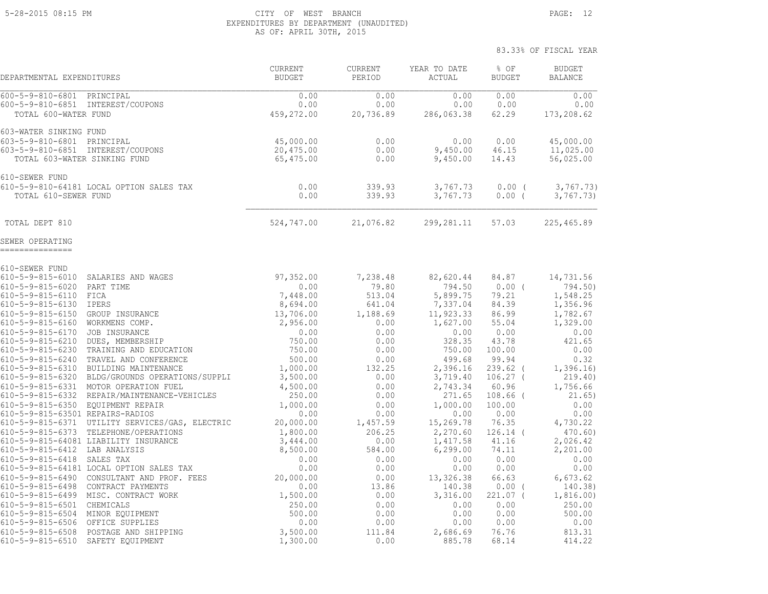CITY OF WEST BRANCH
EXPENDITURES BY DEPARTMENT (UNAUDITED)
AS OF: APRIL 30TH, 2015

83.33% OF FISCAL YEAR

| DEPARTMENTAL EXPENDITURES | CURRENT BUDGET | CURRENT PERIOD | YEAR TO DATE ACTUAL | % OF BUDGET | BUDGET BALANCE |
|---|---|---|---|---|---|
| 600-5-9-810-6801 PRINCIPAL | 0.00 | 0.00 | 0.00 | 0.00 | 0.00 |
| 600-5-9-810-6851 INTEREST/COUPONS | 0.00 | 0.00 | 0.00 | 0.00 | 0.00 |
| TOTAL 600-WATER FUND | 459,272.00 | 20,736.89 | 286,063.38 | 62.29 | 173,208.62 |
| 603-WATER SINKING FUND | | | | | |
| 603-5-9-810-6801 PRINCIPAL | 45,000.00 | 0.00 | 0.00 | 0.00 | 45,000.00 |
| 603-5-9-810-6851 INTEREST/COUPONS | 20,475.00 | 0.00 | 9,450.00 | 46.15 | 11,025.00 |
| TOTAL 603-WATER SINKING FUND | 65,475.00 | 0.00 | 9,450.00 | 14.43 | 56,025.00 |
| 610-SEWER FUND | | | | | |
| 610-5-9-810-64181 LOCAL OPTION SALES TAX | 0.00 | 339.93 | 3,767.73 | 0.00 ( | 3,767.73) |
| TOTAL 610-SEWER FUND | 0.00 | 339.93 | 3,767.73 | 0.00 ( | 3,767.73) |
| TOTAL DEPT 810 | 524,747.00 | 21,076.82 | 299,281.11 | 57.03 | 225,465.89 |

SEWER OPERATING
===============

| DEPARTMENTAL EXPENDITURES | CURRENT BUDGET | CURRENT PERIOD | YEAR TO DATE ACTUAL | % OF BUDGET | BUDGET BALANCE |
|---|---|---|---|---|---|
| 610-SEWER FUND | | | | | |
| 610-5-9-815-6010 SALARIES AND WAGES | 97,352.00 | 7,238.48 | 82,620.44 | 84.87 | 14,731.56 |
| 610-5-9-815-6020 PART TIME | 0.00 | 79.80 | 794.50 | 0.00 ( | 794.50) |
| 610-5-9-815-6110 FICA | 7,448.00 | 513.04 | 5,899.75 | 79.21 | 1,548.25 |
| 610-5-9-815-6130 IPERS | 8,694.00 | 641.04 | 7,337.04 | 84.39 | 1,356.96 |
| 610-5-9-815-6150 GROUP INSURANCE | 13,706.00 | 1,188.69 | 11,923.33 | 86.99 | 1,782.67 |
| 610-5-9-815-6160 WORKMENS COMP. | 2,956.00 | 0.00 | 1,627.00 | 55.04 | 1,329.00 |
| 610-5-9-815-6170 JOB INSURANCE | 0.00 | 0.00 | 0.00 | 0.00 | 0.00 |
| 610-5-9-815-6210 DUES, MEMBERSHIP | 750.00 | 0.00 | 328.35 | 43.78 | 421.65 |
| 610-5-9-815-6230 TRAINING AND EDUCATION | 750.00 | 0.00 | 750.00 | 100.00 | 0.00 |
| 610-5-9-815-6240 TRAVEL AND CONFERENCE | 500.00 | 0.00 | 499.68 | 99.94 | 0.32 |
| 610-5-9-815-6310 BUILDING MAINTENANCE | 1,000.00 | 132.25 | 2,396.16 | 239.62 ( | 1,396.16) |
| 610-5-9-815-6320 BLDG/GROUNDS OPERATIONS/SUPPLI | 3,500.00 | 0.00 | 3,719.40 | 106.27 ( | 219.40) |
| 610-5-9-815-6331 MOTOR OPERATION FUEL | 4,500.00 | 0.00 | 2,743.34 | 60.96 | 1,756.66 |
| 610-5-9-815-6332 REPAIR/MAINTENANCE-VEHICLES | 250.00 | 0.00 | 271.65 | 108.66 ( | 21.65) |
| 610-5-9-815-6350 EQUIPMENT REPAIR | 1,000.00 | 0.00 | 1,000.00 | 100.00 | 0.00 |
| 610-5-9-815-63501 REPAIRS-RADIOS | 0.00 | 0.00 | 0.00 | 0.00 | 0.00 |
| 610-5-9-815-6371 UTILITY SERVICES/GAS, ELECTRIC | 20,000.00 | 1,457.59 | 15,269.78 | 76.35 | 4,730.22 |
| 610-5-9-815-6373 TELEPHONE/OPERATIONS | 1,800.00 | 206.25 | 2,270.60 | 126.14 ( | 470.60) |
| 610-5-9-815-64081 LIABILITY INSURANCE | 3,444.00 | 0.00 | 1,417.58 | 41.16 | 2,026.42 |
| 610-5-9-815-6412 LAB ANALYSIS | 8,500.00 | 584.00 | 6,299.00 | 74.11 | 2,201.00 |
| 610-5-9-815-6418 SALES TAX | 0.00 | 0.00 | 0.00 | 0.00 | 0.00 |
| 610-5-9-815-64181 LOCAL OPTION SALES TAX | 0.00 | 0.00 | 0.00 | 0.00 | 0.00 |
| 610-5-9-815-6490 CONSULTANT AND PROF. FEES | 20,000.00 | 0.00 | 13,326.38 | 66.63 | 6,673.62 |
| 610-5-9-815-6498 CONTRACT PAYMENTS | 0.00 | 13.86 | 140.38 | 0.00 ( | 140.38) |
| 610-5-9-815-6499 MISC. CONTRACT WORK | 1,500.00 | 0.00 | 3,316.00 | 221.07 ( | 1,816.00) |
| 610-5-9-815-6501 CHEMICALS | 250.00 | 0.00 | 0.00 | 0.00 | 250.00 |
| 610-5-9-815-6504 MINOR EQUIPMENT | 500.00 | 0.00 | 0.00 | 0.00 | 500.00 |
| 610-5-9-815-6506 OFFICE SUPPLIES | 0.00 | 0.00 | 0.00 | 0.00 | 0.00 |
| 610-5-9-815-6508 POSTAGE AND SHIPPING | 3,500.00 | 111.84 | 2,686.69 | 76.76 | 813.31 |
| 610-5-9-815-6510 SAFETY EQUIPMENT | 1,300.00 | 0.00 | 885.78 | 68.14 | 414.22 |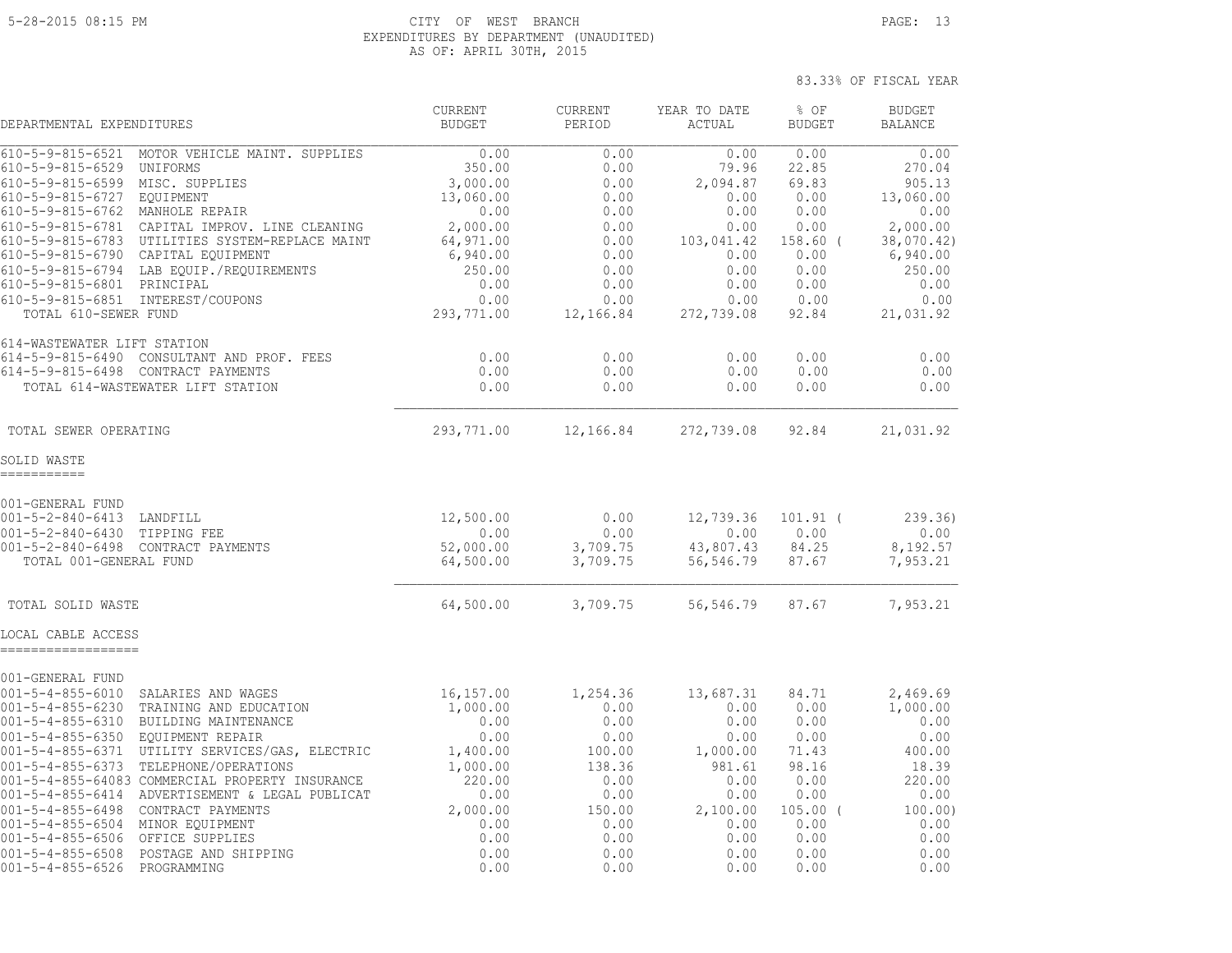CITY OF WEST BRANCH
EXPENDITURES BY DEPARTMENT (UNAUDITED)
AS OF: APRIL 30TH, 2015

83.33% OF FISCAL YEAR

| DEPARTMENTAL EXPENDITURES | CURRENT BUDGET | CURRENT PERIOD | YEAR TO DATE ACTUAL | % OF BUDGET | BUDGET BALANCE |
|---|---|---|---|---|---|
| 610-5-9-815-6521 MOTOR VEHICLE MAINT. SUPPLIES | 0.00 | 0.00 | 0.00 | 0.00 | 0.00 |
| 610-5-9-815-6529 UNIFORMS | 350.00 | 0.00 | 79.96 | 22.85 | 270.04 |
| 610-5-9-815-6599 MISC. SUPPLIES | 3,000.00 | 0.00 | 2,094.87 | 69.83 | 905.13 |
| 610-5-9-815-6727 EQUIPMENT | 13,060.00 | 0.00 | 0.00 | 0.00 | 13,060.00 |
| 610-5-9-815-6762 MANHOLE REPAIR | 0.00 | 0.00 | 0.00 | 0.00 | 0.00 |
| 610-5-9-815-6781 CAPITAL IMPROV. LINE CLEANING | 2,000.00 | 0.00 | 0.00 | 0.00 | 2,000.00 |
| 610-5-9-815-6783 UTILITIES SYSTEM-REPLACE MAINT | 64,971.00 | 0.00 | 103,041.42 | 158.60 | ( 38,070.42) |
| 610-5-9-815-6790 CAPITAL EQUIPMENT | 6,940.00 | 0.00 | 0.00 | 0.00 | 6,940.00 |
| 610-5-9-815-6794 LAB EQUIP./REQUIREMENTS | 250.00 | 0.00 | 0.00 | 0.00 | 250.00 |
| 610-5-9-815-6801 PRINCIPAL | 0.00 | 0.00 | 0.00 | 0.00 | 0.00 |
| 610-5-9-815-6851 INTEREST/COUPONS | 0.00 | 0.00 | 0.00 | 0.00 | 0.00 |
| TOTAL 610-SEWER FUND | 293,771.00 | 12,166.84 | 272,739.08 | 92.84 | 21,031.92 |
| | | | | | |
| 614-WASTEWATER LIFT STATION | | | | | |
| 614-5-9-815-6490 CONSULTANT AND PROF. FEES | 0.00 | 0.00 | 0.00 | 0.00 | 0.00 |
| 614-5-9-815-6498 CONTRACT PAYMENTS | 0.00 | 0.00 | 0.00 | 0.00 | 0.00 |
| TOTAL 614-WASTEWATER LIFT STATION | 0.00 | 0.00 | 0.00 | 0.00 | 0.00 |
| | | | | | |
| TOTAL SEWER OPERATING | 293,771.00 | 12,166.84 | 272,739.08 | 92.84 | 21,031.92 |

## SOLID WASTE

| DEPARTMENTAL EXPENDITURES | CURRENT BUDGET | CURRENT PERIOD | YEAR TO DATE ACTUAL | % OF BUDGET | BUDGET BALANCE |
|---|---|---|---|---|---|
| 001-GENERAL FUND | | | | | |
| 001-5-2-840-6413 LANDFILL | 12,500.00 | 0.00 | 12,739.36 | 101.91 | ( 239.36) |
| 001-5-2-840-6430 TIPPING FEE | 0.00 | 0.00 | 0.00 | 0.00 | 0.00 |
| 001-5-2-840-6498 CONTRACT PAYMENTS | 52,000.00 | 3,709.75 | 43,807.43 | 84.25 | 8,192.57 |
| TOTAL 001-GENERAL FUND | 64,500.00 | 3,709.75 | 56,546.79 | 87.67 | 7,953.21 |
| | | | | | |
| TOTAL SOLID WASTE | 64,500.00 | 3,709.75 | 56,546.79 | 87.67 | 7,953.21 |

## LOCAL CABLE ACCESS

| DEPARTMENTAL EXPENDITURES | CURRENT BUDGET | CURRENT PERIOD | YEAR TO DATE ACTUAL | % OF BUDGET | BUDGET BALANCE |
|---|---|---|---|---|---|
| 001-GENERAL FUND | | | | | |
| 001-5-4-855-6010 SALARIES AND WAGES | 16,157.00 | 1,254.36 | 13,687.31 | 84.71 | 2,469.69 |
| 001-5-4-855-6230 TRAINING AND EDUCATION | 1,000.00 | 0.00 | 0.00 | 0.00 | 1,000.00 |
| 001-5-4-855-6310 BUILDING MAINTENANCE | 0.00 | 0.00 | 0.00 | 0.00 | 0.00 |
| 001-5-4-855-6350 EQUIPMENT REPAIR | 0.00 | 0.00 | 0.00 | 0.00 | 0.00 |
| 001-5-4-855-6371 UTILITY SERVICES/GAS, ELECTRIC | 1,400.00 | 100.00 | 1,000.00 | 71.43 | 400.00 |
| 001-5-4-855-6373 TELEPHONE/OPERATIONS | 1,000.00 | 138.36 | 981.61 | 98.16 | 18.39 |
| 001-5-4-855-64083 COMMERCIAL PROPERTY INSURANCE | 220.00 | 0.00 | 0.00 | 0.00 | 220.00 |
| 001-5-4-855-6414 ADVERTISEMENT & LEGAL PUBLICAT | 0.00 | 0.00 | 0.00 | 0.00 | 0.00 |
| 001-5-4-855-6498 CONTRACT PAYMENTS | 2,000.00 | 150.00 | 2,100.00 | 105.00 | ( 100.00) |
| 001-5-4-855-6504 MINOR EQUIPMENT | 0.00 | 0.00 | 0.00 | 0.00 | 0.00 |
| 001-5-4-855-6506 OFFICE SUPPLIES | 0.00 | 0.00 | 0.00 | 0.00 | 0.00 |
| 001-5-4-855-6508 POSTAGE AND SHIPPING | 0.00 | 0.00 | 0.00 | 0.00 | 0.00 |
| 001-5-4-855-6526 PROGRAMMING | 0.00 | 0.00 | 0.00 | 0.00 | 0.00 |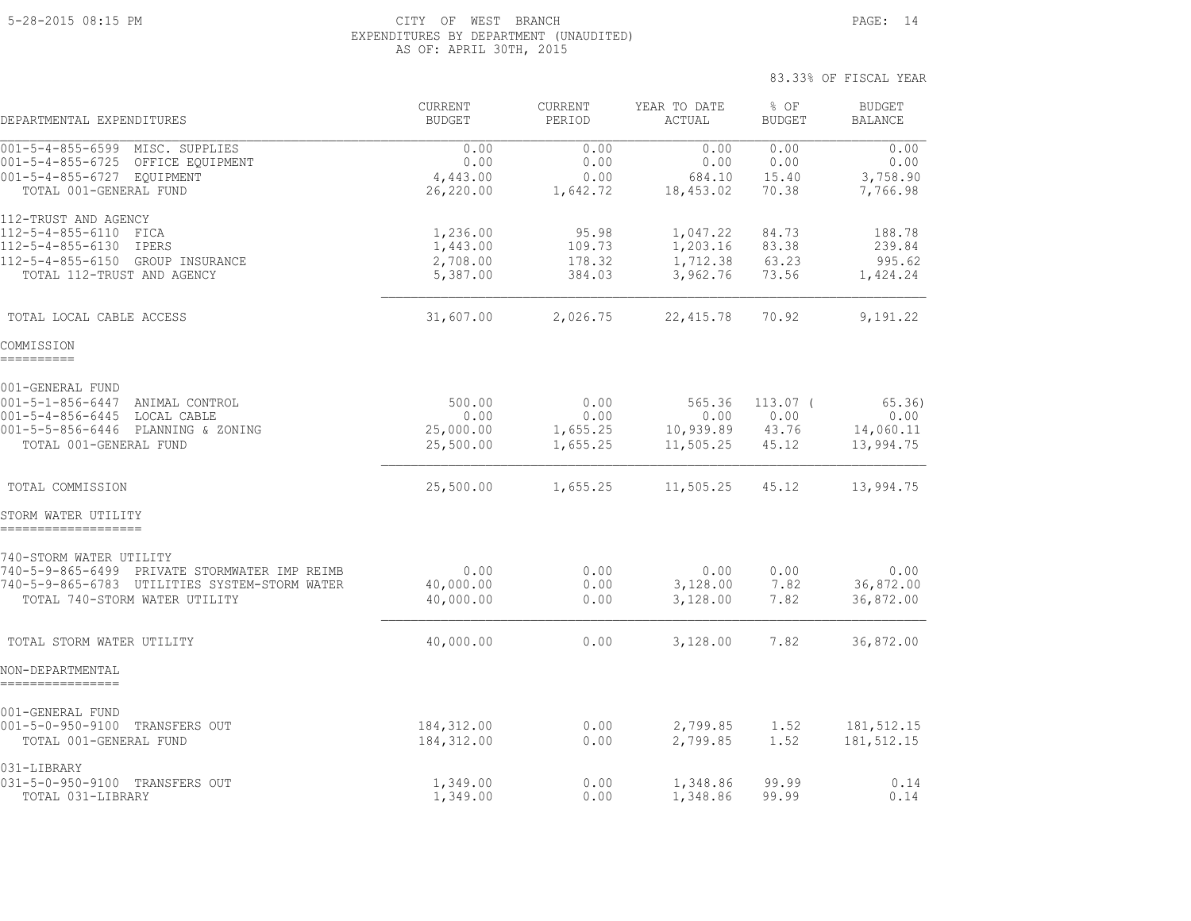CITY OF WEST BRANCH
EXPENDITURES BY DEPARTMENT (UNAUDITED)
AS OF: APRIL 30TH, 2015

83.33% OF FISCAL YEAR

| DEPARTMENTAL EXPENDITURES | CURRENT BUDGET | CURRENT PERIOD | YEAR TO DATE ACTUAL | % OF BUDGET | BUDGET BALANCE |
|---|---|---|---|---|---|
| 001-5-4-855-6599 MISC. SUPPLIES | 0.00 | 0.00 | 0.00 | 0.00 | 0.00 |
| 001-5-4-855-6725 OFFICE EQUIPMENT | 0.00 | 0.00 | 0.00 | 0.00 | 0.00 |
| 001-5-4-855-6727 EQUIPMENT | 4,443.00 | 0.00 | 684.10 | 15.40 | 3,758.90 |
| TOTAL 001-GENERAL FUND | 26,220.00 | 1,642.72 | 18,453.02 | 70.38 | 7,766.98 |
| 112-TRUST AND AGENCY | | | | | |
| 112-5-4-855-6110 FICA | 1,236.00 | 95.98 | 1,047.22 | 84.73 | 188.78 |
| 112-5-4-855-6130 IPERS | 1,443.00 | 109.73 | 1,203.16 | 83.38 | 239.84 |
| 112-5-4-855-6150 GROUP INSURANCE | 2,708.00 | 178.32 | 1,712.38 | 63.23 | 995.62 |
| TOTAL 112-TRUST AND AGENCY | 5,387.00 | 384.03 | 3,962.76 | 73.56 | 1,424.24 |
| TOTAL LOCAL CABLE ACCESS | 31,607.00 | 2,026.75 | 22,415.78 | 70.92 | 9,191.22 |
| **COMMISSION** | | | | | |
| 001-GENERAL FUND | | | | | |
| 001-5-1-856-6447 ANIMAL CONTROL | 500.00 | 0.00 | 565.36 | 113.07 | ( 65.36) |
| 001-5-4-856-6445 LOCAL CABLE | 0.00 | 0.00 | 0.00 | 0.00 | 0.00 |
| 001-5-5-856-6446 PLANNING & ZONING | 25,000.00 | 1,655.25 | 10,939.89 | 43.76 | 14,060.11 |
| TOTAL 001-GENERAL FUND | 25,500.00 | 1,655.25 | 11,505.25 | 45.12 | 13,994.75 |
| TOTAL COMMISSION | 25,500.00 | 1,655.25 | 11,505.25 | 45.12 | 13,994.75 |
| **STORM WATER UTILITY** | | | | | |
| 740-STORM WATER UTILITY | | | | | |
| 740-5-9-865-6499 PRIVATE STORMWATER IMP REIMB | 0.00 | 0.00 | 0.00 | 0.00 | 0.00 |
| 740-5-9-865-6783 UTILITIES SYSTEM-STORM WATER | 40,000.00 | 0.00 | 3,128.00 | 7.82 | 36,872.00 |
| TOTAL 740-STORM WATER UTILITY | 40,000.00 | 0.00 | 3,128.00 | 7.82 | 36,872.00 |
| TOTAL STORM WATER UTILITY | 40,000.00 | 0.00 | 3,128.00 | 7.82 | 36,872.00 |
| **NON-DEPARTMENTAL** | | | | | |
| 001-GENERAL FUND | | | | | |
| 001-5-0-950-9100 TRANSFERS OUT | 184,312.00 | 0.00 | 2,799.85 | 1.52 | 181,512.15 |
| TOTAL 001-GENERAL FUND | 184,312.00 | 0.00 | 2,799.85 | 1.52 | 181,512.15 |
| 031-LIBRARY | | | | | |
| 031-5-0-950-9100 TRANSFERS OUT | 1,349.00 | 0.00 | 1,348.86 | 99.99 | 0.14 |
| TOTAL 031-LIBRARY | 1,349.00 | 0.00 | 1,348.86 | 99.99 | 0.14 |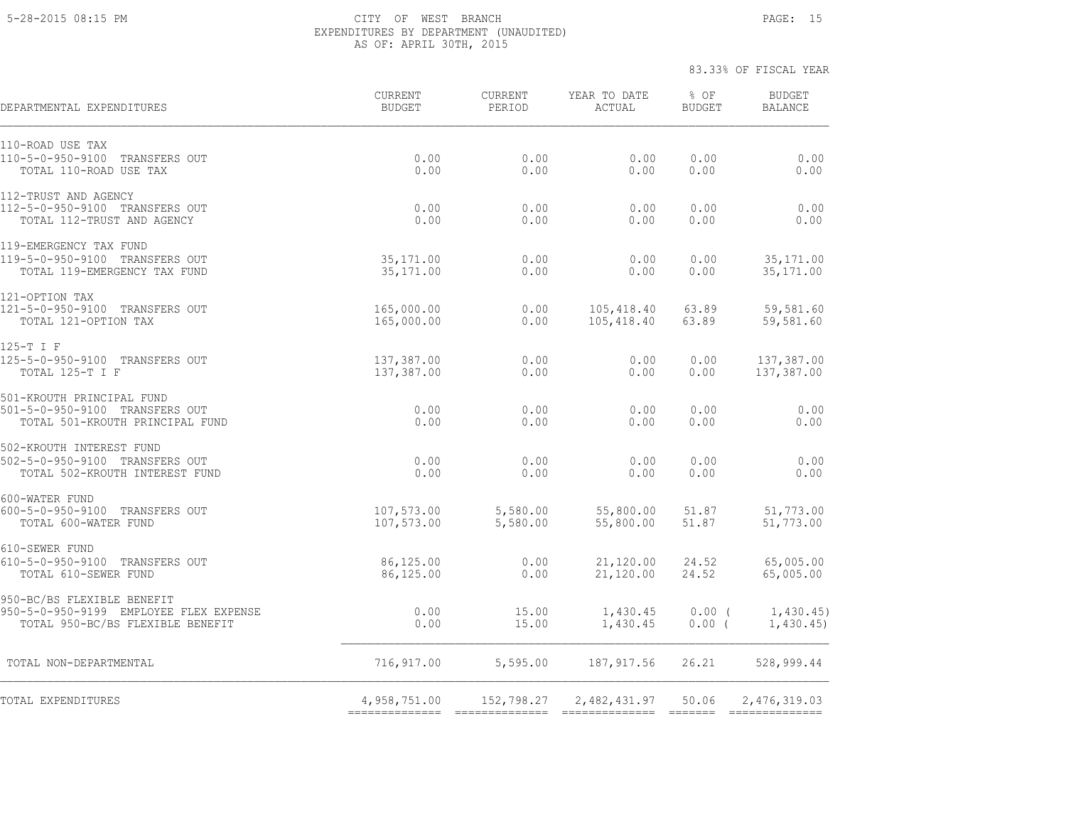CITY OF WEST BRANCH
EXPENDITURES BY DEPARTMENT (UNAUDITED)
AS OF: APRIL 30TH, 2015

83.33% OF FISCAL YEAR

| DEPARTMENTAL EXPENDITURES | CURRENT BUDGET | CURRENT PERIOD | YEAR TO DATE ACTUAL | % OF BUDGET | BUDGET BALANCE |
|---|---|---|---|---|---|
| 110-ROAD USE TAX | | | | | |
| 110-5-0-950-9100 TRANSFERS OUT | 0.00 | 0.00 | 0.00 | 0.00 | 0.00 |
| TOTAL 110-ROAD USE TAX | 0.00 | 0.00 | 0.00 | 0.00 | 0.00 |
| 112-TRUST AND AGENCY | | | | | |
| 112-5-0-950-9100 TRANSFERS OUT | 0.00 | 0.00 | 0.00 | 0.00 | 0.00 |
| TOTAL 112-TRUST AND AGENCY | 0.00 | 0.00 | 0.00 | 0.00 | 0.00 |
| 119-EMERGENCY TAX FUND | | | | | |
| 119-5-0-950-9100 TRANSFERS OUT | 35,171.00 | 0.00 | 0.00 | 0.00 | 35,171.00 |
| TOTAL 119-EMERGENCY TAX FUND | 35,171.00 | 0.00 | 0.00 | 0.00 | 35,171.00 |
| 121-OPTION TAX | | | | | |
| 121-5-0-950-9100 TRANSFERS OUT | 165,000.00 | 0.00 | 105,418.40 | 63.89 | 59,581.60 |
| TOTAL 121-OPTION TAX | 165,000.00 | 0.00 | 105,418.40 | 63.89 | 59,581.60 |
| 125-T I F | | | | | |
| 125-5-0-950-9100 TRANSFERS OUT | 137,387.00 | 0.00 | 0.00 | 0.00 | 137,387.00 |
| TOTAL 125-T I F | 137,387.00 | 0.00 | 0.00 | 0.00 | 137,387.00 |
| 501-KROUTH PRINCIPAL FUND | | | | | |
| 501-5-0-950-9100 TRANSFERS OUT | 0.00 | 0.00 | 0.00 | 0.00 | 0.00 |
| TOTAL 501-KROUTH PRINCIPAL FUND | 0.00 | 0.00 | 0.00 | 0.00 | 0.00 |
| 502-KROUTH INTEREST FUND | | | | | |
| 502-5-0-950-9100 TRANSFERS OUT | 0.00 | 0.00 | 0.00 | 0.00 | 0.00 |
| TOTAL 502-KROUTH INTEREST FUND | 0.00 | 0.00 | 0.00 | 0.00 | 0.00 |
| 600-WATER FUND | | | | | |
| 600-5-0-950-9100 TRANSFERS OUT | 107,573.00 | 5,580.00 | 55,800.00 | 51.87 | 51,773.00 |
| TOTAL 600-WATER FUND | 107,573.00 | 5,580.00 | 55,800.00 | 51.87 | 51,773.00 |
| 610-SEWER FUND | | | | | |
| 610-5-0-950-9100 TRANSFERS OUT | 86,125.00 | 0.00 | 21,120.00 | 24.52 | 65,005.00 |
| TOTAL 610-SEWER FUND | 86,125.00 | 0.00 | 21,120.00 | 24.52 | 65,005.00 |
| 950-BC/BS FLEXIBLE BENEFIT | | | | | |
| 950-5-0-950-9199 EMPLOYEE FLEX EXPENSE | 0.00 | 15.00 | 1,430.45 | 0.00 | ( 1,430.45) |
| TOTAL 950-BC/BS FLEXIBLE BENEFIT | 0.00 | 15.00 | 1,430.45 | 0.00 | ( 1,430.45) |
| TOTAL NON-DEPARTMENTAL | 716,917.00 | 5,595.00 | 187,917.56 | 26.21 | 528,999.44 |
| TOTAL EXPENDITURES | 4,958,751.00 | 152,798.27 | 2,482,431.97 | 50.06 | 2,476,319.03 |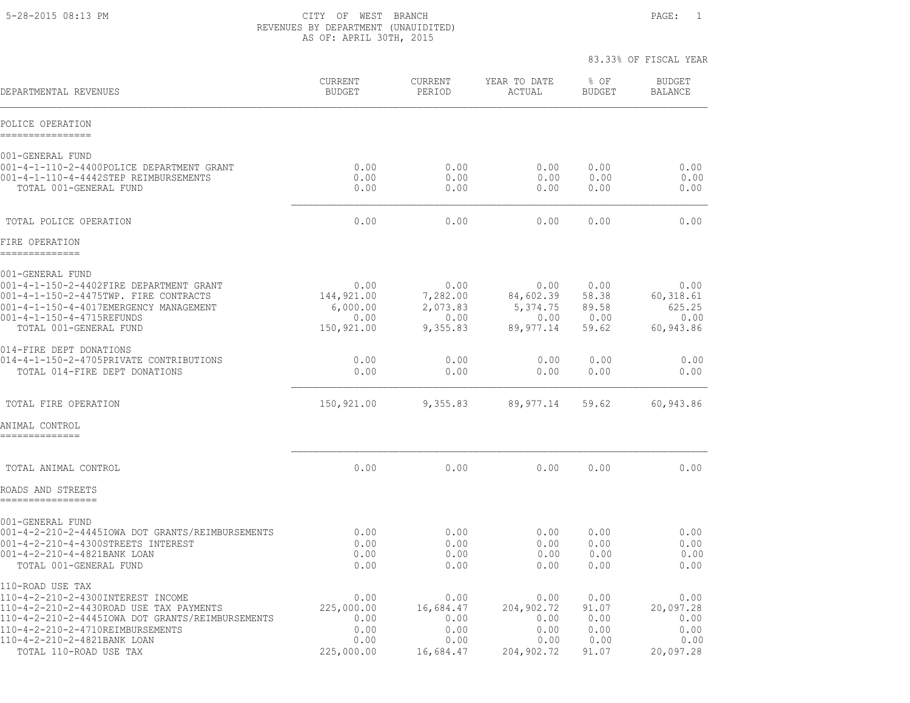5-28-2015 08:13 PM

CITY OF WEST BRANCH
REVENUES BY DEPARTMENT (UNAUIDITED)
AS OF: APRIL 30TH, 2015

83.33% OF FISCAL YEAR

| DEPARTMENTAL REVENUES | CURRENT BUDGET | CURRENT PERIOD | YEAR TO DATE ACTUAL | % OF BUDGET | BUDGET BALANCE |
|---|---|---|---|---|---|
| **POLICE OPERATION** | | | | | |
| 001-GENERAL FUND | | | | | |
| 001-4-1-110-2-4400POLICE DEPARTMENT GRANT | 0.00 | 0.00 | 0.00 | 0.00 | 0.00 |
| 001-4-1-110-4-4442STEP REIMBURSEMENTS | 0.00 | 0.00 | 0.00 | 0.00 | 0.00 |
| TOTAL 001-GENERAL FUND | 0.00 | 0.00 | 0.00 | 0.00 | 0.00 |
| TOTAL POLICE OPERATION | 0.00 | 0.00 | 0.00 | 0.00 | 0.00 |
| **FIRE OPERATION** | | | | | |
| 001-GENERAL FUND | | | | | |
| 001-4-1-150-2-4402FIRE DEPARTMENT GRANT | 0.00 | 0.00 | 0.00 | 0.00 | 0.00 |
| 001-4-1-150-2-4475TWP. FIRE CONTRACTS | 144,921.00 | 7,282.00 | 84,602.39 | 58.38 | 60,318.61 |
| 001-4-1-150-4-4017EMERGENCY MANAGEMENT | 6,000.00 | 2,073.83 | 5,374.75 | 89.58 | 625.25 |
| 001-4-1-150-4-4715REFUNDS | 0.00 | 0.00 | 0.00 | 0.00 | 0.00 |
| TOTAL 001-GENERAL FUND | 150,921.00 | 9,355.83 | 89,977.14 | 59.62 | 60,943.86 |
| 014-FIRE DEPT DONATIONS | | | | | |
| 014-4-1-150-2-4705PRIVATE CONTRIBUTIONS | 0.00 | 0.00 | 0.00 | 0.00 | 0.00 |
| TOTAL 014-FIRE DEPT DONATIONS | 0.00 | 0.00 | 0.00 | 0.00 | 0.00 |
| TOTAL FIRE OPERATION | 150,921.00 | 9,355.83 | 89,977.14 | 59.62 | 60,943.86 |
| **ANIMAL CONTROL** | | | | | |
| TOTAL ANIMAL CONTROL | 0.00 | 0.00 | 0.00 | 0.00 | 0.00 |
| **ROADS AND STREETS** | | | | | |
| 001-GENERAL FUND | | | | | |
| 001-4-2-210-2-4445IOWA DOT GRANTS/REIMBURSEMENTS | 0.00 | 0.00 | 0.00 | 0.00 | 0.00 |
| 001-4-2-210-4-4300STREETS INTEREST | 0.00 | 0.00 | 0.00 | 0.00 | 0.00 |
| 001-4-2-210-4-4821BANK LOAN | 0.00 | 0.00 | 0.00 | 0.00 | 0.00 |
| TOTAL 001-GENERAL FUND | 0.00 | 0.00 | 0.00 | 0.00 | 0.00 |
| 110-ROAD USE TAX | | | | | |
| 110-4-2-210-2-4300INTEREST INCOME | 0.00 | 0.00 | 0.00 | 0.00 | 0.00 |
| 110-4-2-210-2-4430ROAD USE TAX PAYMENTS | 225,000.00 | 16,684.47 | 204,902.72 | 91.07 | 20,097.28 |
| 110-4-2-210-2-4445IOWA DOT GRANTS/REIMBURSEMENTS | 0.00 | 0.00 | 0.00 | 0.00 | 0.00 |
| 110-4-2-210-2-4710REIMBURSEMENTS | 0.00 | 0.00 | 0.00 | 0.00 | 0.00 |
| 110-4-2-210-2-4821BANK LOAN | 0.00 | 0.00 | 0.00 | 0.00 | 0.00 |
| TOTAL 110-ROAD USE TAX | 225,000.00 | 16,684.47 | 204,902.72 | 91.07 | 20,097.28 |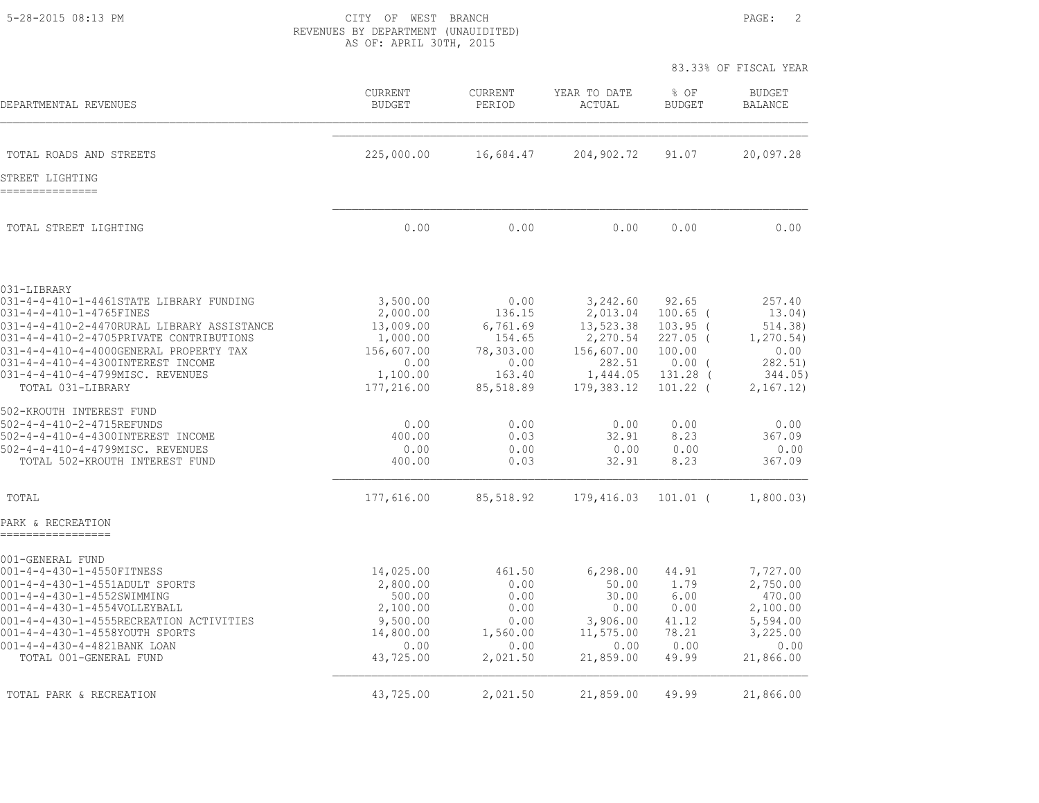CITY OF WEST BRANCH
REVENUES BY DEPARTMENT (UNAUIDITED)
AS OF: APRIL 30TH, 2015

83.33% OF FISCAL YEAR

| DEPARTMENTAL REVENUES | CURRENT BUDGET | CURRENT PERIOD | YEAR TO DATE ACTUAL | % OF BUDGET | BUDGET BALANCE |
|---|---|---|---|---|---|
| TOTAL ROADS AND STREETS | 225,000.00 | 16,684.47 | 204,902.72 | 91.07 | 20,097.28 |
| **STREET LIGHTING** | | | | | |
| TOTAL STREET LIGHTING | 0.00 | 0.00 | 0.00 | 0.00 | 0.00 |
| 031-LIBRARY | | | | | |
| 031-4-4-410-1-4461STATE LIBRARY FUNDING | 3,500.00 | 0.00 | 3,242.60 | 92.65 | 257.40 |
| 031-4-4-410-1-4765FINES | 2,000.00 | 136.15 | 2,013.04 | 100.65 ( | 13.04) |
| 031-4-4-410-2-4470RURAL LIBRARY ASSISTANCE | 13,009.00 | 6,761.69 | 13,523.38 | 103.95 ( | 514.38) |
| 031-4-4-410-2-4705PRIVATE CONTRIBUTIONS | 1,000.00 | 154.65 | 2,270.54 | 227.05 ( | 1,270.54) |
| 031-4-4-410-4-4000GENERAL PROPERTY TAX | 156,607.00 | 78,303.00 | 156,607.00 | 100.00 | 0.00 |
| 031-4-4-410-4-4300INTEREST INCOME | 0.00 | 0.00 | 282.51 | 0.00 ( | 282.51) |
| 031-4-4-410-4-4799MISC. REVENUES | 1,100.00 | 163.40 | 1,444.05 | 131.28 ( | 344.05) |
| TOTAL 031-LIBRARY | 177,216.00 | 85,518.89 | 179,383.12 | 101.22 ( | 2,167.12) |
| 502-KROUTH INTEREST FUND | | | | | |
| 502-4-4-410-2-4715REFUNDS | 0.00 | 0.00 | 0.00 | 0.00 | 0.00 |
| 502-4-4-410-4-4300INTEREST INCOME | 400.00 | 0.03 | 32.91 | 8.23 | 367.09 |
| 502-4-4-410-4-4799MISC. REVENUES | 0.00 | 0.00 | 0.00 | 0.00 | 0.00 |
| TOTAL 502-KROUTH INTEREST FUND | 400.00 | 0.03 | 32.91 | 8.23 | 367.09 |
| TOTAL | 177,616.00 | 85,518.92 | 179,416.03 | 101.01 ( | 1,800.03) |
| **PARK & RECREATION** | | | | | |
| 001-GENERAL FUND | | | | | |
| 001-4-4-430-1-4550FITNESS | 14,025.00 | 461.50 | 6,298.00 | 44.91 | 7,727.00 |
| 001-4-4-430-1-4551ADULT SPORTS | 2,800.00 | 0.00 | 50.00 | 1.79 | 2,750.00 |
| 001-4-4-430-1-4552SWIMMING | 500.00 | 0.00 | 30.00 | 6.00 | 470.00 |
| 001-4-4-430-1-4554VOLLEYBALL | 2,100.00 | 0.00 | 0.00 | 0.00 | 2,100.00 |
| 001-4-4-430-1-4555RECREATION ACTIVITIES | 9,500.00 | 0.00 | 3,906.00 | 41.12 | 5,594.00 |
| 001-4-4-430-1-4558YOUTH SPORTS | 14,800.00 | 1,560.00 | 11,575.00 | 78.21 | 3,225.00 |
| 001-4-4-430-4-4821BANK LOAN | 0.00 | 0.00 | 0.00 | 0.00 | 0.00 |
| TOTAL 001-GENERAL FUND | 43,725.00 | 2,021.50 | 21,859.00 | 49.99 | 21,866.00 |
| TOTAL PARK & RECREATION | 43,725.00 | 2,021.50 | 21,859.00 | 49.99 | 21,866.00 |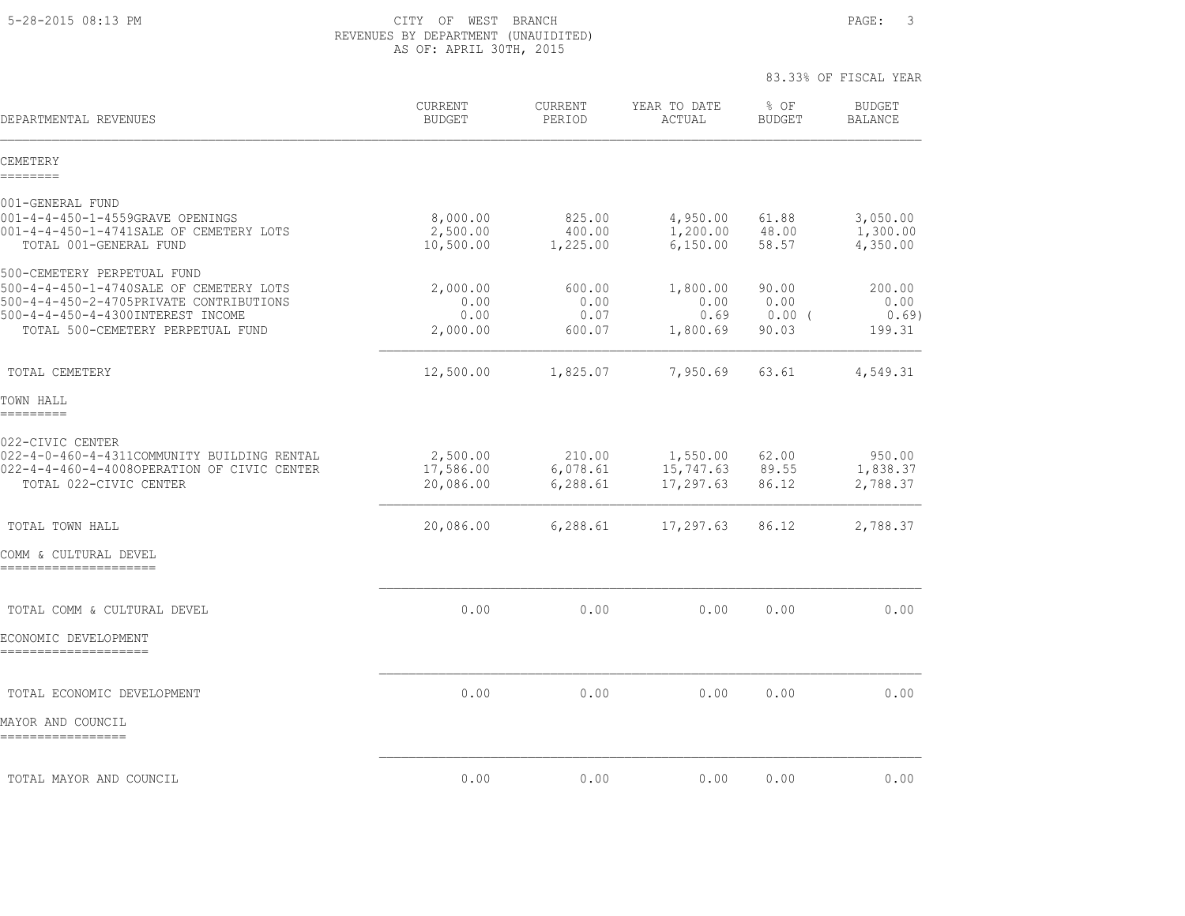CITY OF WEST BRANCH
REVENUES BY DEPARTMENT (UNAUIDITED)
AS OF: APRIL 30TH, 2015

83.33% OF FISCAL YEAR

| DEPARTMENTAL REVENUES | CURRENT BUDGET | CURRENT PERIOD | YEAR TO DATE ACTUAL | % OF BUDGET | BUDGET BALANCE |
|---|---|---|---|---|---|
| **CEMETERY** | | | | | |
| 001-GENERAL FUND | | | | | |
| 001-4-4-450-1-4559GRAVE OPENINGS | 8,000.00 | 825.00 | 4,950.00 | 61.88 | 3,050.00 |
| 001-4-4-450-1-4741SALE OF CEMETERY LOTS | 2,500.00 | 400.00 | 1,200.00 | 48.00 | 1,300.00 |
| TOTAL 001-GENERAL FUND | 10,500.00 | 1,225.00 | 6,150.00 | 58.57 | 4,350.00 |
| 500-CEMETERY PERPETUAL FUND | | | | | |
| 500-4-4-450-1-4740SALE OF CEMETERY LOTS | 2,000.00 | 600.00 | 1,800.00 | 90.00 | 200.00 |
| 500-4-4-450-2-4705PRIVATE CONTRIBUTIONS | 0.00 | 0.00 | 0.00 | 0.00 | 0.00 |
| 500-4-4-450-4-4300INTEREST INCOME | 0.00 | 0.07 | 0.69 | 0.00 | ( 0.69) |
| TOTAL 500-CEMETERY PERPETUAL FUND | 2,000.00 | 600.07 | 1,800.69 | 90.03 | 199.31 |
| TOTAL CEMETERY | 12,500.00 | 1,825.07 | 7,950.69 | 63.61 | 4,549.31 |
| **TOWN HALL** | | | | | |
| 022-CIVIC CENTER | | | | | |
| 022-4-0-460-4-4311COMMUNITY BUILDING RENTAL | 2,500.00 | 210.00 | 1,550.00 | 62.00 | 950.00 |
| 022-4-4-460-4-4008OPERATION OF CIVIC CENTER | 17,586.00 | 6,078.61 | 15,747.63 | 89.55 | 1,838.37 |
| TOTAL 022-CIVIC CENTER | 20,086.00 | 6,288.61 | 17,297.63 | 86.12 | 2,788.37 |
| TOTAL TOWN HALL | 20,086.00 | 6,288.61 | 17,297.63 | 86.12 | 2,788.37 |
| **COMM & CULTURAL DEVEL** | | | | | |
| TOTAL COMM & CULTURAL DEVEL | 0.00 | 0.00 | 0.00 | 0.00 | 0.00 |
| **ECONOMIC DEVELOPMENT** | | | | | |
| TOTAL ECONOMIC DEVELOPMENT | 0.00 | 0.00 | 0.00 | 0.00 | 0.00 |
| **MAYOR AND COUNCIL** | | | | | |
| TOTAL MAYOR AND COUNCIL | 0.00 | 0.00 | 0.00 | 0.00 | 0.00 |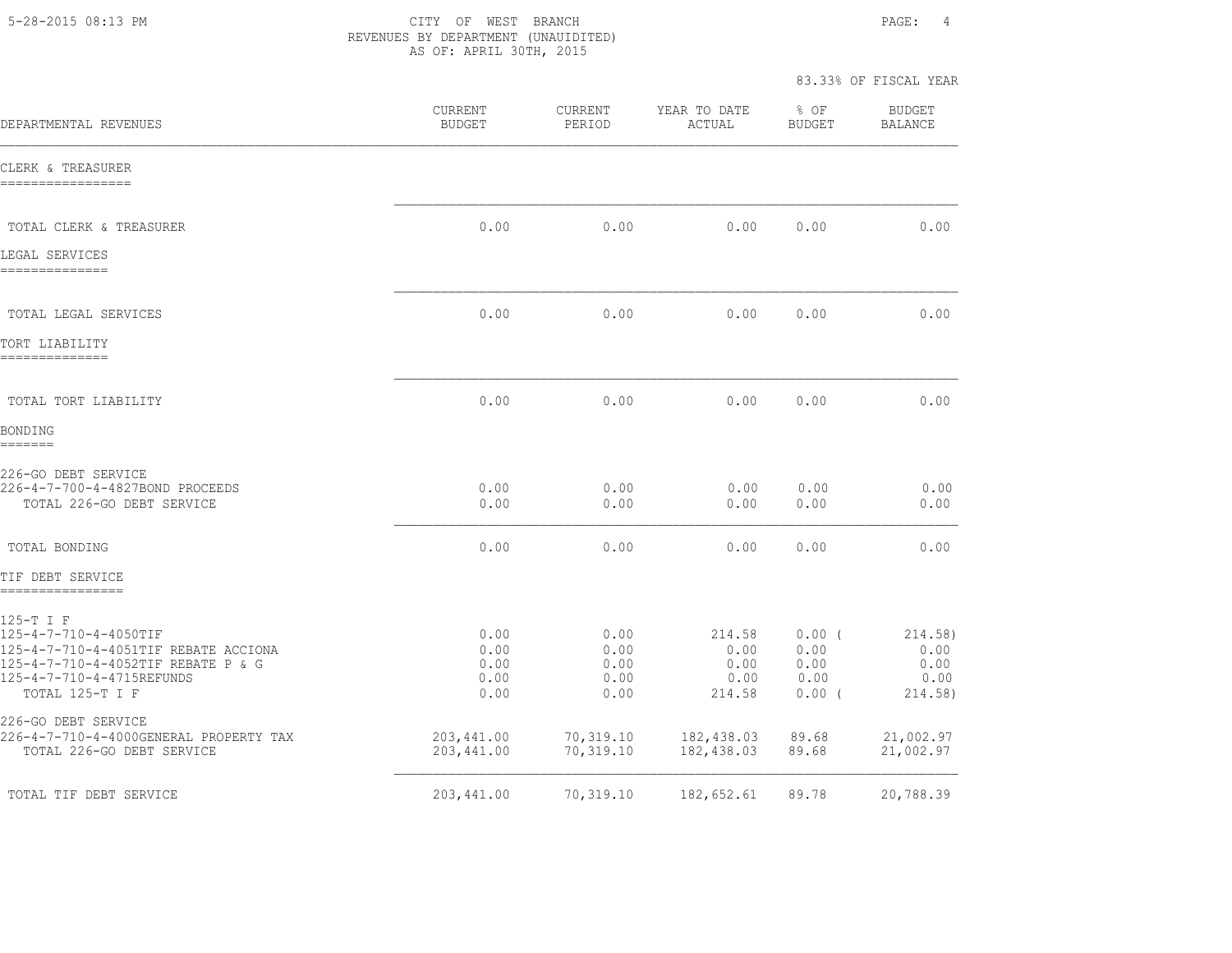CITY OF WEST BRANCH
REVENUES BY DEPARTMENT (UNAUIDITED)
AS OF: APRIL 30TH, 2015

83.33% OF FISCAL YEAR

| DEPARTMENTAL REVENUES | CURRENT BUDGET | CURRENT PERIOD | YEAR TO DATE ACTUAL | % OF BUDGET | BUDGET BALANCE |
|---|---|---|---|---|---|
| **CLERK & TREASURER** | | | | | |
| TOTAL CLERK & TREASURER | 0.00 | 0.00 | 0.00 | 0.00 | 0.00 |
| **LEGAL SERVICES** | | | | | |
| TOTAL LEGAL SERVICES | 0.00 | 0.00 | 0.00 | 0.00 | 0.00 |
| **TORT LIABILITY** | | | | | |
| TOTAL TORT LIABILITY | 0.00 | 0.00 | 0.00 | 0.00 | 0.00 |
| **BONDING** | | | | | |
| 226-GO DEBT SERVICE | | | | | |
| 226-4-7-700-4-4827BOND PROCEEDS | 0.00 | 0.00 | 0.00 | 0.00 | 0.00 |
| TOTAL 226-GO DEBT SERVICE | 0.00 | 0.00 | 0.00 | 0.00 | 0.00 |
| TOTAL BONDING | 0.00 | 0.00 | 0.00 | 0.00 | 0.00 |
| **TIF DEBT SERVICE** | | | | | |
| 125-T I F | | | | | |
| 125-4-7-710-4-4050TIF | 0.00 | 0.00 | 214.58 | 0.00 | ( 214.58) |
| 125-4-7-710-4-4051TIF REBATE ACCIONA | 0.00 | 0.00 | 0.00 | 0.00 | 0.00 |
| 125-4-7-710-4-4052TIF REBATE P & G | 0.00 | 0.00 | 0.00 | 0.00 | 0.00 |
| 125-4-7-710-4-4715REFUNDS | 0.00 | 0.00 | 0.00 | 0.00 | 0.00 |
| TOTAL 125-T I F | 0.00 | 0.00 | 214.58 | 0.00 | ( 214.58) |
| 226-GO DEBT SERVICE | | | | | |
| 226-4-7-710-4-4000GENERAL PROPERTY TAX | 203,441.00 | 70,319.10 | 182,438.03 | 89.68 | 21,002.97 |
| TOTAL 226-GO DEBT SERVICE | 203,441.00 | 70,319.10 | 182,438.03 | 89.68 | 21,002.97 |
| TOTAL TIF DEBT SERVICE | 203,441.00 | 70,319.10 | 182,652.61 | 89.78 | 20,788.39 |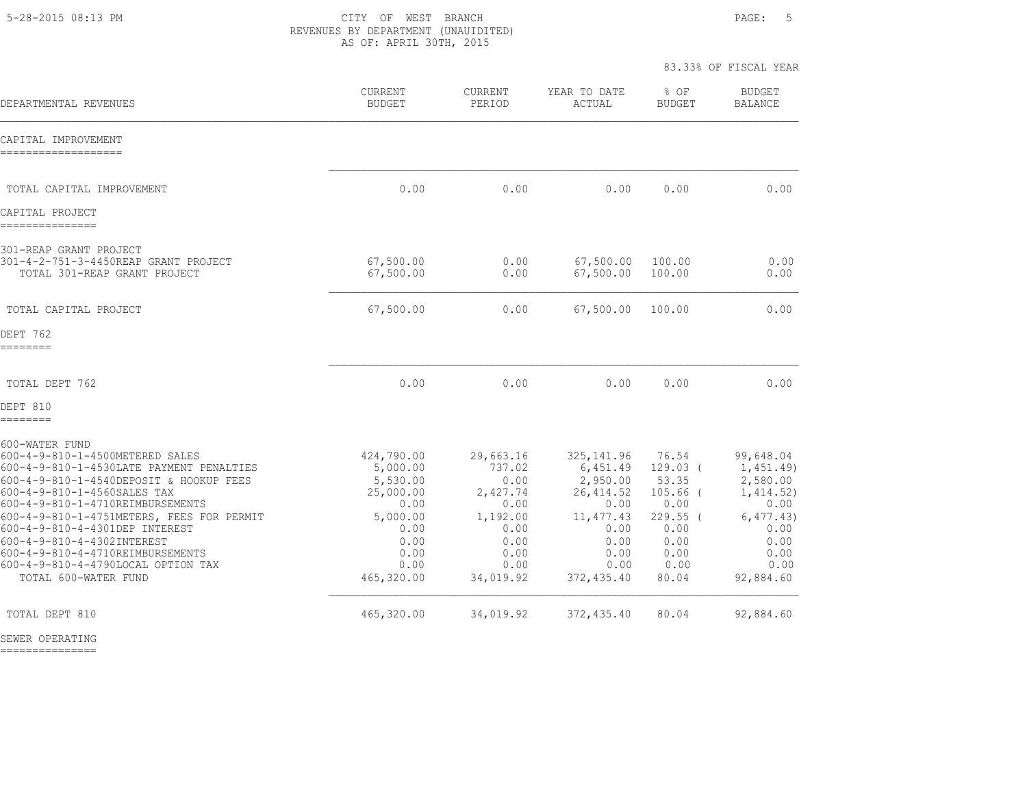CITY OF WEST BRANCH
REVENUES BY DEPARTMENT (UNAUIDITED)
AS OF: APRIL 30TH, 2015

83.33% OF FISCAL YEAR

| DEPARTMENTAL REVENUES | CURRENT BUDGET | CURRENT PERIOD | YEAR TO DATE ACTUAL | % OF BUDGET | BUDGET BALANCE |
|---|---|---|---|---|---|
| **CAPITAL IMPROVEMENT** | | | | | |
| TOTAL CAPITAL IMPROVEMENT | 0.00 | 0.00 | 0.00 | 0.00 | 0.00 |
| **CAPITAL PROJECT** | | | | | |
| 301-REAP GRANT PROJECT | | | | | |
| 301-4-2-751-3-4450REAP GRANT PROJECT | 67,500.00 | 0.00 | 67,500.00 | 100.00 | 0.00 |
| TOTAL 301-REAP GRANT PROJECT | 67,500.00 | 0.00 | 67,500.00 | 100.00 | 0.00 |
| TOTAL CAPITAL PROJECT | 67,500.00 | 0.00 | 67,500.00 | 100.00 | 0.00 |
| **DEPT 762** | | | | | |
| TOTAL DEPT 762 | 0.00 | 0.00 | 0.00 | 0.00 | 0.00 |
| **DEPT 810** | | | | | |
| 600-WATER FUND | | | | | |
| 600-4-9-810-1-4500METERED SALES | 424,790.00 | 29,663.16 | 325,141.96 | 76.54 | 99,648.04 |
| 600-4-9-810-1-4530LATE PAYMENT PENALTIES | 5,000.00 | 737.02 | 6,451.49 | 129.03 | ( 1,451.49) |
| 600-4-9-810-1-4540DEPOSIT & HOOKUP FEES | 5,530.00 | 0.00 | 2,950.00 | 53.35 | 2,580.00 |
| 600-4-9-810-1-4560SALES TAX | 25,000.00 | 2,427.74 | 26,414.52 | 105.66 | ( 1,414.52) |
| 600-4-9-810-1-4710REIMBURSEMENTS | 0.00 | 0.00 | 0.00 | 0.00 | 0.00 |
| 600-4-9-810-1-4751METERS, FEES FOR PERMIT | 5,000.00 | 1,192.00 | 11,477.43 | 229.55 | ( 6,477.43) |
| 600-4-9-810-4-4301DEP INTEREST | 0.00 | 0.00 | 0.00 | 0.00 | 0.00 |
| 600-4-9-810-4-4302INTEREST | 0.00 | 0.00 | 0.00 | 0.00 | 0.00 |
| 600-4-9-810-4-4710REIMBURSEMENTS | 0.00 | 0.00 | 0.00 | 0.00 | 0.00 |
| 600-4-9-810-4-4790LOCAL OPTION TAX | 0.00 | 0.00 | 0.00 | 0.00 | 0.00 |
| TOTAL 600-WATER FUND | 465,320.00 | 34,019.92 | 372,435.40 | 80.04 | 92,884.60 |
| TOTAL DEPT 810 | 465,320.00 | 34,019.92 | 372,435.40 | 80.04 | 92,884.60 |
| **SEWER OPERATING** | | | | | |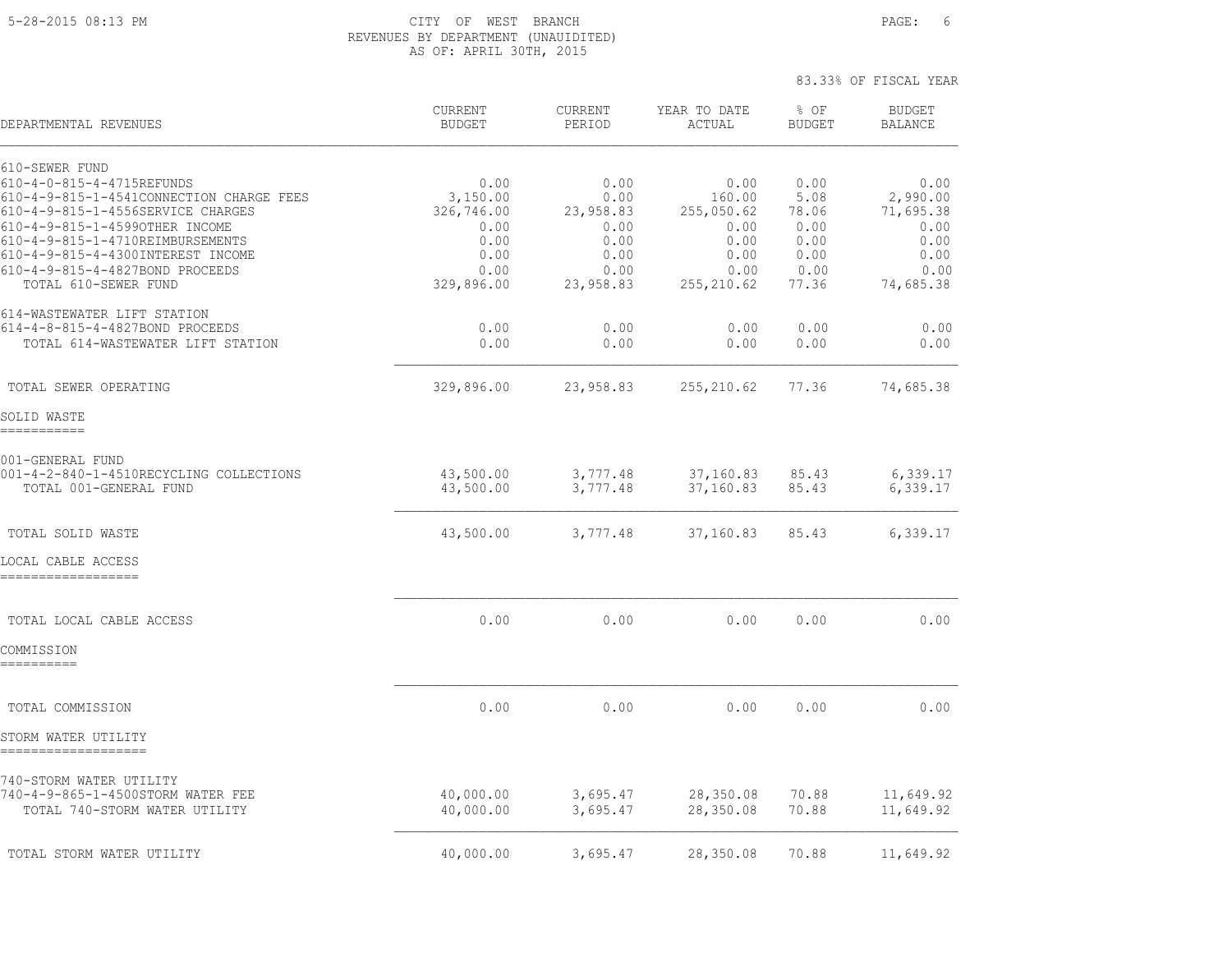CITY OF WEST BRANCH
REVENUES BY DEPARTMENT (UNAUIDITED)
AS OF: APRIL 30TH, 2015

5-28-2015 08:13 PM

83.33% OF FISCAL YEAR

| DEPARTMENTAL REVENUES | CURRENT BUDGET | CURRENT PERIOD | YEAR TO DATE ACTUAL | % OF BUDGET | BUDGET BALANCE |
|---|---|---|---|---|---|
| 610-SEWER FUND | | | | | |
| 610-4-0-815-4-4715REFUNDS | 0.00 | 0.00 | 0.00 | 0.00 | 0.00 |
| 610-4-9-815-1-4541CONNECTION CHARGE FEES | 3,150.00 | 0.00 | 160.00 | 5.08 | 2,990.00 |
| 610-4-9-815-1-4556SERVICE CHARGES | 326,746.00 | 23,958.83 | 255,050.62 | 78.06 | 71,695.38 |
| 610-4-9-815-1-4599OTHER INCOME | 0.00 | 0.00 | 0.00 | 0.00 | 0.00 |
| 610-4-9-815-1-4710REIMBURSEMENTS | 0.00 | 0.00 | 0.00 | 0.00 | 0.00 |
| 610-4-9-815-4-4300INTEREST INCOME | 0.00 | 0.00 | 0.00 | 0.00 | 0.00 |
| 610-4-9-815-4-4827BOND PROCEEDS | 0.00 | 0.00 | 0.00 | 0.00 | 0.00 |
| TOTAL 610-SEWER FUND | 329,896.00 | 23,958.83 | 255,210.62 | 77.36 | 74,685.38 |
| 614-WASTEWATER LIFT STATION | | | | | |
| 614-4-8-815-4-4827BOND PROCEEDS | 0.00 | 0.00 | 0.00 | 0.00 | 0.00 |
| TOTAL 614-WASTEWATER LIFT STATION | 0.00 | 0.00 | 0.00 | 0.00 | 0.00 |
| TOTAL SEWER OPERATING | 329,896.00 | 23,958.83 | 255,210.62 | 77.36 | 74,685.38 |
| SOLID WASTE | | | | | |
| 001-GENERAL FUND | | | | | |
| 001-4-2-840-1-4510RECYCLING COLLECTIONS | 43,500.00 | 3,777.48 | 37,160.83 | 85.43 | 6,339.17 |
| TOTAL 001-GENERAL FUND | 43,500.00 | 3,777.48 | 37,160.83 | 85.43 | 6,339.17 |
| TOTAL SOLID WASTE | 43,500.00 | 3,777.48 | 37,160.83 | 85.43 | 6,339.17 |
| LOCAL CABLE ACCESS | | | | | |
| TOTAL LOCAL CABLE ACCESS | 0.00 | 0.00 | 0.00 | 0.00 | 0.00 |
| COMMISSION | | | | | |
| TOTAL COMMISSION | 0.00 | 0.00 | 0.00 | 0.00 | 0.00 |
| STORM WATER UTILITY | | | | | |
| 740-STORM WATER UTILITY | | | | | |
| 740-4-9-865-1-4500STORM WATER FEE | 40,000.00 | 3,695.47 | 28,350.08 | 70.88 | 11,649.92 |
| TOTAL 740-STORM WATER UTILITY | 40,000.00 | 3,695.47 | 28,350.08 | 70.88 | 11,649.92 |
| TOTAL STORM WATER UTILITY | 40,000.00 | 3,695.47 | 28,350.08 | 70.88 | 11,649.92 |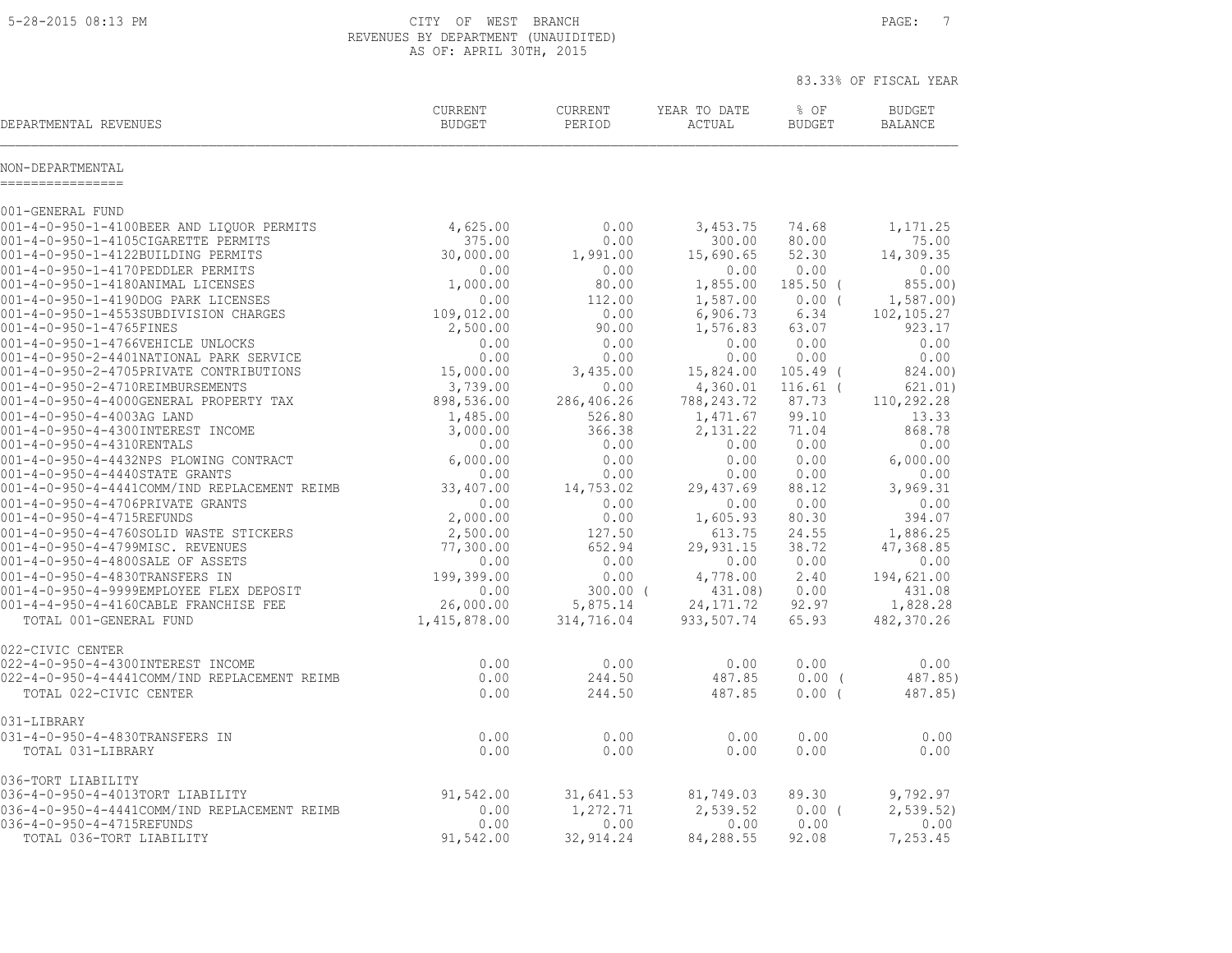CITY OF WEST BRANCH
REVENUES BY DEPARTMENT (UNAUIDITED)
AS OF: APRIL 30TH, 2015

83.33% OF FISCAL YEAR

| DEPARTMENTAL REVENUES | CURRENT BUDGET | CURRENT PERIOD | YEAR TO DATE ACTUAL | % OF BUDGET | BUDGET BALANCE |
|---|---|---|---|---|---|
| **NON-DEPARTMENTAL** | | | | | |
| 001-GENERAL FUND | | | | | |
| 001-4-0-950-1-4100BEER AND LIQUOR PERMITS | 4,625.00 | 0.00 | 3,453.75 | 74.68 | 1,171.25 |
| 001-4-0-950-1-4105CIGARETTE PERMITS | 375.00 | 0.00 | 300.00 | 80.00 | 75.00 |
| 001-4-0-950-1-4122BUILDING PERMITS | 30,000.00 | 1,991.00 | 15,690.65 | 52.30 | 14,309.35 |
| 001-4-0-950-1-4170PEDDLER PERMITS | 0.00 | 0.00 | 0.00 | 0.00 | 0.00 |
| 001-4-0-950-1-4180ANIMAL LICENSES | 1,000.00 | 80.00 | 1,855.00 | 185.50 | ( 855.00) |
| 001-4-0-950-1-4190DOG PARK LICENSES | 0.00 | 112.00 | 1,587.00 | 0.00 | ( 1,587.00) |
| 001-4-0-950-1-4553SUBDIVISION CHARGES | 109,012.00 | 0.00 | 6,906.73 | 6.34 | 102,105.27 |
| 001-4-0-950-1-4765FINES | 2,500.00 | 90.00 | 1,576.83 | 63.07 | 923.17 |
| 001-4-0-950-1-4766VEHICLE UNLOCKS | 0.00 | 0.00 | 0.00 | 0.00 | 0.00 |
| 001-4-0-950-2-4401NATIONAL PARK SERVICE | 0.00 | 0.00 | 0.00 | 0.00 | 0.00 |
| 001-4-0-950-2-4705PRIVATE CONTRIBUTIONS | 15,000.00 | 3,435.00 | 15,824.00 | 105.49 | ( 824.00) |
| 001-4-0-950-2-4710REIMBURSEMENTS | 3,739.00 | 0.00 | 4,360.01 | 116.61 | ( 621.01) |
| 001-4-0-950-4-4000GENERAL PROPERTY TAX | 898,536.00 | 286,406.26 | 788,243.72 | 87.73 | 110,292.28 |
| 001-4-0-950-4-4003AG LAND | 1,485.00 | 526.80 | 1,471.67 | 99.10 | 13.33 |
| 001-4-0-950-4-4300INTEREST INCOME | 3,000.00 | 366.38 | 2,131.22 | 71.04 | 868.78 |
| 001-4-0-950-4-4310RENTALS | 0.00 | 0.00 | 0.00 | 0.00 | 0.00 |
| 001-4-0-950-4-4432NPS PLOWING CONTRACT | 6,000.00 | 0.00 | 0.00 | 0.00 | 6,000.00 |
| 001-4-0-950-4-4440STATE GRANTS | 0.00 | 0.00 | 0.00 | 0.00 | 0.00 |
| 001-4-0-950-4-4441COMM/IND REPLACEMENT REIMB | 33,407.00 | 14,753.02 | 29,437.69 | 88.12 | 3,969.31 |
| 001-4-0-950-4-4706PRIVATE GRANTS | 0.00 | 0.00 | 0.00 | 0.00 | 0.00 |
| 001-4-0-950-4-4715REFUNDS | 2,000.00 | 0.00 | 1,605.93 | 80.30 | 394.07 |
| 001-4-0-950-4-4760SOLID WASTE STICKERS | 2,500.00 | 127.50 | 613.75 | 24.55 | 1,886.25 |
| 001-4-0-950-4-4799MISC. REVENUES | 77,300.00 | 652.94 | 29,931.15 | 38.72 | 47,368.85 |
| 001-4-0-950-4-4800SALE OF ASSETS | 0.00 | 0.00 | 0.00 | 0.00 | 0.00 |
| 001-4-0-950-4-4830TRANSFERS IN | 199,399.00 | 0.00 | 4,778.00 | 2.40 | 194,621.00 |
| 001-4-0-950-4-9999EMPLOYEE FLEX DEPOSIT | 0.00 | 300.00 | ( 431.08) | 0.00 | 431.08 |
| 001-4-4-950-4-4160CABLE FRANCHISE FEE | 26,000.00 | 5,875.14 | 24,171.72 | 92.97 | 1,828.28 |
| TOTAL 001-GENERAL FUND | 1,415,878.00 | 314,716.04 | 933,507.74 | 65.93 | 482,370.26 |
| 022-CIVIC CENTER | | | | | |
| 022-4-0-950-4-4300INTEREST INCOME | 0.00 | 0.00 | 0.00 | 0.00 | 0.00 |
| 022-4-0-950-4-4441COMM/IND REPLACEMENT REIMB | 0.00 | 244.50 | 487.85 | 0.00 | ( 487.85) |
| TOTAL 022-CIVIC CENTER | 0.00 | 244.50 | 487.85 | 0.00 | ( 487.85) |
| 031-LIBRARY | | | | | |
| 031-4-0-950-4-4830TRANSFERS IN | 0.00 | 0.00 | 0.00 | 0.00 | 0.00 |
| TOTAL 031-LIBRARY | 0.00 | 0.00 | 0.00 | 0.00 | 0.00 |
| 036-TORT LIABILITY | | | | | |
| 036-4-0-950-4-4013TORT LIABILITY | 91,542.00 | 31,641.53 | 81,749.03 | 89.30 | 9,792.97 |
| 036-4-0-950-4-4441COMM/IND REPLACEMENT REIMB | 0.00 | 1,272.71 | 2,539.52 | 0.00 | ( 2,539.52) |
| 036-4-0-950-4-4715REFUNDS | 0.00 | 0.00 | 0.00 | 0.00 | 0.00 |
| TOTAL 036-TORT LIABILITY | 91,542.00 | 32,914.24 | 84,288.55 | 92.08 | 7,253.45 |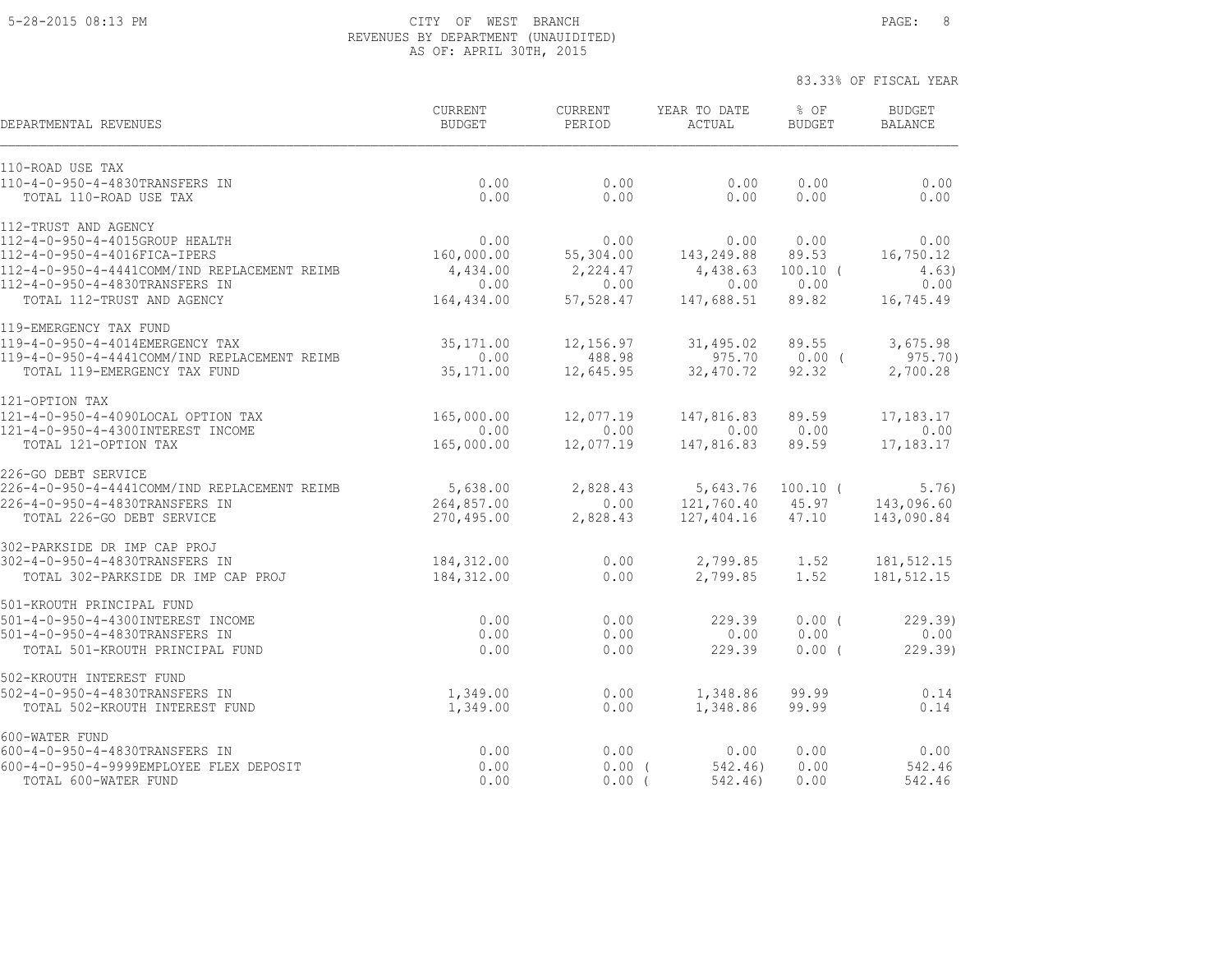CITY OF WEST BRANCH
REVENUES BY DEPARTMENT (UNAUIDITED)
AS OF: APRIL 30TH, 2015

5-28-2015 08:13 PM

83.33% OF FISCAL YEAR

| DEPARTMENTAL REVENUES | CURRENT BUDGET | CURRENT PERIOD | YEAR TO DATE ACTUAL | % OF BUDGET | BUDGET BALANCE |
|---|---|---|---|---|---|
| 110-ROAD USE TAX | | | | | |
| 110-4-0-950-4-4830TRANSFERS IN | 0.00 | 0.00 | 0.00 | 0.00 | 0.00 |
| TOTAL 110-ROAD USE TAX | 0.00 | 0.00 | 0.00 | 0.00 | 0.00 |
| 112-TRUST AND AGENCY | | | | | |
| 112-4-0-950-4-4015GROUP HEALTH | 0.00 | 0.00 | 0.00 | 0.00 | 0.00 |
| 112-4-0-950-4-4016FICA-IPERS | 160,000.00 | 55,304.00 | 143,249.88 | 89.53 | 16,750.12 |
| 112-4-0-950-4-4441COMM/IND REPLACEMENT REIMB | 4,434.00 | 2,224.47 | 4,438.63 | 100.10 | ( 4.63) |
| 112-4-0-950-4-4830TRANSFERS IN | 0.00 | 0.00 | 0.00 | 0.00 | 0.00 |
| TOTAL 112-TRUST AND AGENCY | 164,434.00 | 57,528.47 | 147,688.51 | 89.82 | 16,745.49 |
| 119-EMERGENCY TAX FUND | | | | | |
| 119-4-0-950-4-4014EMERGENCY TAX | 35,171.00 | 12,156.97 | 31,495.02 | 89.55 | 3,675.98 |
| 119-4-0-950-4-4441COMM/IND REPLACEMENT REIMB | 0.00 | 488.98 | 975.70 | 0.00 | ( 975.70) |
| TOTAL 119-EMERGENCY TAX FUND | 35,171.00 | 12,645.95 | 32,470.72 | 92.32 | 2,700.28 |
| 121-OPTION TAX | | | | | |
| 121-4-0-950-4-4090LOCAL OPTION TAX | 165,000.00 | 12,077.19 | 147,816.83 | 89.59 | 17,183.17 |
| 121-4-0-950-4-4300INTEREST INCOME | 0.00 | 0.00 | 0.00 | 0.00 | 0.00 |
| TOTAL 121-OPTION TAX | 165,000.00 | 12,077.19 | 147,816.83 | 89.59 | 17,183.17 |
| 226-GO DEBT SERVICE | | | | | |
| 226-4-0-950-4-4441COMM/IND REPLACEMENT REIMB | 5,638.00 | 2,828.43 | 5,643.76 | 100.10 | ( 5.76) |
| 226-4-0-950-4-4830TRANSFERS IN | 264,857.00 | 0.00 | 121,760.40 | 45.97 | 143,096.60 |
| TOTAL 226-GO DEBT SERVICE | 270,495.00 | 2,828.43 | 127,404.16 | 47.10 | 143,090.84 |
| 302-PARKSIDE DR IMP CAP PROJ | | | | | |
| 302-4-0-950-4-4830TRANSFERS IN | 184,312.00 | 0.00 | 2,799.85 | 1.52 | 181,512.15 |
| TOTAL 302-PARKSIDE DR IMP CAP PROJ | 184,312.00 | 0.00 | 2,799.85 | 1.52 | 181,512.15 |
| 501-KROUTH PRINCIPAL FUND | | | | | |
| 501-4-0-950-4-4300INTEREST INCOME | 0.00 | 0.00 | 229.39 | 0.00 | ( 229.39) |
| 501-4-0-950-4-4830TRANSFERS IN | 0.00 | 0.00 | 0.00 | 0.00 | 0.00 |
| TOTAL 501-KROUTH PRINCIPAL FUND | 0.00 | 0.00 | 229.39 | 0.00 | ( 229.39) |
| 502-KROUTH INTEREST FUND | | | | | |
| 502-4-0-950-4-4830TRANSFERS IN | 1,349.00 | 0.00 | 1,348.86 | 99.99 | 0.14 |
| TOTAL 502-KROUTH INTEREST FUND | 1,349.00 | 0.00 | 1,348.86 | 99.99 | 0.14 |
| 600-WATER FUND | | | | | |
| 600-4-0-950-4-4830TRANSFERS IN | 0.00 | 0.00 | 0.00 | 0.00 | 0.00 |
| 600-4-0-950-4-9999EMPLOYEE FLEX DEPOSIT | 0.00 | 0.00 | ( 542.46) | 0.00 | 542.46 |
| TOTAL 600-WATER FUND | 0.00 | 0.00 | ( 542.46) | 0.00 | 542.46 |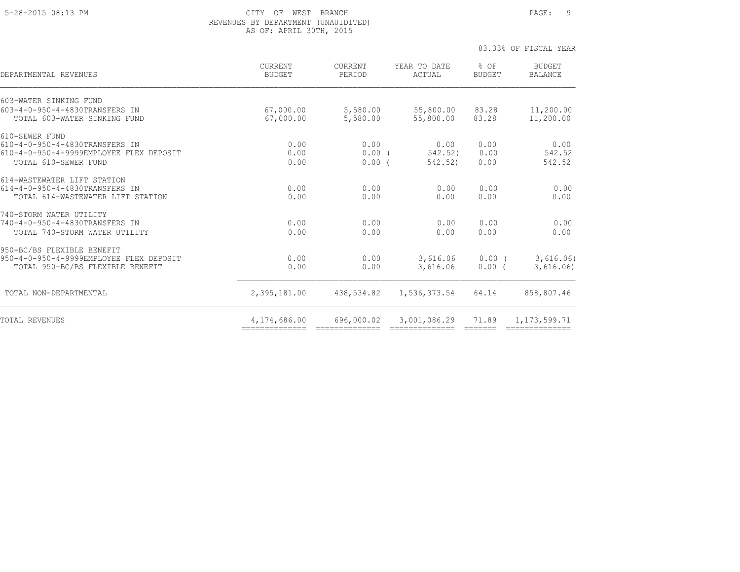CITY OF WEST BRANCH
REVENUES BY DEPARTMENT (UNAUIDITED)
AS OF: APRIL 30TH, 2015

83.33% OF FISCAL YEAR

| DEPARTMENTAL REVENUES | CURRENT BUDGET | CURRENT PERIOD | YEAR TO DATE ACTUAL | % OF BUDGET | BUDGET BALANCE |
|---|---|---|---|---|---|
| 603-WATER SINKING FUND | | | | | |
| 603-4-0-950-4-4830TRANSFERS IN | 67,000.00 | 5,580.00 | 55,800.00 | 83.28 | 11,200.00 |
| TOTAL 603-WATER SINKING FUND | 67,000.00 | 5,580.00 | 55,800.00 | 83.28 | 11,200.00 |
| 610-SEWER FUND | | | | | |
| 610-4-0-950-4-4830TRANSFERS IN | 0.00 | 0.00 | 0.00 | 0.00 | 0.00 |
| 610-4-0-950-4-9999EMPLOYEE FLEX DEPOSIT | 0.00 | 0.00 | ( 542.52) | 0.00 | 542.52 |
| TOTAL 610-SEWER FUND | 0.00 | 0.00 | ( 542.52) | 0.00 | 542.52 |
| 614-WASTEWATER LIFT STATION | | | | | |
| 614-4-0-950-4-4830TRANSFERS IN | 0.00 | 0.00 | 0.00 | 0.00 | 0.00 |
| TOTAL 614-WASTEWATER LIFT STATION | 0.00 | 0.00 | 0.00 | 0.00 | 0.00 |
| 740-STORM WATER UTILITY | | | | | |
| 740-4-0-950-4-4830TRANSFERS IN | 0.00 | 0.00 | 0.00 | 0.00 | 0.00 |
| TOTAL 740-STORM WATER UTILITY | 0.00 | 0.00 | 0.00 | 0.00 | 0.00 |
| 950-BC/BS FLEXIBLE BENEFIT | | | | | |
| 950-4-0-950-4-9999EMPLOYEE FLEX DEPOSIT | 0.00 | 0.00 | 3,616.06 | 0.00 | ( 3,616.06) |
| TOTAL 950-BC/BS FLEXIBLE BENEFIT | 0.00 | 0.00 | 3,616.06 | 0.00 | ( 3,616.06) |
| TOTAL NON-DEPARTMENTAL | 2,395,181.00 | 438,534.82 | 1,536,373.54 | 64.14 | 858,807.46 |
| TOTAL REVENUES | 4,174,686.00 | 696,000.02 | 3,001,086.29 | 71.89 | 1,173,599.71 |